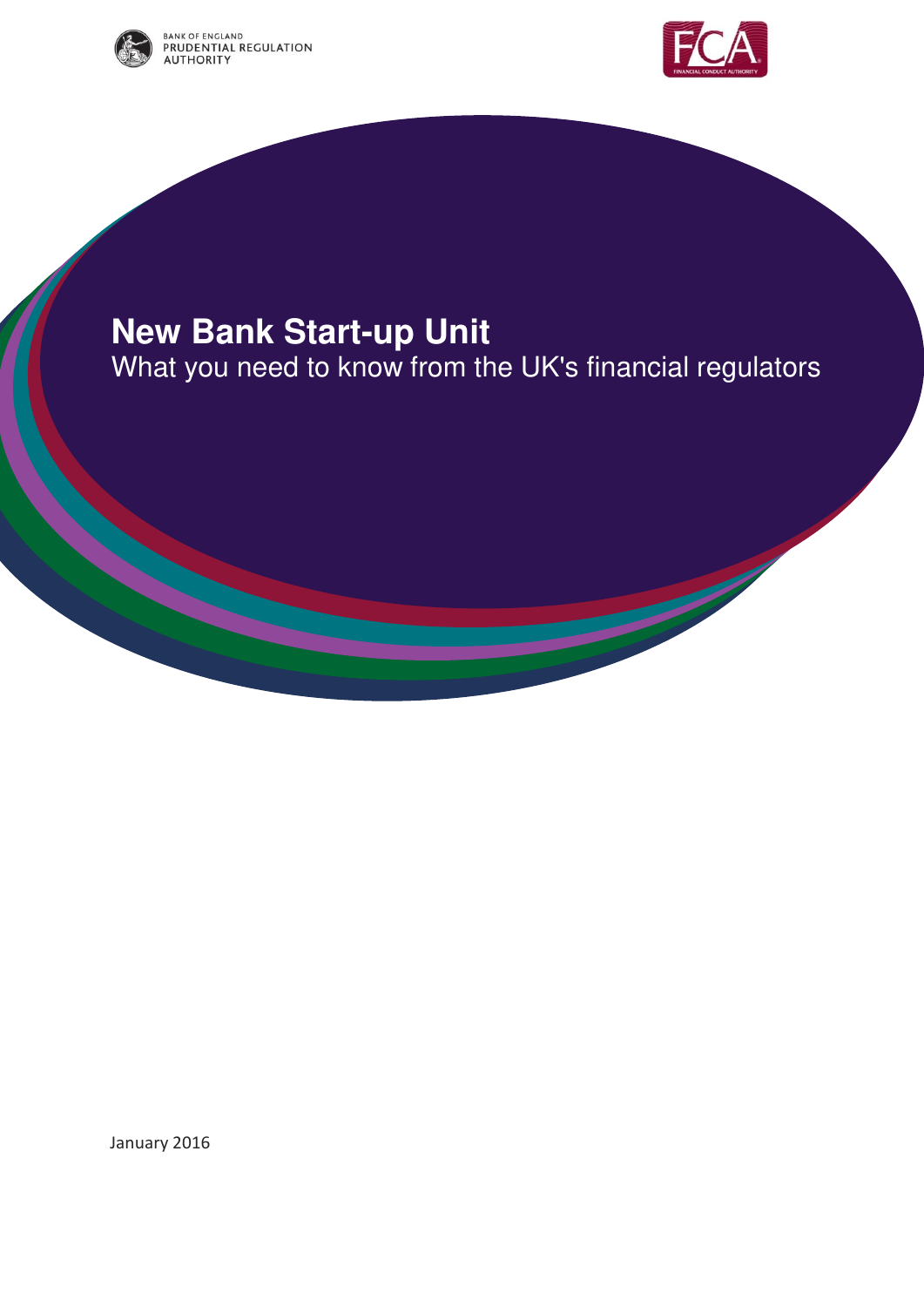BANK OF ENGLAND
PRUDENTIAL REGULATION AUTHORITY

FCA
FINANCIAL CONDUCT AUTHORITY

# New Bank Start-up Unit

What you need to know from the UK's financial regulators

January 2016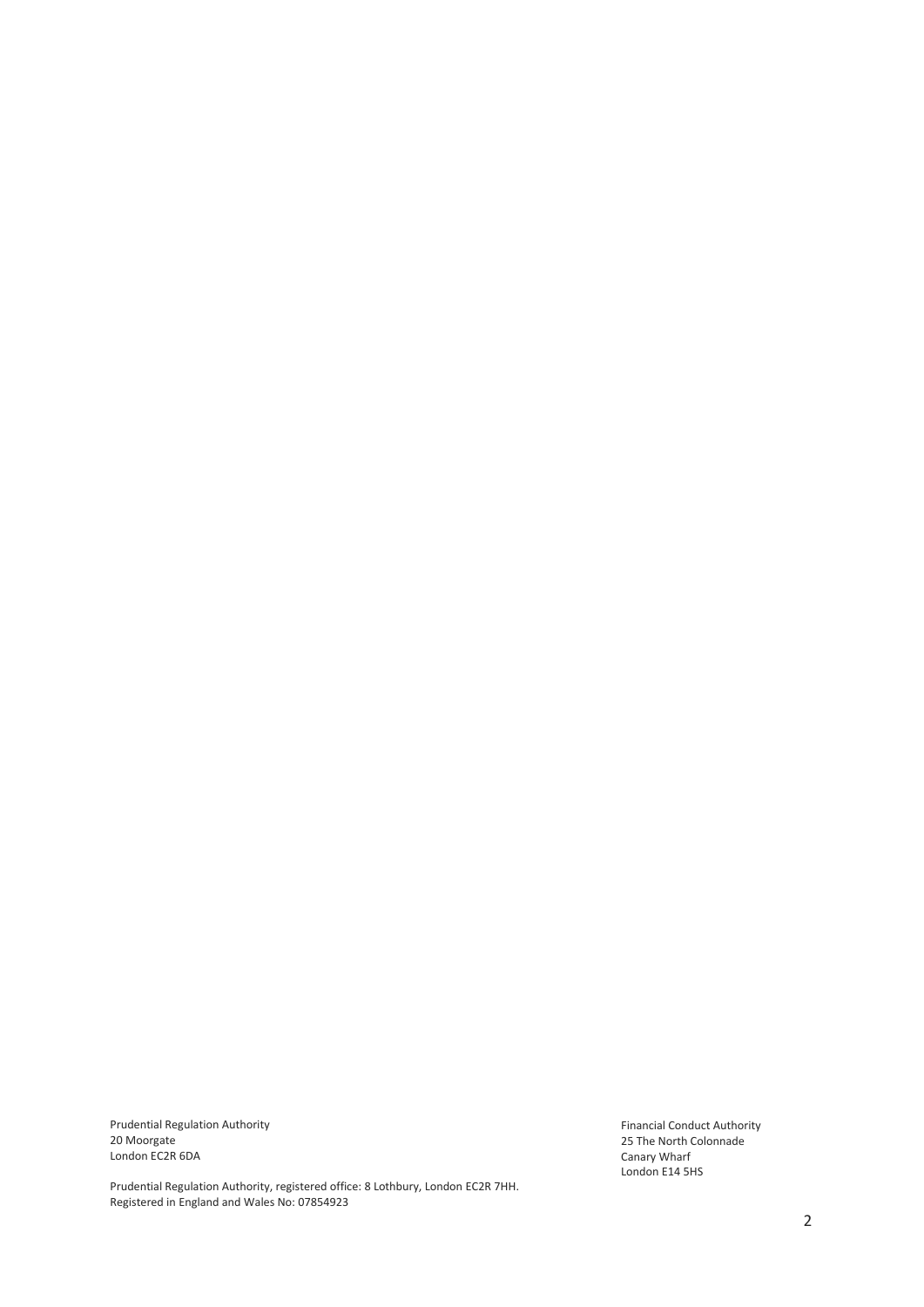Prudential Regulation Authority
20 Moorgate
London EC2R 6DA

Prudential Regulation Authority, registered office: 8 Lothbury, London EC2R 7HH.
Registered in England and Wales No: 07854923

Financial Conduct Authority
25 The North Colonnade
Canary Wharf
London E14 5HS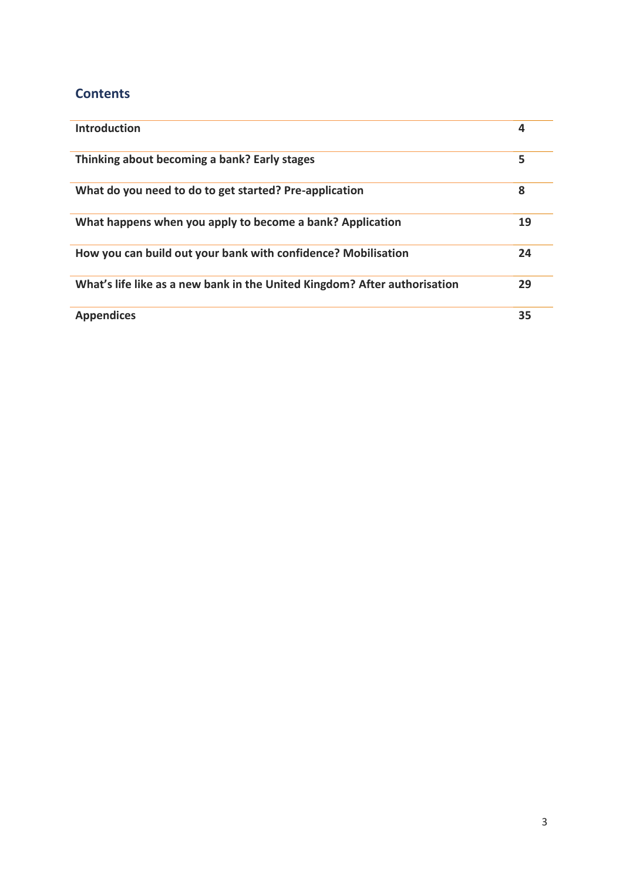## Contents

| | |
|---|---|
| **Introduction** | **4** |
| **Thinking about becoming a bank? Early stages** | **5** |
| **What do you need to do to get started? Pre-application** | **8** |
| **What happens when you apply to become a bank? Application** | **19** |
| **How you can build out your bank with confidence? Mobilisation** | **24** |
| **What's life like as a new bank in the United Kingdom? After authorisation** | **29** |
| **Appendices** | **35** |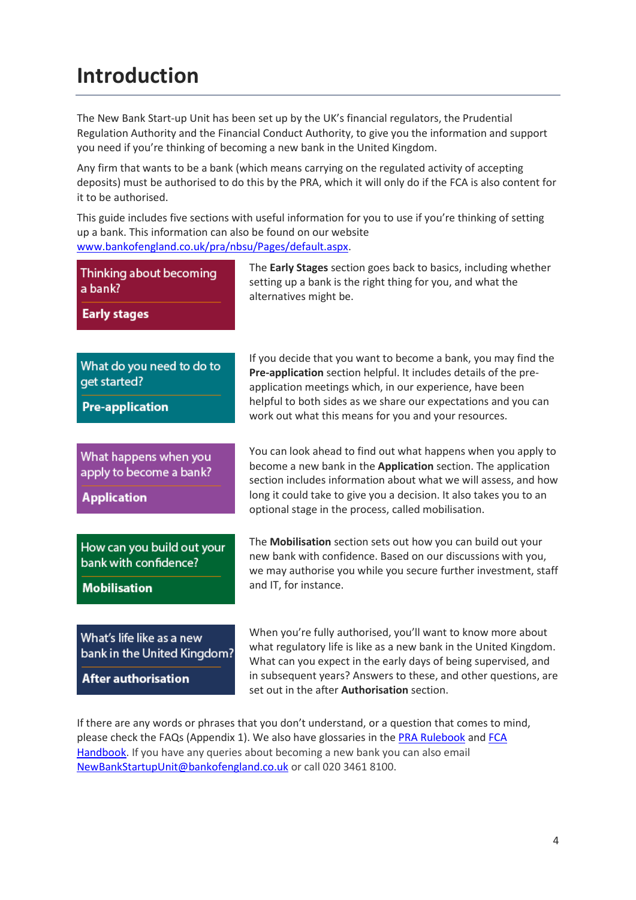# Introduction

The New Bank Start-up Unit has been set up by the UK's financial regulators, the Prudential Regulation Authority and the Financial Conduct Authority, to give you the information and support you need if you're thinking of becoming a new bank in the United Kingdom.

Any firm that wants to be a bank (which means carrying on the regulated activity of accepting deposits) must be authorised to do this by the PRA, which it will only do if the FCA is also content for it to be authorised.

This guide includes five sections with useful information for you to use if you're thinking of setting up a bank. This information can also be found on our website www.bankofengland.co.uk/pra/nbsu/Pages/default.aspx.

**Thinking about becoming a bank?**
**Early stages**

The **Early Stages** section goes back to basics, including whether setting up a bank is the right thing for you, and what the alternatives might be.

**What do you need to do to get started?**
**Pre-application**

If you decide that you want to become a bank, you may find the **Pre-application** section helpful. It includes details of the pre-application meetings which, in our experience, have been helpful to both sides as we share our expectations and you can work out what this means for you and your resources.

**What happens when you apply to become a bank?**
**Application**

You can look ahead to find out what happens when you apply to become a new bank in the **Application** section. The application section includes information about what we will assess, and how long it could take to give you a decision. It also takes you to an optional stage in the process, called mobilisation.

**How can you build out your bank with confidence?**
**Mobilisation**

The **Mobilisation** section sets out how you can build out your new bank with confidence. Based on our discussions with you, we may authorise you while you secure further investment, staff and IT, for instance.

**What's life like as a new bank in the United Kingdom?**
**After authorisation**

When you're fully authorised, you'll want to know more about what regulatory life is like as a new bank in the United Kingdom. What can you expect in the early days of being supervised, and in subsequent years? Answers to these, and other questions, are set out in the after **Authorisation** section.

If there are any words or phrases that you don't understand, or a question that comes to mind, please check the FAQs (Appendix 1). We also have glossaries in the PRA Rulebook and FCA Handbook. If you have any queries about becoming a new bank you can also email NewBankStartupUnit@bankofengland.co.uk or call 020 3461 8100.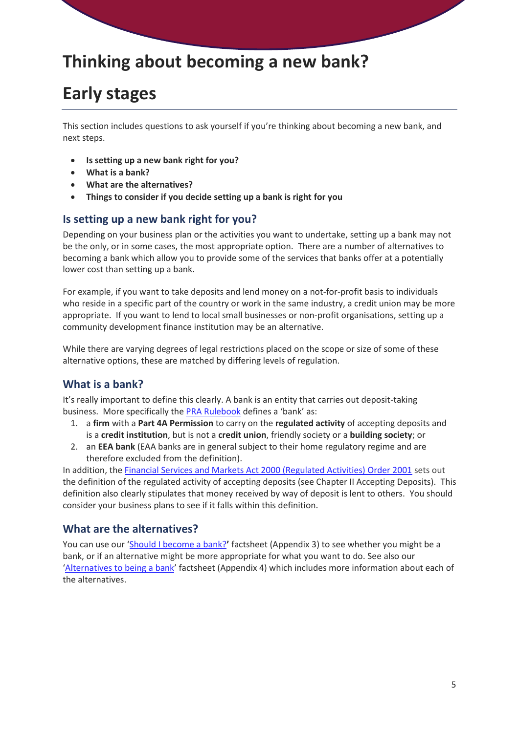# Thinking about becoming a new bank?

# Early stages

This section includes questions to ask yourself if you're thinking about becoming a new bank, and next steps.

- **Is setting up a new bank right for you?**
- **What is a bank?**
- **What are the alternatives?**
- **Things to consider if you decide setting up a bank is right for you**

## Is setting up a new bank right for you?

Depending on your business plan or the activities you want to undertake, setting up a bank may not be the only, or in some cases, the most appropriate option. There are a number of alternatives to becoming a bank which allow you to provide some of the services that banks offer at a potentially lower cost than setting up a bank.

For example, if you want to take deposits and lend money on a not-for-profit basis to individuals who reside in a specific part of the country or work in the same industry, a credit union may be more appropriate. If you want to lend to local small businesses or non-profit organisations, setting up a community development finance institution may be an alternative.

While there are varying degrees of legal restrictions placed on the scope or size of some of these alternative options, these are matched by differing levels of regulation.

## What is a bank?

It's really important to define this clearly. A bank is an entity that carries out deposit-taking business. More specifically the PRA Rulebook defines a 'bank' as:

1. a **firm** with a **Part 4A Permission** to carry on the **regulated activity** of accepting deposits and is a **credit institution**, but is not a **credit union**, friendly society or a **building society**; or
2. an **EEA bank** (EAA banks are in general subject to their home regulatory regime and are therefore excluded from the definition).

In addition, the Financial Services and Markets Act 2000 (Regulated Activities) Order 2001 sets out the definition of the regulated activity of accepting deposits (see Chapter II Accepting Deposits). This definition also clearly stipulates that money received by way of deposit is lent to others. You should consider your business plans to see if it falls within this definition.

## What are the alternatives?

You can use our 'Should I become a bank?**'** factsheet (Appendix 3) to see whether you might be a bank, or if an alternative might be more appropriate for what you want to do. See also our 'Alternatives to being a bank' factsheet (Appendix 4) which includes more information about each of the alternatives.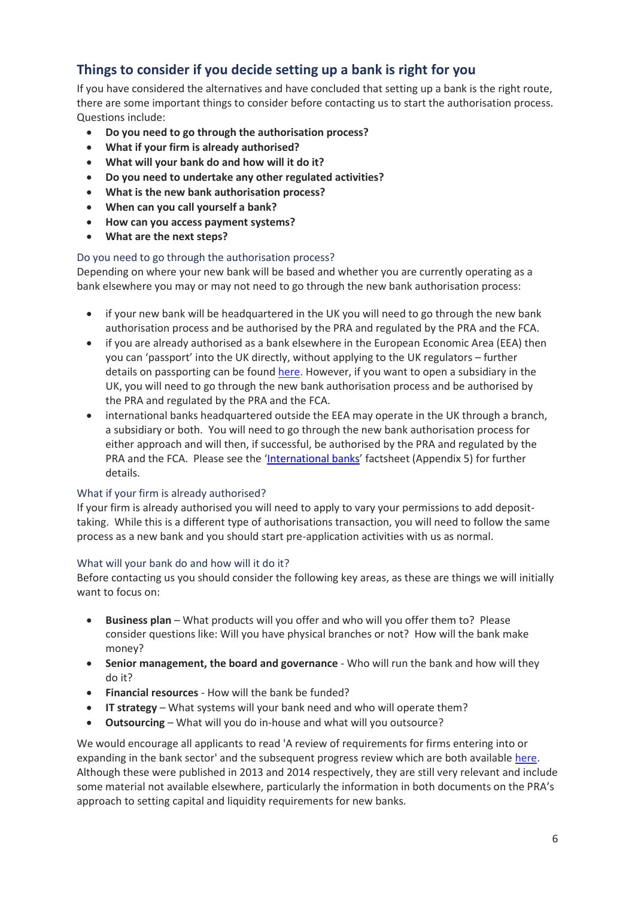## Things to consider if you decide setting up a bank is right for you

If you have considered the alternatives and have concluded that setting up a bank is the right route, there are some important things to consider before contacting us to start the authorisation process. Questions include:

- **Do you need to go through the authorisation process?**
- **What if your firm is already authorised?**
- **What will your bank do and how will it do it?**
- **Do you need to undertake any other regulated activities?**
- **What is the new bank authorisation process?**
- **When can you call yourself a bank?**
- **How can you access payment systems?**
- **What are the next steps?**

### Do you need to go through the authorisation process?

Depending on where your new bank will be based and whether you are currently operating as a bank elsewhere you may or may not need to go through the new bank authorisation process:

- if your new bank will be headquartered in the UK you will need to go through the new bank authorisation process and be authorised by the PRA and regulated by the PRA and the FCA.
- if you are already authorised as a bank elsewhere in the European Economic Area (EEA) then you can 'passport' into the UK directly, without applying to the UK regulators – further details on passporting can be found here. However, if you want to open a subsidiary in the UK, you will need to go through the new bank authorisation process and be authorised by the PRA and regulated by the PRA and the FCA.
- international banks headquartered outside the EEA may operate in the UK through a branch, a subsidiary or both. You will need to go through the new bank authorisation process for either approach and will then, if successful, be authorised by the PRA and regulated by the PRA and the FCA. Please see the 'International banks' factsheet (Appendix 5) for further details.

### What if your firm is already authorised?

If your firm is already authorised you will need to apply to vary your permissions to add deposit-taking. While this is a different type of authorisations transaction, you will need to follow the same process as a new bank and you should start pre-application activities with us as normal.

### What will your bank do and how will it do it?

Before contacting us you should consider the following key areas, as these are things we will initially want to focus on:

- **Business plan** – What products will you offer and who will you offer them to? Please consider questions like: Will you have physical branches or not? How will the bank make money?
- **Senior management, the board and governance** - Who will run the bank and how will they do it?
- **Financial resources** - How will the bank be funded?
- **IT strategy** – What systems will your bank need and who will operate them?
- **Outsourcing** – What will you do in-house and what will you outsource?

We would encourage all applicants to read 'A review of requirements for firms entering into or expanding in the bank sector' and the subsequent progress review which are both available here. Although these were published in 2013 and 2014 respectively, they are still very relevant and include some material not available elsewhere, particularly the information in both documents on the PRA's approach to setting capital and liquidity requirements for new banks.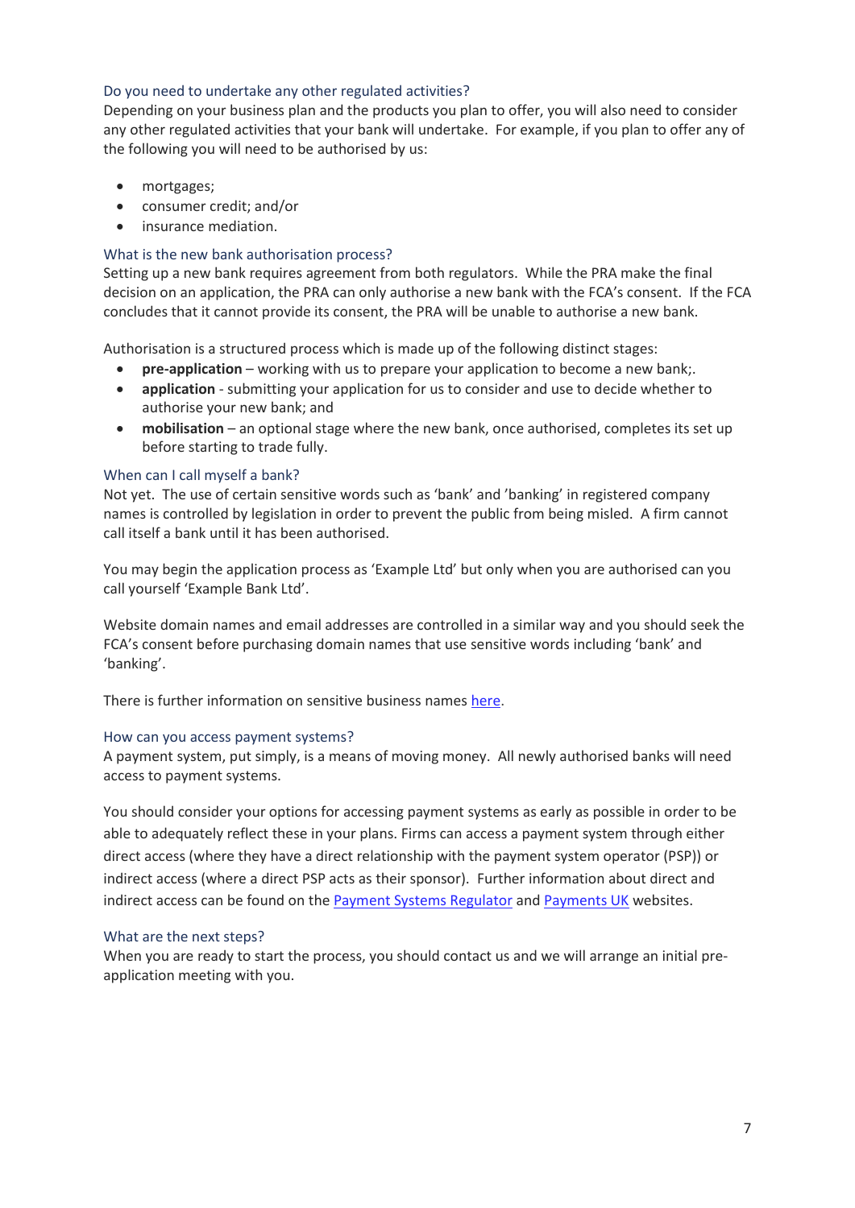### Do you need to undertake any other regulated activities?

Depending on your business plan and the products you plan to offer, you will also need to consider any other regulated activities that your bank will undertake. For example, if you plan to offer any of the following you will need to be authorised by us:

- mortgages;
- consumer credit; and/or
- insurance mediation.

### What is the new bank authorisation process?

Setting up a new bank requires agreement from both regulators. While the PRA make the final decision on an application, the PRA can only authorise a new bank with the FCA's consent. If the FCA concludes that it cannot provide its consent, the PRA will be unable to authorise a new bank.

Authorisation is a structured process which is made up of the following distinct stages:

- **pre-application** – working with us to prepare your application to become a new bank;.
- **application** - submitting your application for us to consider and use to decide whether to authorise your new bank; and
- **mobilisation** – an optional stage where the new bank, once authorised, completes its set up before starting to trade fully.

### When can I call myself a bank?

Not yet. The use of certain sensitive words such as 'bank' and 'banking' in registered company names is controlled by legislation in order to prevent the public from being misled. A firm cannot call itself a bank until it has been authorised.

You may begin the application process as 'Example Ltd' but only when you are authorised can you call yourself 'Example Bank Ltd'.

Website domain names and email addresses are controlled in a similar way and you should seek the FCA's consent before purchasing domain names that use sensitive words including 'bank' and 'banking'.

There is further information on sensitive business names here.

### How can you access payment systems?

A payment system, put simply, is a means of moving money. All newly authorised banks will need access to payment systems.

You should consider your options for accessing payment systems as early as possible in order to be able to adequately reflect these in your plans. Firms can access a payment system through either direct access (where they have a direct relationship with the payment system operator (PSP)) or indirect access (where a direct PSP acts as their sponsor). Further information about direct and indirect access can be found on the Payment Systems Regulator and Payments UK websites.

### What are the next steps?

When you are ready to start the process, you should contact us and we will arrange an initial pre-application meeting with you.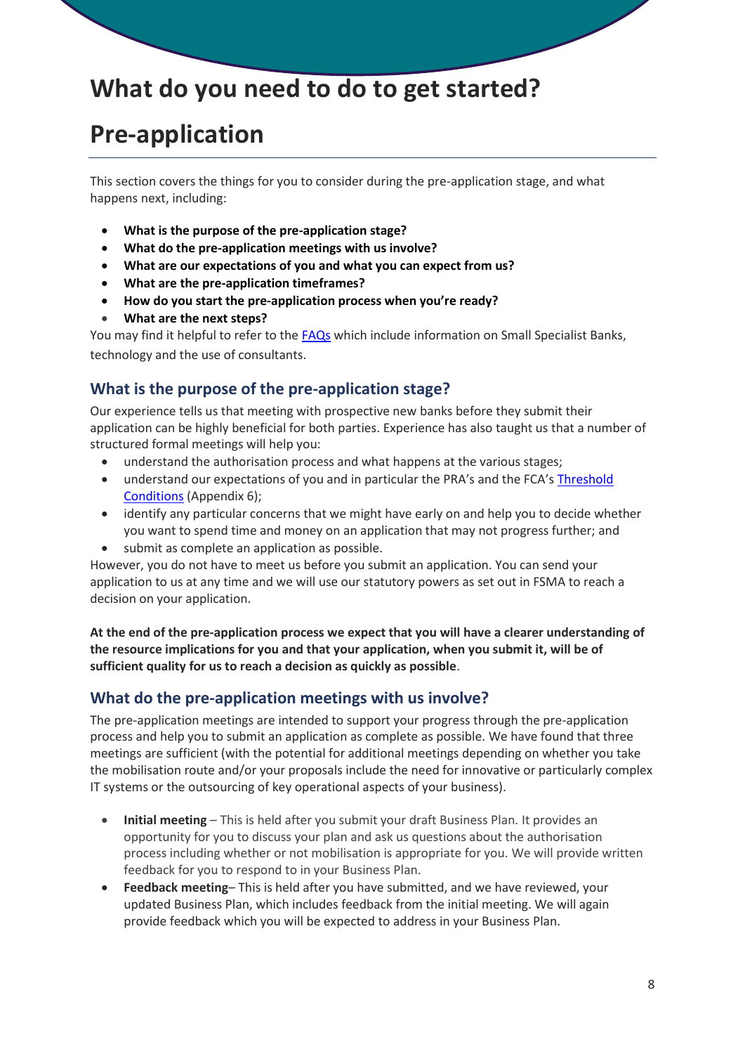# What do you need to do to get started?

# Pre-application

This section covers the things for you to consider during the pre-application stage, and what happens next, including:

- **What is the purpose of the pre-application stage?**
- **What do the pre-application meetings with us involve?**
- **What are our expectations of you and what you can expect from us?**
- **What are the pre-application timeframes?**
- **How do you start the pre-application process when you're ready?**
- **What are the next steps?**

You may find it helpful to refer to the FAQs which include information on Small Specialist Banks, technology and the use of consultants.

## What is the purpose of the pre-application stage?

Our experience tells us that meeting with prospective new banks before they submit their application can be highly beneficial for both parties. Experience has also taught us that a number of structured formal meetings will help you:

- understand the authorisation process and what happens at the various stages;
- understand our expectations of you and in particular the PRA's and the FCA's Threshold Conditions (Appendix 6);
- identify any particular concerns that we might have early on and help you to decide whether you want to spend time and money on an application that may not progress further; and
- submit as complete an application as possible.

However, you do not have to meet us before you submit an application. You can send your application to us at any time and we will use our statutory powers as set out in FSMA to reach a decision on your application.

**At the end of the pre-application process we expect that you will have a clearer understanding of the resource implications for you and that your application, when you submit it, will be of sufficient quality for us to reach a decision as quickly as possible**.

## What do the pre-application meetings with us involve?

The pre-application meetings are intended to support your progress through the pre-application process and help you to submit an application as complete as possible. We have found that three meetings are sufficient (with the potential for additional meetings depending on whether you take the mobilisation route and/or your proposals include the need for innovative or particularly complex IT systems or the outsourcing of key operational aspects of your business).

- **Initial meeting** – This is held after you submit your draft Business Plan. It provides an opportunity for you to discuss your plan and ask us questions about the authorisation process including whether or not mobilisation is appropriate for you. We will provide written feedback for you to respond to in your Business Plan.
- **Feedback meeting**– This is held after you have submitted, and we have reviewed, your updated Business Plan, which includes feedback from the initial meeting. We will again provide feedback which you will be expected to address in your Business Plan.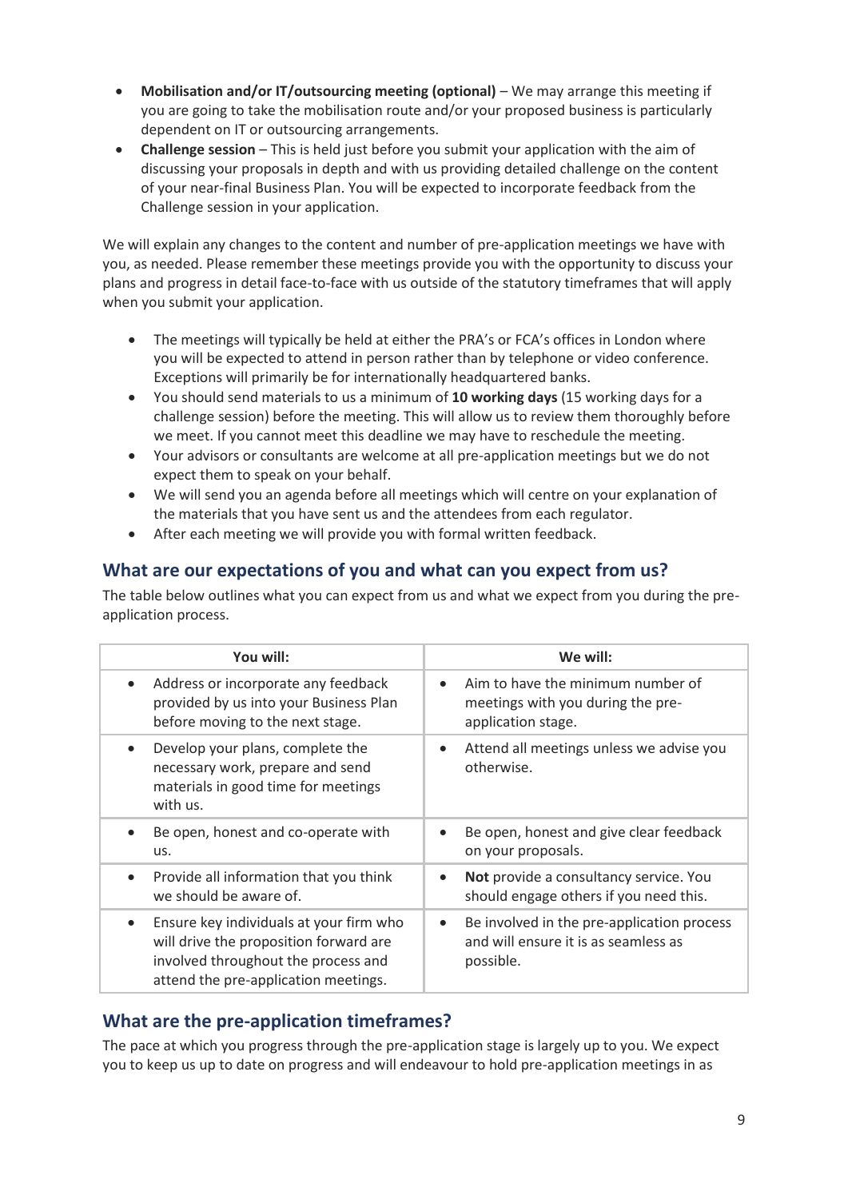- **Mobilisation and/or IT/outsourcing meeting (optional)** – We may arrange this meeting if you are going to take the mobilisation route and/or your proposed business is particularly dependent on IT or outsourcing arrangements.
- **Challenge session** – This is held just before you submit your application with the aim of discussing your proposals in depth and with us providing detailed challenge on the content of your near-final Business Plan. You will be expected to incorporate feedback from the Challenge session in your application.

We will explain any changes to the content and number of pre-application meetings we have with you, as needed. Please remember these meetings provide you with the opportunity to discuss your plans and progress in detail face-to-face with us outside of the statutory timeframes that will apply when you submit your application.

- The meetings will typically be held at either the PRA's or FCA's offices in London where you will be expected to attend in person rather than by telephone or video conference. Exceptions will primarily be for internationally headquartered banks.
- You should send materials to us a minimum of **10 working days** (15 working days for a challenge session) before the meeting. This will allow us to review them thoroughly before we meet. If you cannot meet this deadline we may have to reschedule the meeting.
- Your advisors or consultants are welcome at all pre-application meetings but we do not expect them to speak on your behalf.
- We will send you an agenda before all meetings which will centre on your explanation of the materials that you have sent us and the attendees from each regulator.
- After each meeting we will provide you with formal written feedback.

## What are our expectations of you and what can you expect from us?

The table below outlines what you can expect from us and what we expect from you during the pre-application process.

| You will: | We will: |
|---|---|
| • Address or incorporate any feedback provided by us into your Business Plan before moving to the next stage. | • Aim to have the minimum number of meetings with you during the pre-application stage. |
| • Develop your plans, complete the necessary work, prepare and send materials in good time for meetings with us. | • Attend all meetings unless we advise you otherwise. |
| • Be open, honest and co-operate with us. | • Be open, honest and give clear feedback on your proposals. |
| • Provide all information that you think we should be aware of. | • **Not** provide a consultancy service. You should engage others if you need this. |
| • Ensure key individuals at your firm who will drive the proposition forward are involved throughout the process and attend the pre-application meetings. | • Be involved in the pre-application process and will ensure it is as seamless as possible. |

## What are the pre-application timeframes?

The pace at which you progress through the pre-application stage is largely up to you. We expect you to keep us up to date on progress and will endeavour to hold pre-application meetings in as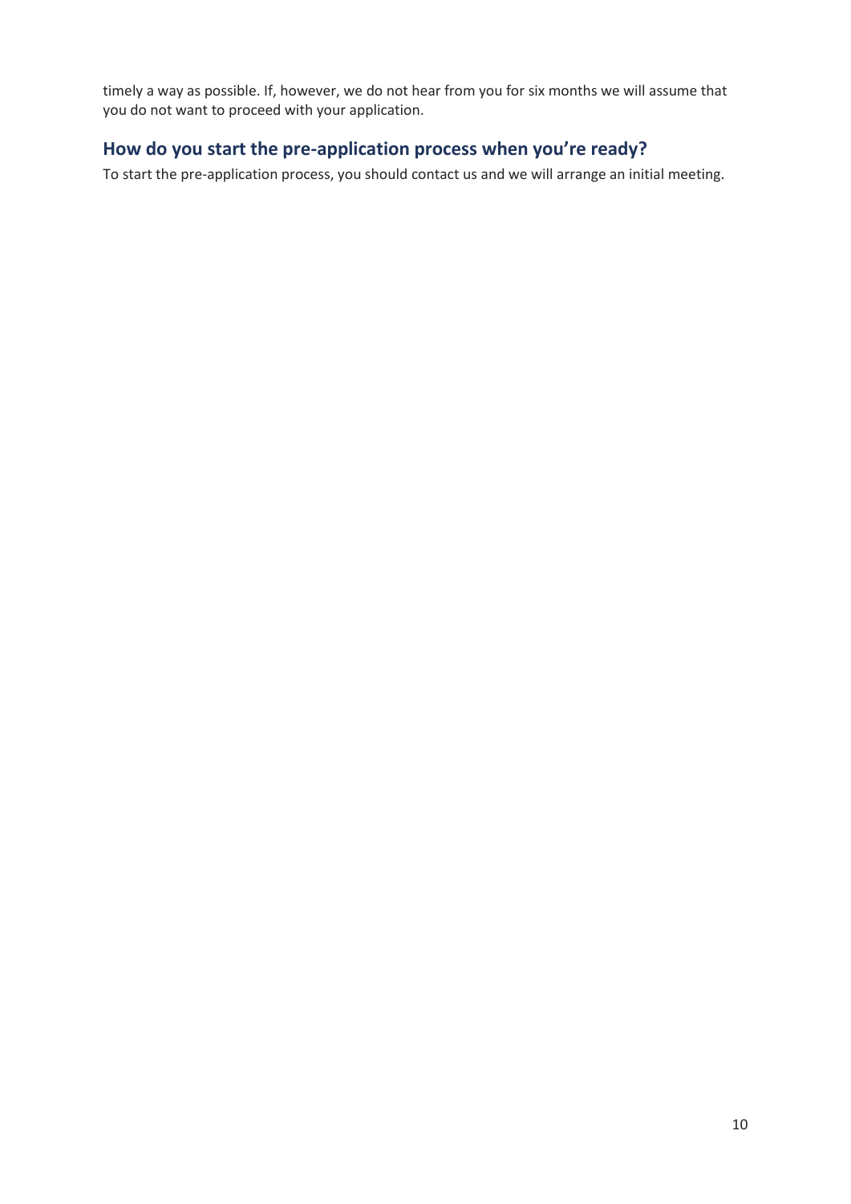timely a way as possible. If, however, we do not hear from you for six months we will assume that you do not want to proceed with your application.

## How do you start the pre-application process when you're ready?

To start the pre-application process, you should contact us and we will arrange an initial meeting.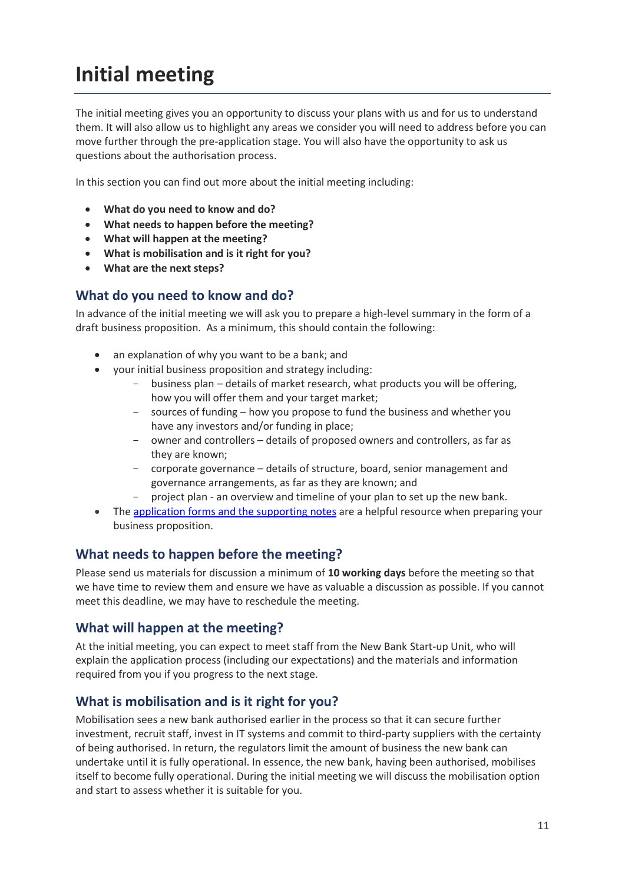# Initial meeting

The initial meeting gives you an opportunity to discuss your plans with us and for us to understand them. It will also allow us to highlight any areas we consider you will need to address before you can move further through the pre-application stage. You will also have the opportunity to ask us questions about the authorisation process.

In this section you can find out more about the initial meeting including:

- **What do you need to know and do?**
- **What needs to happen before the meeting?**
- **What will happen at the meeting?**
- **What is mobilisation and is it right for you?**
- **What are the next steps?**

## What do you need to know and do?

In advance of the initial meeting we will ask you to prepare a high-level summary in the form of a draft business proposition. As a minimum, this should contain the following:

- an explanation of why you want to be a bank; and
- your initial business proposition and strategy including:
  - business plan – details of market research, what products you will be offering, how you will offer them and your target market;
  - sources of funding – how you propose to fund the business and whether you have any investors and/or funding in place;
  - owner and controllers – details of proposed owners and controllers, as far as they are known;
  - corporate governance – details of structure, board, senior management and governance arrangements, as far as they are known; and
  - project plan - an overview and timeline of your plan to set up the new bank.
- The application forms and the supporting notes are a helpful resource when preparing your business proposition.

## What needs to happen before the meeting?

Please send us materials for discussion a minimum of **10 working days** before the meeting so that we have time to review them and ensure we have as valuable a discussion as possible. If you cannot meet this deadline, we may have to reschedule the meeting.

## What will happen at the meeting?

At the initial meeting, you can expect to meet staff from the New Bank Start-up Unit, who will explain the application process (including our expectations) and the materials and information required from you if you progress to the next stage.

## What is mobilisation and is it right for you?

Mobilisation sees a new bank authorised earlier in the process so that it can secure further investment, recruit staff, invest in IT systems and commit to third-party suppliers with the certainty of being authorised. In return, the regulators limit the amount of business the new bank can undertake until it is fully operational. In essence, the new bank, having been authorised, mobilises itself to become fully operational. During the initial meeting we will discuss the mobilisation option and start to assess whether it is suitable for you.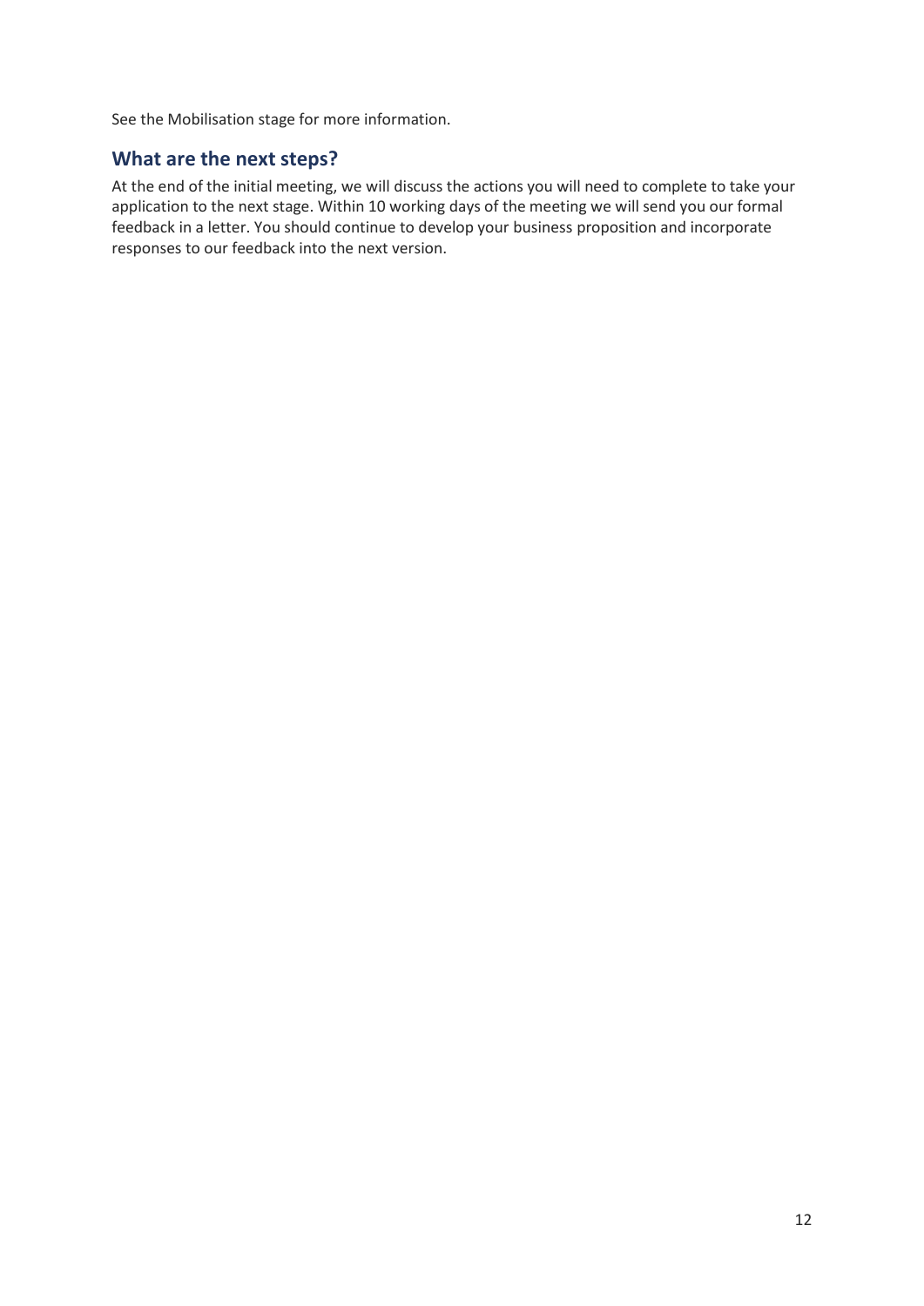See the Mobilisation stage for more information.

## What are the next steps?

At the end of the initial meeting, we will discuss the actions you will need to complete to take your application to the next stage. Within 10 working days of the meeting we will send you our formal feedback in a letter. You should continue to develop your business proposition and incorporate responses to our feedback into the next version.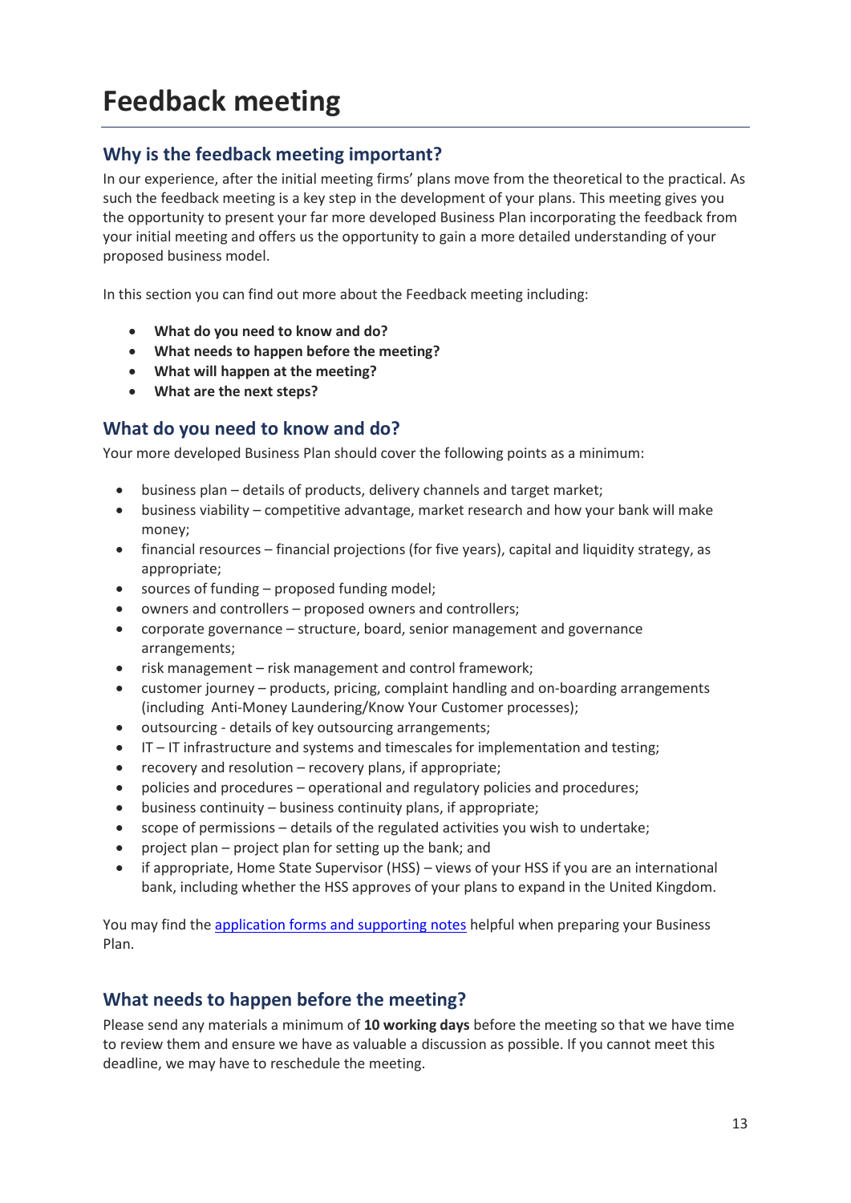# Feedback meeting

## Why is the feedback meeting important?

In our experience, after the initial meeting firms' plans move from the theoretical to the practical. As such the feedback meeting is a key step in the development of your plans. This meeting gives you the opportunity to present your far more developed Business Plan incorporating the feedback from your initial meeting and offers us the opportunity to gain a more detailed understanding of your proposed business model.

In this section you can find out more about the Feedback meeting including:

- **What do you need to know and do?**
- **What needs to happen before the meeting?**
- **What will happen at the meeting?**
- **What are the next steps?**

## What do you need to know and do?

Your more developed Business Plan should cover the following points as a minimum:

- business plan – details of products, delivery channels and target market;
- business viability – competitive advantage, market research and how your bank will make money;
- financial resources – financial projections (for five years), capital and liquidity strategy, as appropriate;
- sources of funding – proposed funding model;
- owners and controllers – proposed owners and controllers;
- corporate governance – structure, board, senior management and governance arrangements;
- risk management – risk management and control framework;
- customer journey – products, pricing, complaint handling and on-boarding arrangements (including Anti-Money Laundering/Know Your Customer processes);
- outsourcing - details of key outsourcing arrangements;
- IT – IT infrastructure and systems and timescales for implementation and testing;
- recovery and resolution – recovery plans, if appropriate;
- policies and procedures – operational and regulatory policies and procedures;
- business continuity – business continuity plans, if appropriate;
- scope of permissions – details of the regulated activities you wish to undertake;
- project plan – project plan for setting up the bank; and
- if appropriate, Home State Supervisor (HSS) – views of your HSS if you are an international bank, including whether the HSS approves of your plans to expand in the United Kingdom.

You may find the application forms and supporting notes helpful when preparing your Business Plan.

## What needs to happen before the meeting?

Please send any materials a minimum of **10 working days** before the meeting so that we have time to review them and ensure we have as valuable a discussion as possible. If you cannot meet this deadline, we may have to reschedule the meeting.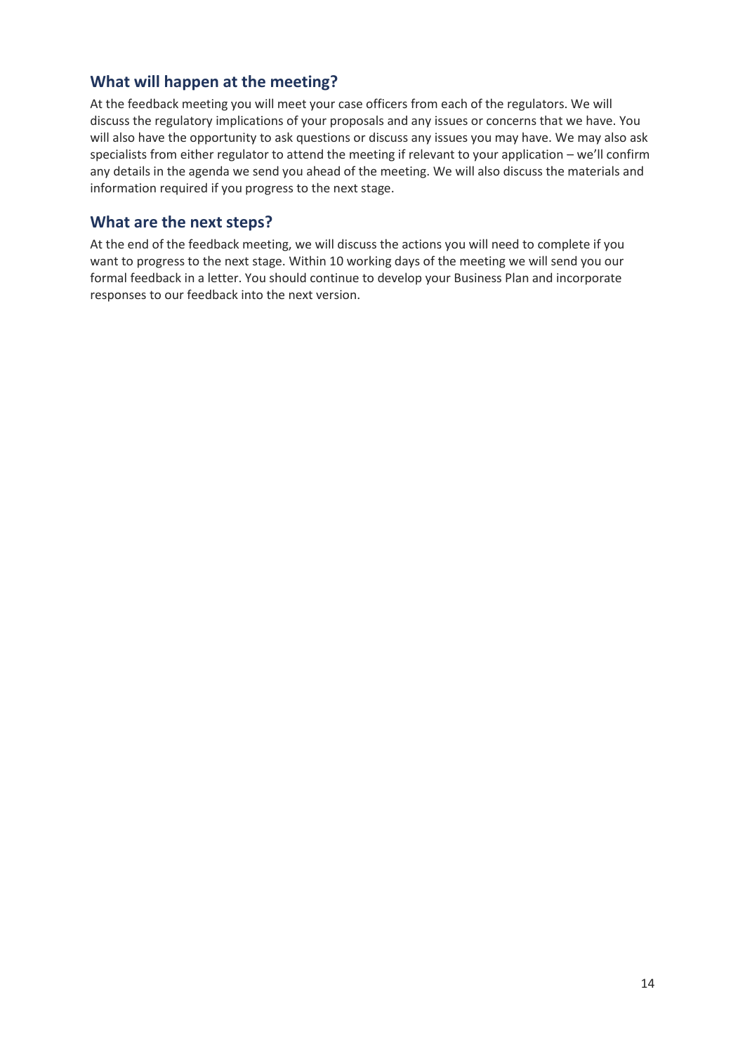## What will happen at the meeting?

At the feedback meeting you will meet your case officers from each of the regulators. We will discuss the regulatory implications of your proposals and any issues or concerns that we have. You will also have the opportunity to ask questions or discuss any issues you may have. We may also ask specialists from either regulator to attend the meeting if relevant to your application – we'll confirm any details in the agenda we send you ahead of the meeting. We will also discuss the materials and information required if you progress to the next stage.

## What are the next steps?

At the end of the feedback meeting, we will discuss the actions you will need to complete if you want to progress to the next stage. Within 10 working days of the meeting we will send you our formal feedback in a letter. You should continue to develop your Business Plan and incorporate responses to our feedback into the next version.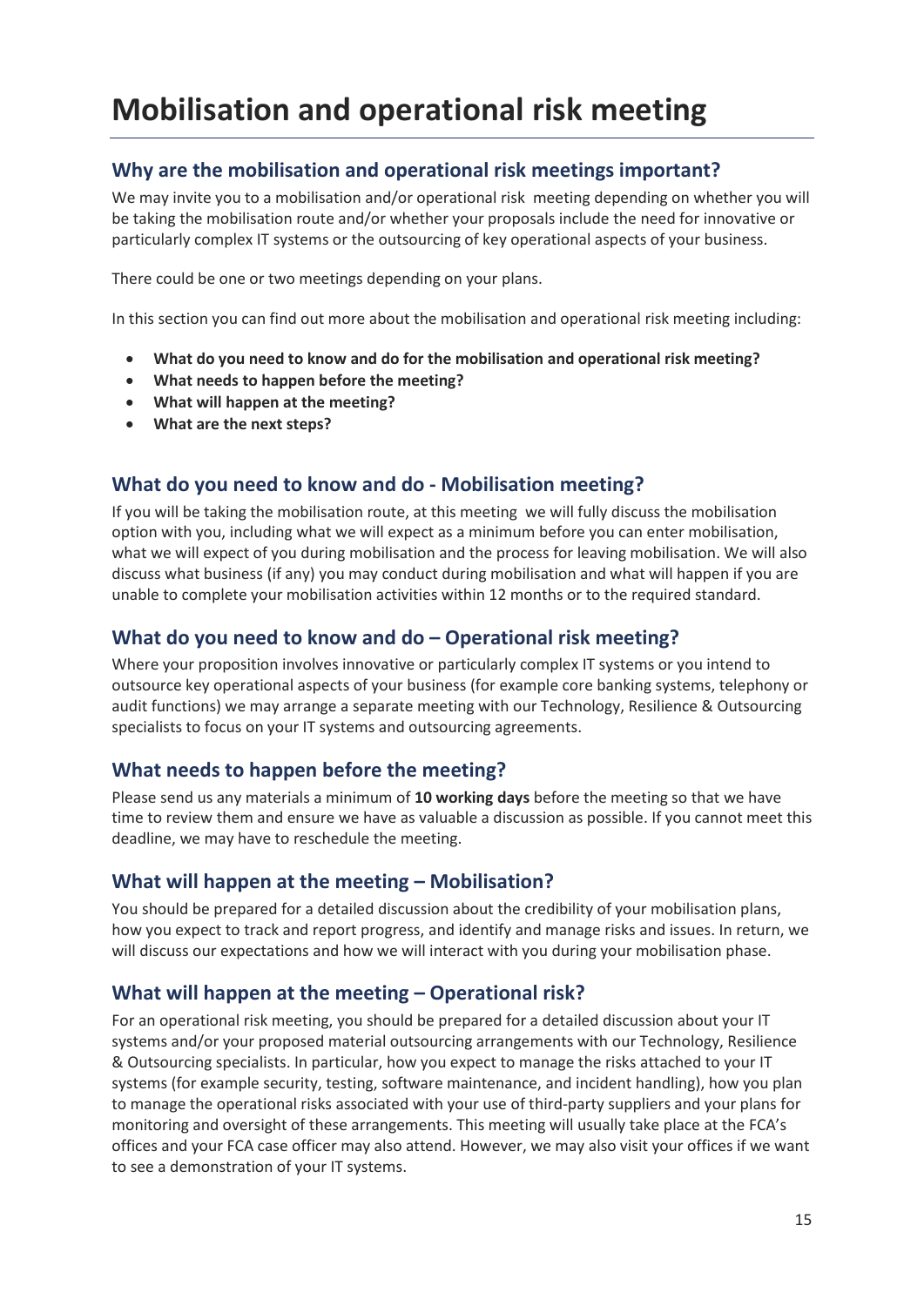# Mobilisation and operational risk meeting

## Why are the mobilisation and operational risk meetings important?

We may invite you to a mobilisation and/or operational risk meeting depending on whether you will be taking the mobilisation route and/or whether your proposals include the need for innovative or particularly complex IT systems or the outsourcing of key operational aspects of your business.

There could be one or two meetings depending on your plans.

In this section you can find out more about the mobilisation and operational risk meeting including:

- **What do you need to know and do for the mobilisation and operational risk meeting?**
- **What needs to happen before the meeting?**
- **What will happen at the meeting?**
- **What are the next steps?**

## What do you need to know and do - Mobilisation meeting?

If you will be taking the mobilisation route, at this meeting we will fully discuss the mobilisation option with you, including what we will expect as a minimum before you can enter mobilisation, what we will expect of you during mobilisation and the process for leaving mobilisation. We will also discuss what business (if any) you may conduct during mobilisation and what will happen if you are unable to complete your mobilisation activities within 12 months or to the required standard.

## What do you need to know and do – Operational risk meeting?

Where your proposition involves innovative or particularly complex IT systems or you intend to outsource key operational aspects of your business (for example core banking systems, telephony or audit functions) we may arrange a separate meeting with our Technology, Resilience & Outsourcing specialists to focus on your IT systems and outsourcing agreements.

## What needs to happen before the meeting?

Please send us any materials a minimum of **10 working days** before the meeting so that we have time to review them and ensure we have as valuable a discussion as possible. If you cannot meet this deadline, we may have to reschedule the meeting.

## What will happen at the meeting – Mobilisation?

You should be prepared for a detailed discussion about the credibility of your mobilisation plans, how you expect to track and report progress, and identify and manage risks and issues. In return, we will discuss our expectations and how we will interact with you during your mobilisation phase.

## What will happen at the meeting – Operational risk?

For an operational risk meeting, you should be prepared for a detailed discussion about your IT systems and/or your proposed material outsourcing arrangements with our Technology, Resilience & Outsourcing specialists. In particular, how you expect to manage the risks attached to your IT systems (for example security, testing, software maintenance, and incident handling), how you plan to manage the operational risks associated with your use of third-party suppliers and your plans for monitoring and oversight of these arrangements. This meeting will usually take place at the FCA's offices and your FCA case officer may also attend. However, we may also visit your offices if we want to see a demonstration of your IT systems.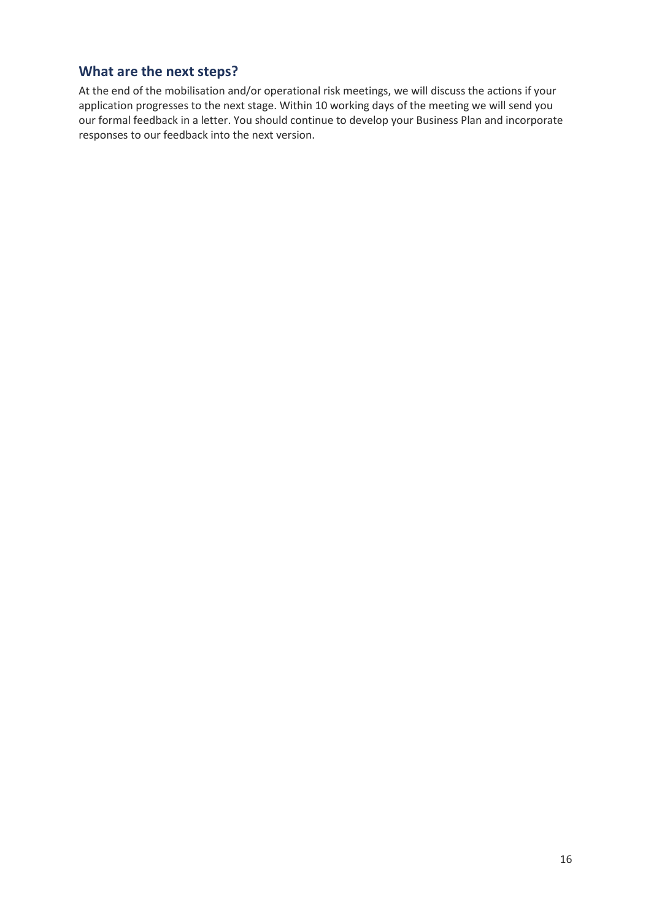## What are the next steps?

At the end of the mobilisation and/or operational risk meetings, we will discuss the actions if your application progresses to the next stage. Within 10 working days of the meeting we will send you our formal feedback in a letter. You should continue to develop your Business Plan and incorporate responses to our feedback into the next version.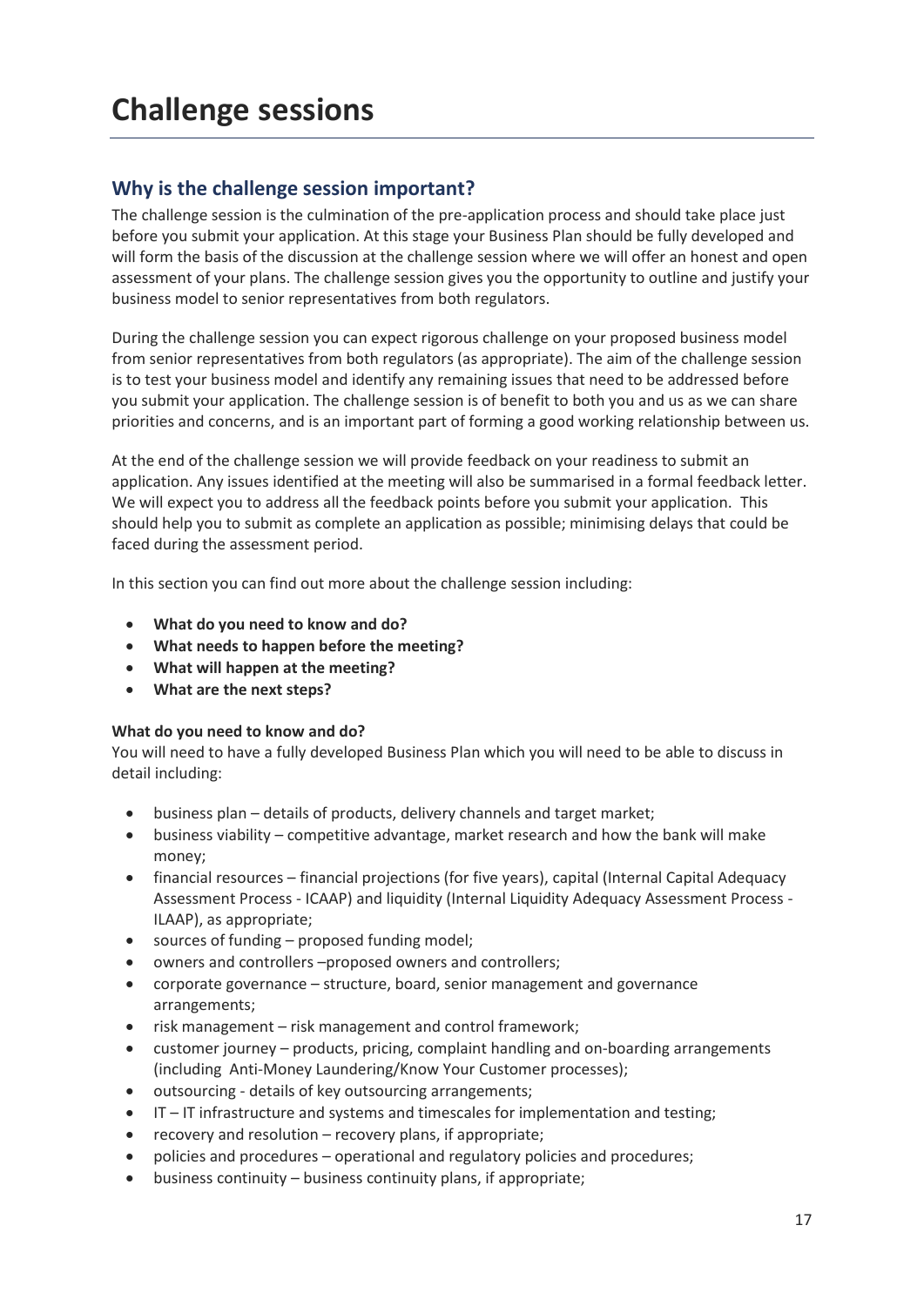# Challenge sessions

## Why is the challenge session important?

The challenge session is the culmination of the pre-application process and should take place just before you submit your application. At this stage your Business Plan should be fully developed and will form the basis of the discussion at the challenge session where we will offer an honest and open assessment of your plans. The challenge session gives you the opportunity to outline and justify your business model to senior representatives from both regulators.

During the challenge session you can expect rigorous challenge on your proposed business model from senior representatives from both regulators (as appropriate). The aim of the challenge session is to test your business model and identify any remaining issues that need to be addressed before you submit your application. The challenge session is of benefit to both you and us as we can share priorities and concerns, and is an important part of forming a good working relationship between us.

At the end of the challenge session we will provide feedback on your readiness to submit an application. Any issues identified at the meeting will also be summarised in a formal feedback letter. We will expect you to address all the feedback points before you submit your application. This should help you to submit as complete an application as possible; minimising delays that could be faced during the assessment period.

In this section you can find out more about the challenge session including:

- **What do you need to know and do?**
- **What needs to happen before the meeting?**
- **What will happen at the meeting?**
- **What are the next steps?**

**What do you need to know and do?**

You will need to have a fully developed Business Plan which you will need to be able to discuss in detail including:

- business plan – details of products, delivery channels and target market;
- business viability – competitive advantage, market research and how the bank will make money;
- financial resources – financial projections (for five years), capital (Internal Capital Adequacy Assessment Process - ICAAP) and liquidity (Internal Liquidity Adequacy Assessment Process - ILAAP), as appropriate;
- sources of funding – proposed funding model;
- owners and controllers –proposed owners and controllers;
- corporate governance – structure, board, senior management and governance arrangements;
- risk management – risk management and control framework;
- customer journey – products, pricing, complaint handling and on-boarding arrangements (including Anti-Money Laundering/Know Your Customer processes);
- outsourcing - details of key outsourcing arrangements;
- IT – IT infrastructure and systems and timescales for implementation and testing;
- recovery and resolution – recovery plans, if appropriate;
- policies and procedures – operational and regulatory policies and procedures;
- business continuity – business continuity plans, if appropriate;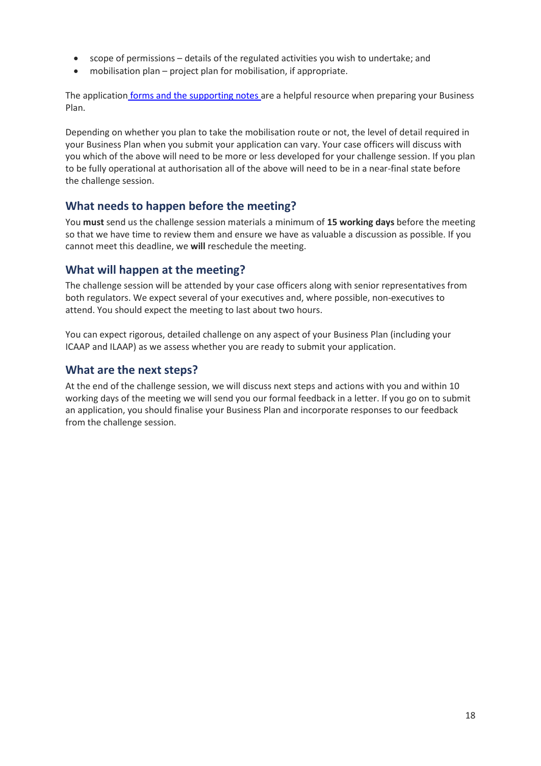- scope of permissions – details of the regulated activities you wish to undertake; and
- mobilisation plan – project plan for mobilisation, if appropriate.

The application forms and the supporting notes are a helpful resource when preparing your Business Plan.

Depending on whether you plan to take the mobilisation route or not, the level of detail required in your Business Plan when you submit your application can vary. Your case officers will discuss with you which of the above will need to be more or less developed for your challenge session. If you plan to be fully operational at authorisation all of the above will need to be in a near-final state before the challenge session.

## What needs to happen before the meeting?

You **must** send us the challenge session materials a minimum of **15 working days** before the meeting so that we have time to review them and ensure we have as valuable a discussion as possible. If you cannot meet this deadline, we **will** reschedule the meeting.

## What will happen at the meeting?

The challenge session will be attended by your case officers along with senior representatives from both regulators. We expect several of your executives and, where possible, non-executives to attend. You should expect the meeting to last about two hours.

You can expect rigorous, detailed challenge on any aspect of your Business Plan (including your ICAAP and ILAAP) as we assess whether you are ready to submit your application.

## What are the next steps?

At the end of the challenge session, we will discuss next steps and actions with you and within 10 working days of the meeting we will send you our formal feedback in a letter. If you go on to submit an application, you should finalise your Business Plan and incorporate responses to our feedback from the challenge session.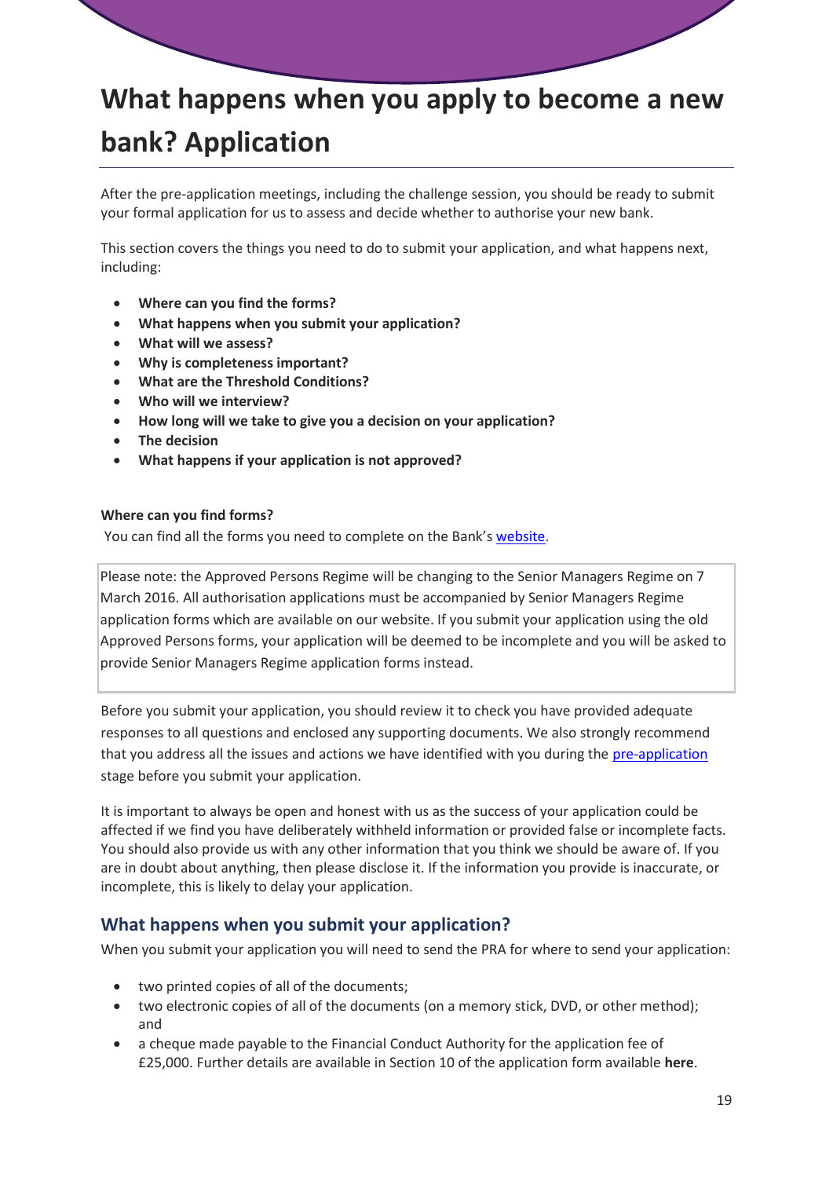# What happens when you apply to become a new bank? Application

After the pre-application meetings, including the challenge session, you should be ready to submit your formal application for us to assess and decide whether to authorise your new bank.

This section covers the things you need to do to submit your application, and what happens next, including:

- **Where can you find the forms?**
- **What happens when you submit your application?**
- **What will we assess?**
- **Why is completeness important?**
- **What are the Threshold Conditions?**
- **Who will we interview?**
- **How long will we take to give you a decision on your application?**
- **The decision**
- **What happens if your application is not approved?**

**Where can you find forms?**

You can find all the forms you need to complete on the Bank's website.

Please note: the Approved Persons Regime will be changing to the Senior Managers Regime on 7 March 2016. All authorisation applications must be accompanied by Senior Managers Regime application forms which are available on our website. If you submit your application using the old Approved Persons forms, your application will be deemed to be incomplete and you will be asked to provide Senior Managers Regime application forms instead.

Before you submit your application, you should review it to check you have provided adequate responses to all questions and enclosed any supporting documents. We also strongly recommend that you address all the issues and actions we have identified with you during the pre-application stage before you submit your application.

It is important to always be open and honest with us as the success of your application could be affected if we find you have deliberately withheld information or provided false or incomplete facts. You should also provide us with any other information that you think we should be aware of. If you are in doubt about anything, then please disclose it. If the information you provide is inaccurate, or incomplete, this is likely to delay your application.

## What happens when you submit your application?

When you submit your application you will need to send the PRA for where to send your application:

- two printed copies of all of the documents;
- two electronic copies of all of the documents (on a memory stick, DVD, or other method); and
- a cheque made payable to the Financial Conduct Authority for the application fee of £25,000. Further details are available in Section 10 of the application form available **here**.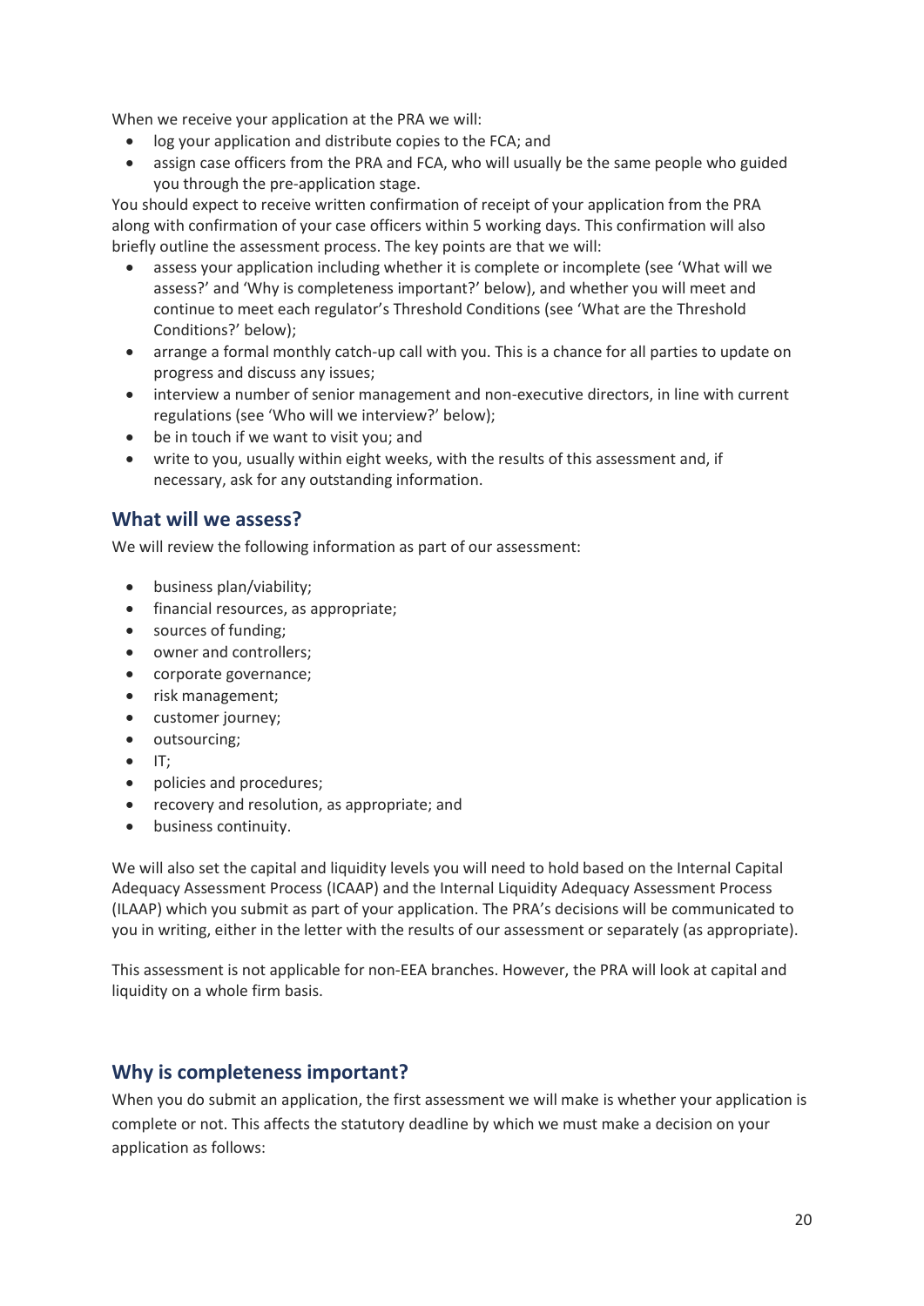When we receive your application at the PRA we will:

- log your application and distribute copies to the FCA; and
- assign case officers from the PRA and FCA, who will usually be the same people who guided you through the pre-application stage.

You should expect to receive written confirmation of receipt of your application from the PRA along with confirmation of your case officers within 5 working days. This confirmation will also briefly outline the assessment process. The key points are that we will:

- assess your application including whether it is complete or incomplete (see 'What will we assess?' and 'Why is completeness important?' below), and whether you will meet and continue to meet each regulator's Threshold Conditions (see 'What are the Threshold Conditions?' below);
- arrange a formal monthly catch-up call with you. This is a chance for all parties to update on progress and discuss any issues;
- interview a number of senior management and non-executive directors, in line with current regulations (see 'Who will we interview?' below);
- be in touch if we want to visit you; and
- write to you, usually within eight weeks, with the results of this assessment and, if necessary, ask for any outstanding information.

## What will we assess?

We will review the following information as part of our assessment:

- business plan/viability;
- financial resources, as appropriate;
- sources of funding;
- owner and controllers;
- corporate governance;
- risk management;
- customer journey;
- outsourcing;
- IT;
- policies and procedures;
- recovery and resolution, as appropriate; and
- business continuity.

We will also set the capital and liquidity levels you will need to hold based on the Internal Capital Adequacy Assessment Process (ICAAP) and the Internal Liquidity Adequacy Assessment Process (ILAAP) which you submit as part of your application. The PRA's decisions will be communicated to you in writing, either in the letter with the results of our assessment or separately (as appropriate).

This assessment is not applicable for non-EEA branches. However, the PRA will look at capital and liquidity on a whole firm basis.

## Why is completeness important?

When you do submit an application, the first assessment we will make is whether your application is complete or not. This affects the statutory deadline by which we must make a decision on your application as follows: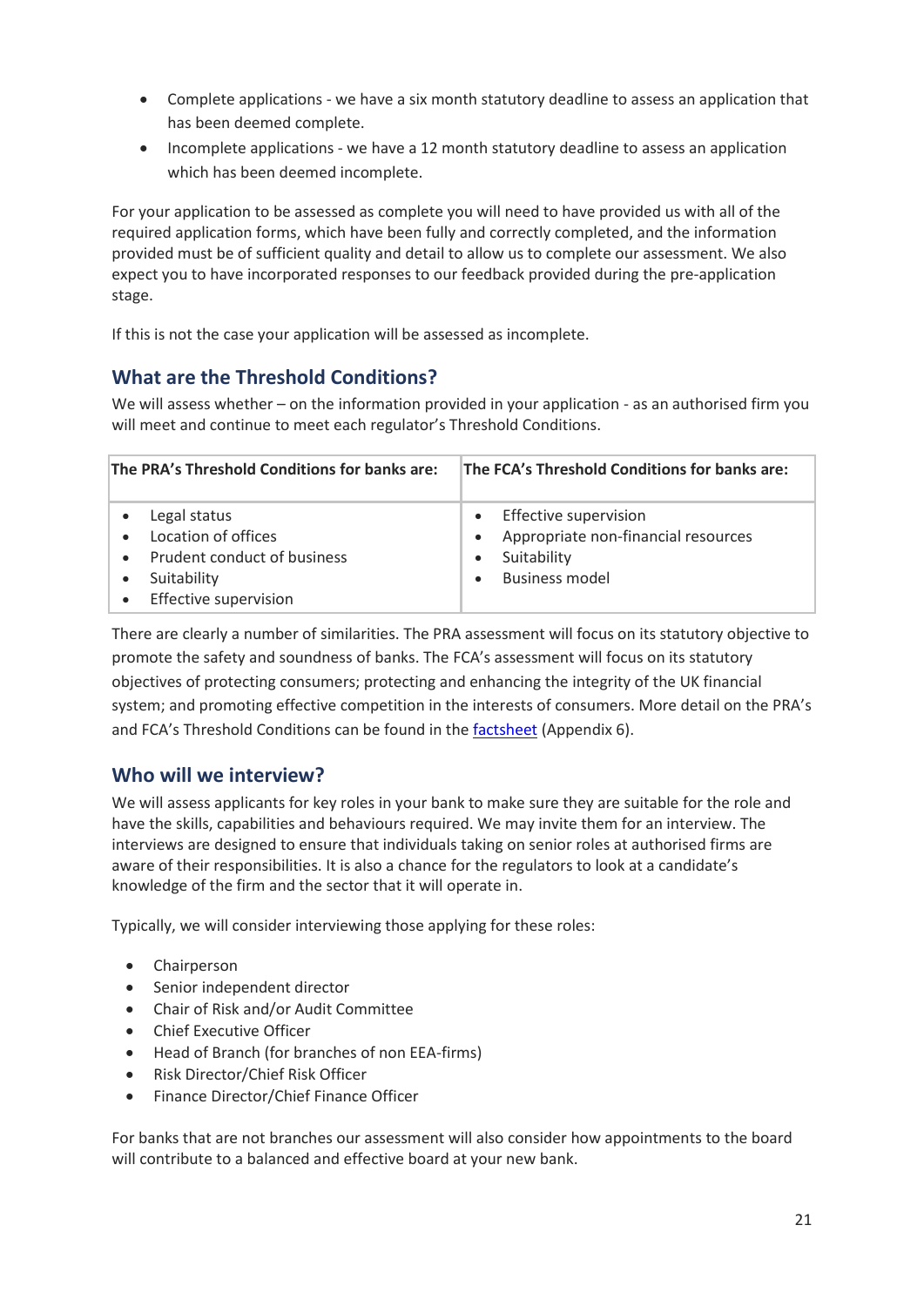- Complete applications - we have a six month statutory deadline to assess an application that has been deemed complete.
- Incomplete applications - we have a 12 month statutory deadline to assess an application which has been deemed incomplete.

For your application to be assessed as complete you will need to have provided us with all of the required application forms, which have been fully and correctly completed, and the information provided must be of sufficient quality and detail to allow us to complete our assessment. We also expect you to have incorporated responses to our feedback provided during the pre-application stage.

If this is not the case your application will be assessed as incomplete.

## What are the Threshold Conditions?

We will assess whether – on the information provided in your application - as an authorised firm you will meet and continue to meet each regulator's Threshold Conditions.

| The PRA's Threshold Conditions for banks are: | The FCA's Threshold Conditions for banks are: |
| --- | --- |
| • Legal status<br>• Location of offices<br>• Prudent conduct of business<br>• Suitability<br>• Effective supervision | • Effective supervision<br>• Appropriate non-financial resources<br>• Suitability<br>• Business model |

There are clearly a number of similarities. The PRA assessment will focus on its statutory objective to promote the safety and soundness of banks. The FCA's assessment will focus on its statutory objectives of protecting consumers; protecting and enhancing the integrity of the UK financial system; and promoting effective competition in the interests of consumers. More detail on the PRA's and FCA's Threshold Conditions can be found in the factsheet (Appendix 6).

## Who will we interview?

We will assess applicants for key roles in your bank to make sure they are suitable for the role and have the skills, capabilities and behaviours required. We may invite them for an interview. The interviews are designed to ensure that individuals taking on senior roles at authorised firms are aware of their responsibilities. It is also a chance for the regulators to look at a candidate's knowledge of the firm and the sector that it will operate in.

Typically, we will consider interviewing those applying for these roles:

- Chairperson
- Senior independent director
- Chair of Risk and/or Audit Committee
- Chief Executive Officer
- Head of Branch (for branches of non EEA-firms)
- Risk Director/Chief Risk Officer
- Finance Director/Chief Finance Officer

For banks that are not branches our assessment will also consider how appointments to the board will contribute to a balanced and effective board at your new bank.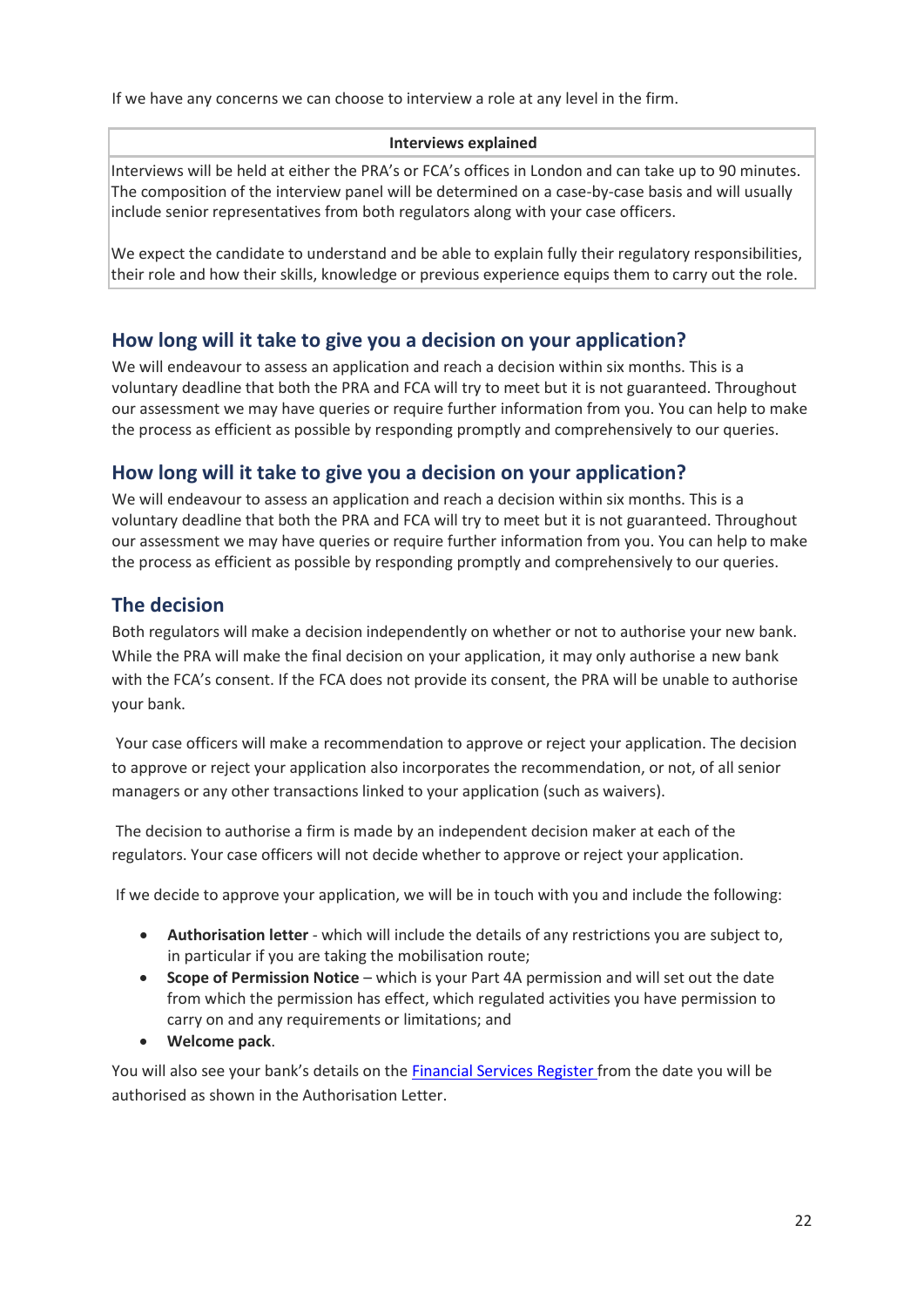If we have any concerns we can choose to interview a role at any level in the firm.

| Interviews explained |
| --- |
| Interviews will be held at either the PRA's or FCA's offices in London and can take up to 90 minutes. The composition of the interview panel will be determined on a case-by-case basis and will usually include senior representatives from both regulators along with your case officers.<br><br>We expect the candidate to understand and be able to explain fully their regulatory responsibilities, their role and how their skills, knowledge or previous experience equips them to carry out the role. |

## How long will it take to give you a decision on your application?

We will endeavour to assess an application and reach a decision within six months. This is a voluntary deadline that both the PRA and FCA will try to meet but it is not guaranteed. Throughout our assessment we may have queries or require further information from you. You can help to make the process as efficient as possible by responding promptly and comprehensively to our queries.

## How long will it take to give you a decision on your application?

We will endeavour to assess an application and reach a decision within six months. This is a voluntary deadline that both the PRA and FCA will try to meet but it is not guaranteed. Throughout our assessment we may have queries or require further information from you. You can help to make the process as efficient as possible by responding promptly and comprehensively to our queries.

## The decision

Both regulators will make a decision independently on whether or not to authorise your new bank. While the PRA will make the final decision on your application, it may only authorise a new bank with the FCA's consent. If the FCA does not provide its consent, the PRA will be unable to authorise your bank.

Your case officers will make a recommendation to approve or reject your application. The decision to approve or reject your application also incorporates the recommendation, or not, of all senior managers or any other transactions linked to your application (such as waivers).

The decision to authorise a firm is made by an independent decision maker at each of the regulators. Your case officers will not decide whether to approve or reject your application.

If we decide to approve your application, we will be in touch with you and include the following:

- **Authorisation letter** - which will include the details of any restrictions you are subject to, in particular if you are taking the mobilisation route;
- **Scope of Permission Notice** – which is your Part 4A permission and will set out the date from which the permission has effect, which regulated activities you have permission to carry on and any requirements or limitations; and
- **Welcome pack**.

You will also see your bank's details on the Financial Services Register from the date you will be authorised as shown in the Authorisation Letter.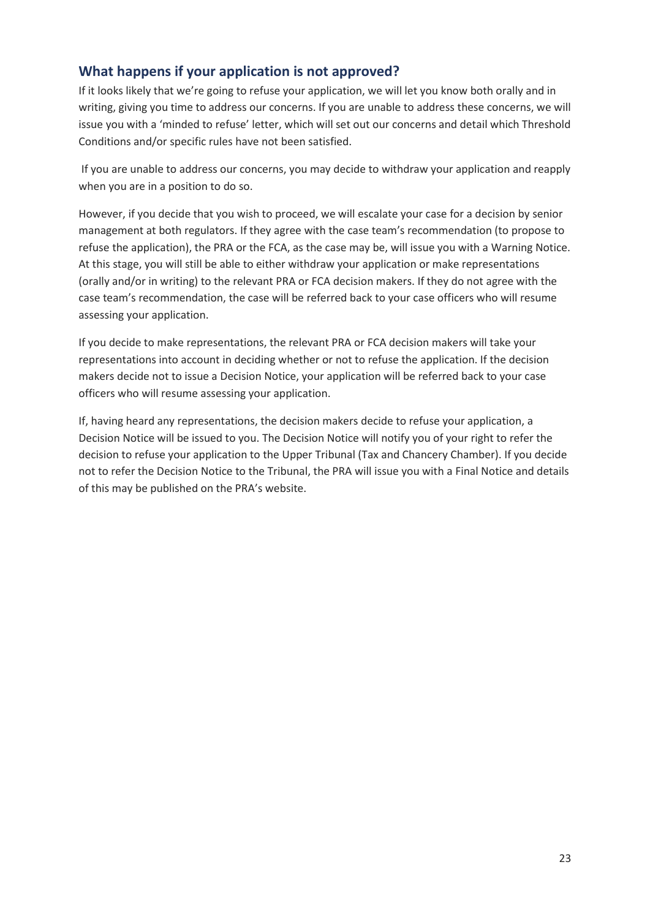## What happens if your application is not approved?

If it looks likely that we're going to refuse your application, we will let you know both orally and in writing, giving you time to address our concerns. If you are unable to address these concerns, we will issue you with a 'minded to refuse' letter, which will set out our concerns and detail which Threshold Conditions and/or specific rules have not been satisfied.

If you are unable to address our concerns, you may decide to withdraw your application and reapply when you are in a position to do so.

However, if you decide that you wish to proceed, we will escalate your case for a decision by senior management at both regulators. If they agree with the case team's recommendation (to propose to refuse the application), the PRA or the FCA, as the case may be, will issue you with a Warning Notice. At this stage, you will still be able to either withdraw your application or make representations (orally and/or in writing) to the relevant PRA or FCA decision makers. If they do not agree with the case team's recommendation, the case will be referred back to your case officers who will resume assessing your application.

If you decide to make representations, the relevant PRA or FCA decision makers will take your representations into account in deciding whether or not to refuse the application. If the decision makers decide not to issue a Decision Notice, your application will be referred back to your case officers who will resume assessing your application.

If, having heard any representations, the decision makers decide to refuse your application, a Decision Notice will be issued to you. The Decision Notice will notify you of your right to refer the decision to refuse your application to the Upper Tribunal (Tax and Chancery Chamber). If you decide not to refer the Decision Notice to the Tribunal, the PRA will issue you with a Final Notice and details of this may be published on the PRA's website.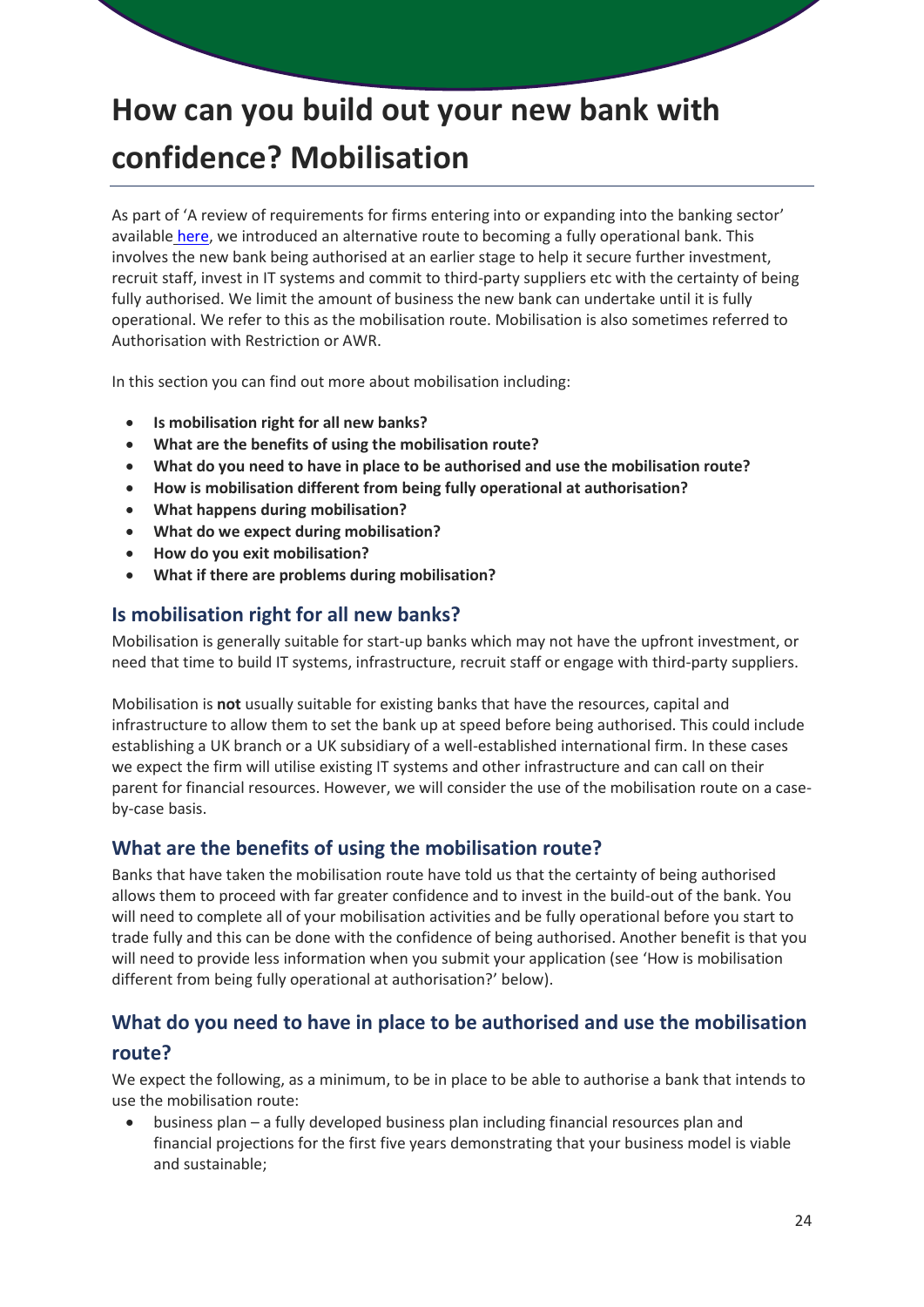# How can you build out your new bank with confidence? Mobilisation

As part of 'A review of requirements for firms entering into or expanding into the banking sector' available here, we introduced an alternative route to becoming a fully operational bank. This involves the new bank being authorised at an earlier stage to help it secure further investment, recruit staff, invest in IT systems and commit to third-party suppliers etc with the certainty of being fully authorised. We limit the amount of business the new bank can undertake until it is fully operational. We refer to this as the mobilisation route. Mobilisation is also sometimes referred to Authorisation with Restriction or AWR.

In this section you can find out more about mobilisation including:

- **Is mobilisation right for all new banks?**
- **What are the benefits of using the mobilisation route?**
- **What do you need to have in place to be authorised and use the mobilisation route?**
- **How is mobilisation different from being fully operational at authorisation?**
- **What happens during mobilisation?**
- **What do we expect during mobilisation?**
- **How do you exit mobilisation?**
- **What if there are problems during mobilisation?**

## Is mobilisation right for all new banks?

Mobilisation is generally suitable for start-up banks which may not have the upfront investment, or need that time to build IT systems, infrastructure, recruit staff or engage with third-party suppliers.

Mobilisation is **not** usually suitable for existing banks that have the resources, capital and infrastructure to allow them to set the bank up at speed before being authorised. This could include establishing a UK branch or a UK subsidiary of a well-established international firm. In these cases we expect the firm will utilise existing IT systems and other infrastructure and can call on their parent for financial resources. However, we will consider the use of the mobilisation route on a case-by-case basis.

## What are the benefits of using the mobilisation route?

Banks that have taken the mobilisation route have told us that the certainty of being authorised allows them to proceed with far greater confidence and to invest in the build-out of the bank. You will need to complete all of your mobilisation activities and be fully operational before you start to trade fully and this can be done with the confidence of being authorised. Another benefit is that you will need to provide less information when you submit your application (see 'How is mobilisation different from being fully operational at authorisation?' below).

## What do you need to have in place to be authorised and use the mobilisation route?

We expect the following, as a minimum, to be in place to be able to authorise a bank that intends to use the mobilisation route:

- business plan – a fully developed business plan including financial resources plan and financial projections for the first five years demonstrating that your business model is viable and sustainable;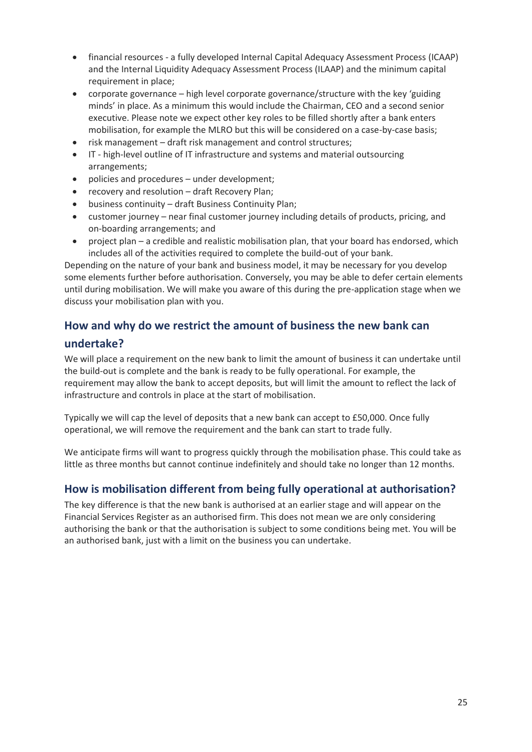- financial resources - a fully developed Internal Capital Adequacy Assessment Process (ICAAP) and the Internal Liquidity Adequacy Assessment Process (ILAAP) and the minimum capital requirement in place;
- corporate governance – high level corporate governance/structure with the key 'guiding minds' in place. As a minimum this would include the Chairman, CEO and a second senior executive. Please note we expect other key roles to be filled shortly after a bank enters mobilisation, for example the MLRO but this will be considered on a case-by-case basis;
- risk management – draft risk management and control structures;
- IT - high-level outline of IT infrastructure and systems and material outsourcing arrangements;
- policies and procedures – under development;
- recovery and resolution – draft Recovery Plan;
- business continuity – draft Business Continuity Plan;
- customer journey – near final customer journey including details of products, pricing, and on-boarding arrangements; and
- project plan – a credible and realistic mobilisation plan, that your board has endorsed, which includes all of the activities required to complete the build-out of your bank.

Depending on the nature of your bank and business model, it may be necessary for you develop some elements further before authorisation. Conversely, you may be able to defer certain elements until during mobilisation. We will make you aware of this during the pre-application stage when we discuss your mobilisation plan with you.

## How and why do we restrict the amount of business the new bank can undertake?

We will place a requirement on the new bank to limit the amount of business it can undertake until the build-out is complete and the bank is ready to be fully operational. For example, the requirement may allow the bank to accept deposits, but will limit the amount to reflect the lack of infrastructure and controls in place at the start of mobilisation.

Typically we will cap the level of deposits that a new bank can accept to £50,000. Once fully operational, we will remove the requirement and the bank can start to trade fully.

We anticipate firms will want to progress quickly through the mobilisation phase. This could take as little as three months but cannot continue indefinitely and should take no longer than 12 months.

## How is mobilisation different from being fully operational at authorisation?

The key difference is that the new bank is authorised at an earlier stage and will appear on the Financial Services Register as an authorised firm. This does not mean we are only considering authorising the bank or that the authorisation is subject to some conditions being met. You will be an authorised bank, just with a limit on the business you can undertake.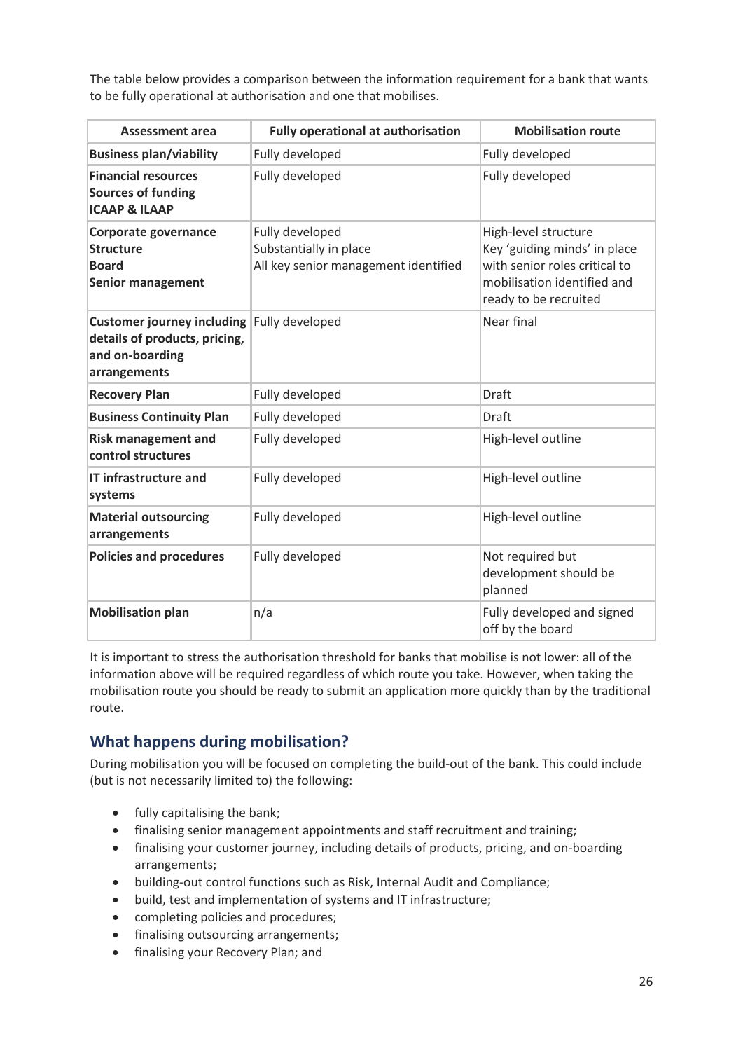The table below provides a comparison between the information requirement for a bank that wants to be fully operational at authorisation and one that mobilises.

| Assessment area | Fully operational at authorisation | Mobilisation route |
|---|---|---|
| **Business plan/viability** | Fully developed | Fully developed |
| **Financial resources**<br>**Sources of funding**<br>**ICAAP & ILAAP** | Fully developed | Fully developed |
| **Corporate governance**<br>**Structure**<br>**Board**<br>**Senior management** | Fully developed<br>Substantially in place<br>All key senior management identified | High-level structure<br>Key 'guiding minds' in place with senior roles critical to mobilisation identified and ready to be recruited |
| **Customer journey including details of products, pricing, and on-boarding arrangements** | Fully developed | Near final |
| **Recovery Plan** | Fully developed | Draft |
| **Business Continuity Plan** | Fully developed | Draft |
| **Risk management and control structures** | Fully developed | High-level outline |
| **IT infrastructure and systems** | Fully developed | High-level outline |
| **Material outsourcing arrangements** | Fully developed | High-level outline |
| **Policies and procedures** | Fully developed | Not required but development should be planned |
| **Mobilisation plan** | n/a | Fully developed and signed off by the board |

It is important to stress the authorisation threshold for banks that mobilise is not lower: all of the information above will be required regardless of which route you take. However, when taking the mobilisation route you should be ready to submit an application more quickly than by the traditional route.

## What happens during mobilisation?

During mobilisation you will be focused on completing the build-out of the bank. This could include (but is not necessarily limited to) the following:

- fully capitalising the bank;
- finalising senior management appointments and staff recruitment and training;
- finalising your customer journey, including details of products, pricing, and on-boarding arrangements;
- building-out control functions such as Risk, Internal Audit and Compliance;
- build, test and implementation of systems and IT infrastructure;
- completing policies and procedures;
- finalising outsourcing arrangements;
- finalising your Recovery Plan; and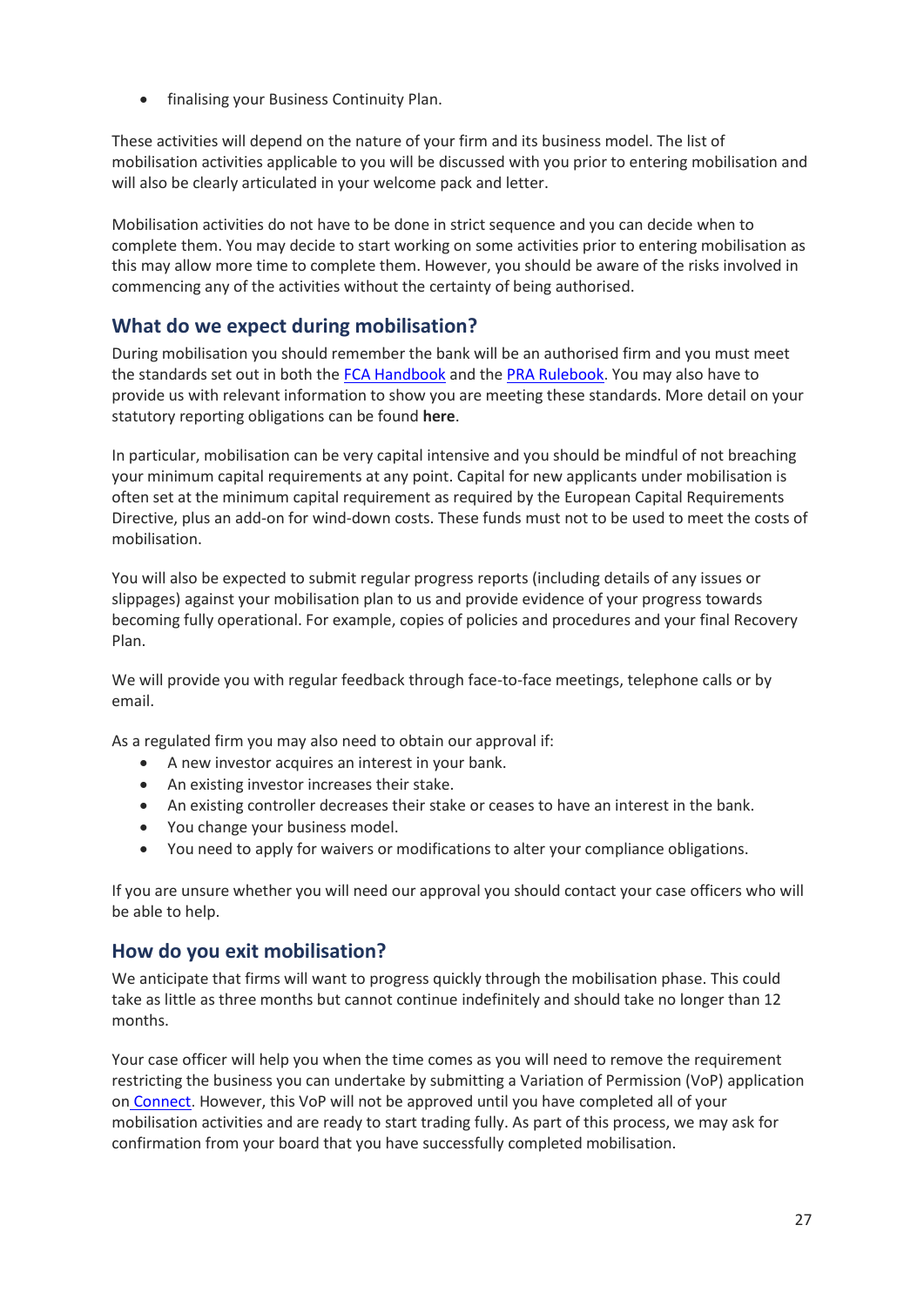- finalising your Business Continuity Plan.

These activities will depend on the nature of your firm and its business model. The list of mobilisation activities applicable to you will be discussed with you prior to entering mobilisation and will also be clearly articulated in your welcome pack and letter.

Mobilisation activities do not have to be done in strict sequence and you can decide when to complete them. You may decide to start working on some activities prior to entering mobilisation as this may allow more time to complete them. However, you should be aware of the risks involved in commencing any of the activities without the certainty of being authorised.

## What do we expect during mobilisation?

During mobilisation you should remember the bank will be an authorised firm and you must meet the standards set out in both the FCA Handbook and the PRA Rulebook. You may also have to provide us with relevant information to show you are meeting these standards. More detail on your statutory reporting obligations can be found **here**.

In particular, mobilisation can be very capital intensive and you should be mindful of not breaching your minimum capital requirements at any point. Capital for new applicants under mobilisation is often set at the minimum capital requirement as required by the European Capital Requirements Directive, plus an add-on for wind-down costs. These funds must not to be used to meet the costs of mobilisation.

You will also be expected to submit regular progress reports (including details of any issues or slippages) against your mobilisation plan to us and provide evidence of your progress towards becoming fully operational. For example, copies of policies and procedures and your final Recovery Plan.

We will provide you with regular feedback through face-to-face meetings, telephone calls or by email.

As a regulated firm you may also need to obtain our approval if:

- A new investor acquires an interest in your bank.
- An existing investor increases their stake.
- An existing controller decreases their stake or ceases to have an interest in the bank.
- You change your business model.
- You need to apply for waivers or modifications to alter your compliance obligations.

If you are unsure whether you will need our approval you should contact your case officers who will be able to help.

## How do you exit mobilisation?

We anticipate that firms will want to progress quickly through the mobilisation phase. This could take as little as three months but cannot continue indefinitely and should take no longer than 12 months.

Your case officer will help you when the time comes as you will need to remove the requirement restricting the business you can undertake by submitting a Variation of Permission (VoP) application on Connect. However, this VoP will not be approved until you have completed all of your mobilisation activities and are ready to start trading fully. As part of this process, we may ask for confirmation from your board that you have successfully completed mobilisation.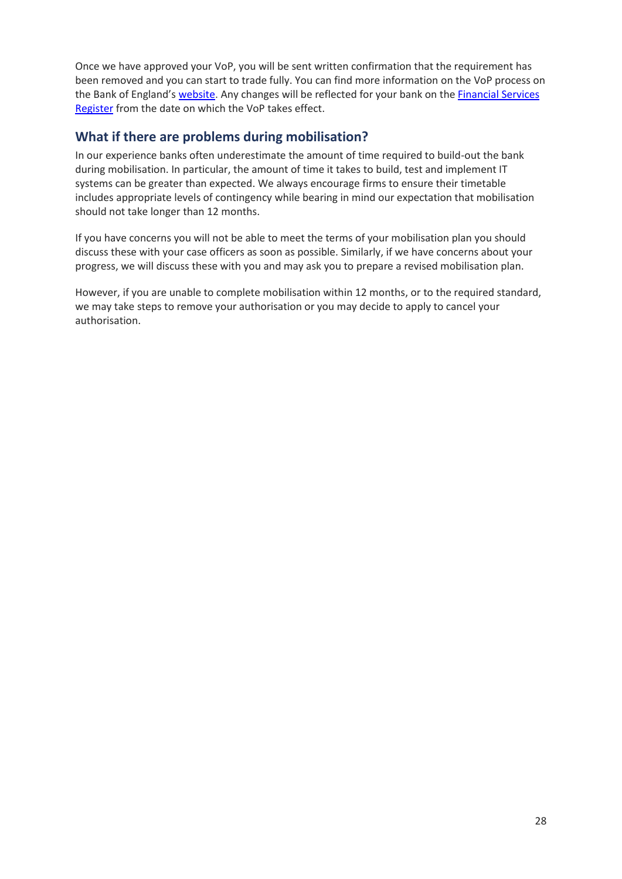Once we have approved your VoP, you will be sent written confirmation that the requirement has been removed and you can start to trade fully. You can find more information on the VoP process on the Bank of England's website. Any changes will be reflected for your bank on the Financial Services Register from the date on which the VoP takes effect.

## What if there are problems during mobilisation?

In our experience banks often underestimate the amount of time required to build-out the bank during mobilisation. In particular, the amount of time it takes to build, test and implement IT systems can be greater than expected. We always encourage firms to ensure their timetable includes appropriate levels of contingency while bearing in mind our expectation that mobilisation should not take longer than 12 months.

If you have concerns you will not be able to meet the terms of your mobilisation plan you should discuss these with your case officers as soon as possible. Similarly, if we have concerns about your progress, we will discuss these with you and may ask you to prepare a revised mobilisation plan.

However, if you are unable to complete mobilisation within 12 months, or to the required standard, we may take steps to remove your authorisation or you may decide to apply to cancel your authorisation.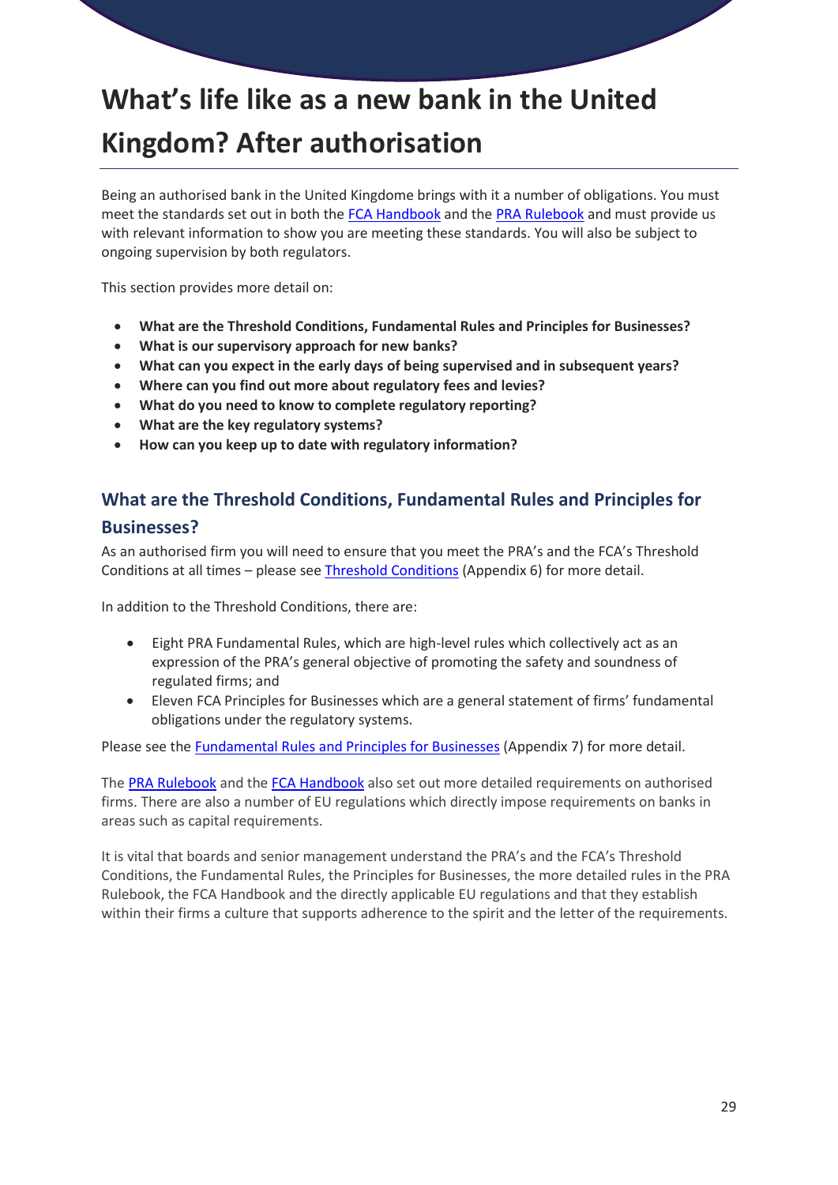# What's life like as a new bank in the United Kingdom? After authorisation

Being an authorised bank in the United Kingdome brings with it a number of obligations. You must meet the standards set out in both the FCA Handbook and the PRA Rulebook and must provide us with relevant information to show you are meeting these standards. You will also be subject to ongoing supervision by both regulators.

This section provides more detail on:

- **What are the Threshold Conditions, Fundamental Rules and Principles for Businesses?**
- **What is our supervisory approach for new banks?**
- **What can you expect in the early days of being supervised and in subsequent years?**
- **Where can you find out more about regulatory fees and levies?**
- **What do you need to know to complete regulatory reporting?**
- **What are the key regulatory systems?**
- **How can you keep up to date with regulatory information?**

## What are the Threshold Conditions, Fundamental Rules and Principles for Businesses?

As an authorised firm you will need to ensure that you meet the PRA's and the FCA's Threshold Conditions at all times – please see Threshold Conditions (Appendix 6) for more detail.

In addition to the Threshold Conditions, there are:

- Eight PRA Fundamental Rules, which are high-level rules which collectively act as an expression of the PRA's general objective of promoting the safety and soundness of regulated firms; and
- Eleven FCA Principles for Businesses which are a general statement of firms' fundamental obligations under the regulatory systems.

Please see the Fundamental Rules and Principles for Businesses (Appendix 7) for more detail.

The PRA Rulebook and the FCA Handbook also set out more detailed requirements on authorised firms. There are also a number of EU regulations which directly impose requirements on banks in areas such as capital requirements.

It is vital that boards and senior management understand the PRA's and the FCA's Threshold Conditions, the Fundamental Rules, the Principles for Businesses, the more detailed rules in the PRA Rulebook, the FCA Handbook and the directly applicable EU regulations and that they establish within their firms a culture that supports adherence to the spirit and the letter of the requirements.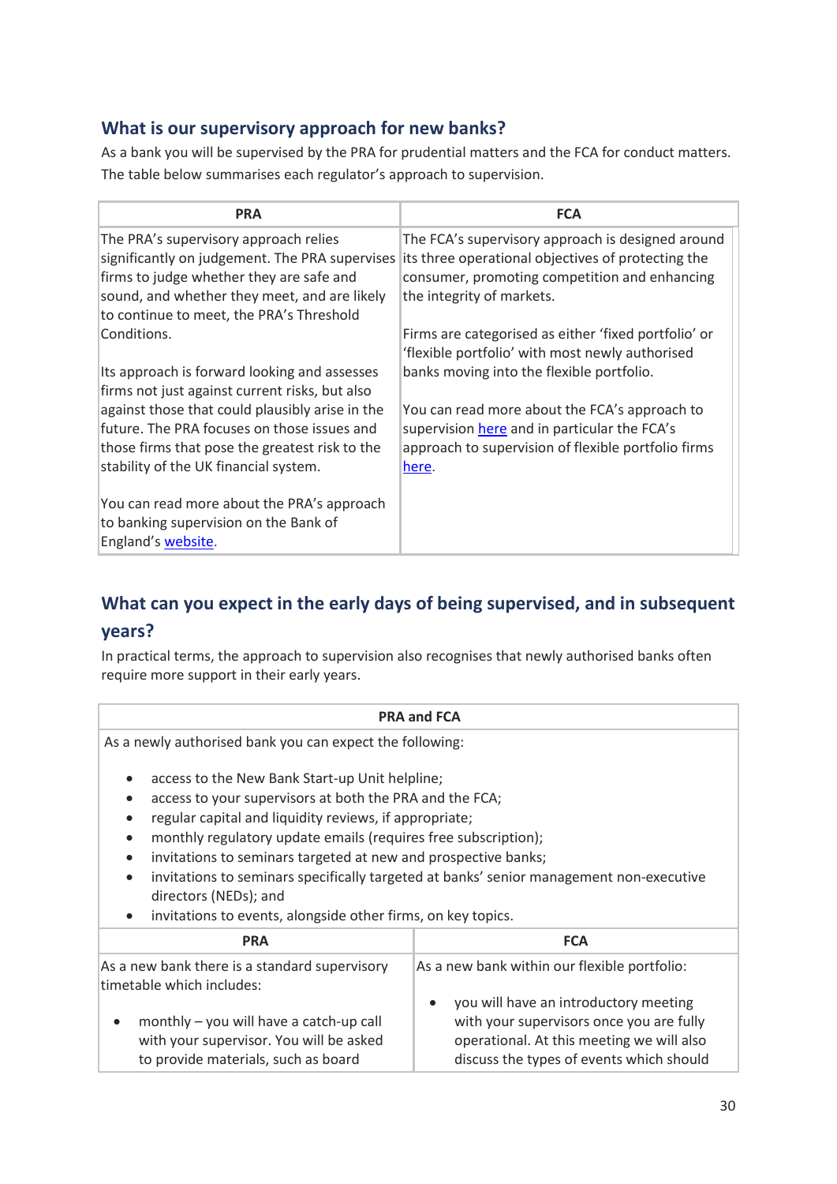## What is our supervisory approach for new banks?

As a bank you will be supervised by the PRA for prudential matters and the FCA for conduct matters. The table below summarises each regulator's approach to supervision.

| PRA | FCA |
|---|---|
| The PRA's supervisory approach relies significantly on judgement. The PRA supervises firms to judge whether they are safe and sound, and whether they meet, and are likely to continue to meet, the PRA's Threshold Conditions.<br><br>Its approach is forward looking and assesses firms not just against current risks, but also against those that could plausibly arise in the future. The PRA focuses on those issues and those firms that pose the greatest risk to the stability of the UK financial system.<br><br>You can read more about the PRA's approach to banking supervision on the Bank of England's website. | The FCA's supervisory approach is designed around its three operational objectives of protecting the consumer, promoting competition and enhancing the integrity of markets.<br><br>Firms are categorised as either 'fixed portfolio' or 'flexible portfolio' with most newly authorised banks moving into the flexible portfolio.<br><br>You can read more about the FCA's approach to supervision here and in particular the FCA's approach to supervision of flexible portfolio firms here. |

## What can you expect in the early days of being supervised, and in subsequent years?

In practical terms, the approach to supervision also recognises that newly authorised banks often require more support in their early years.

| PRA and FCA | |
|---|---|
| As a newly authorised bank you can expect the following:<br><br>• access to the New Bank Start-up Unit helpline;<br>• access to your supervisors at both the PRA and the FCA;<br>• regular capital and liquidity reviews, if appropriate;<br>• monthly regulatory update emails (requires free subscription);<br>• invitations to seminars targeted at new and prospective banks;<br>• invitations to seminars specifically targeted at banks' senior management non-executive directors (NEDs); and<br>• invitations to events, alongside other firms, on key topics. | |
| **PRA** | **FCA** |
| As a new bank there is a standard supervisory timetable which includes:<br><br>• monthly – you will have a catch-up call with your supervisor. You will be asked to provide materials, such as board | As a new bank within our flexible portfolio:<br><br>• you will have an introductory meeting with your supervisors once you are fully operational. At this meeting we will also discuss the types of events which should |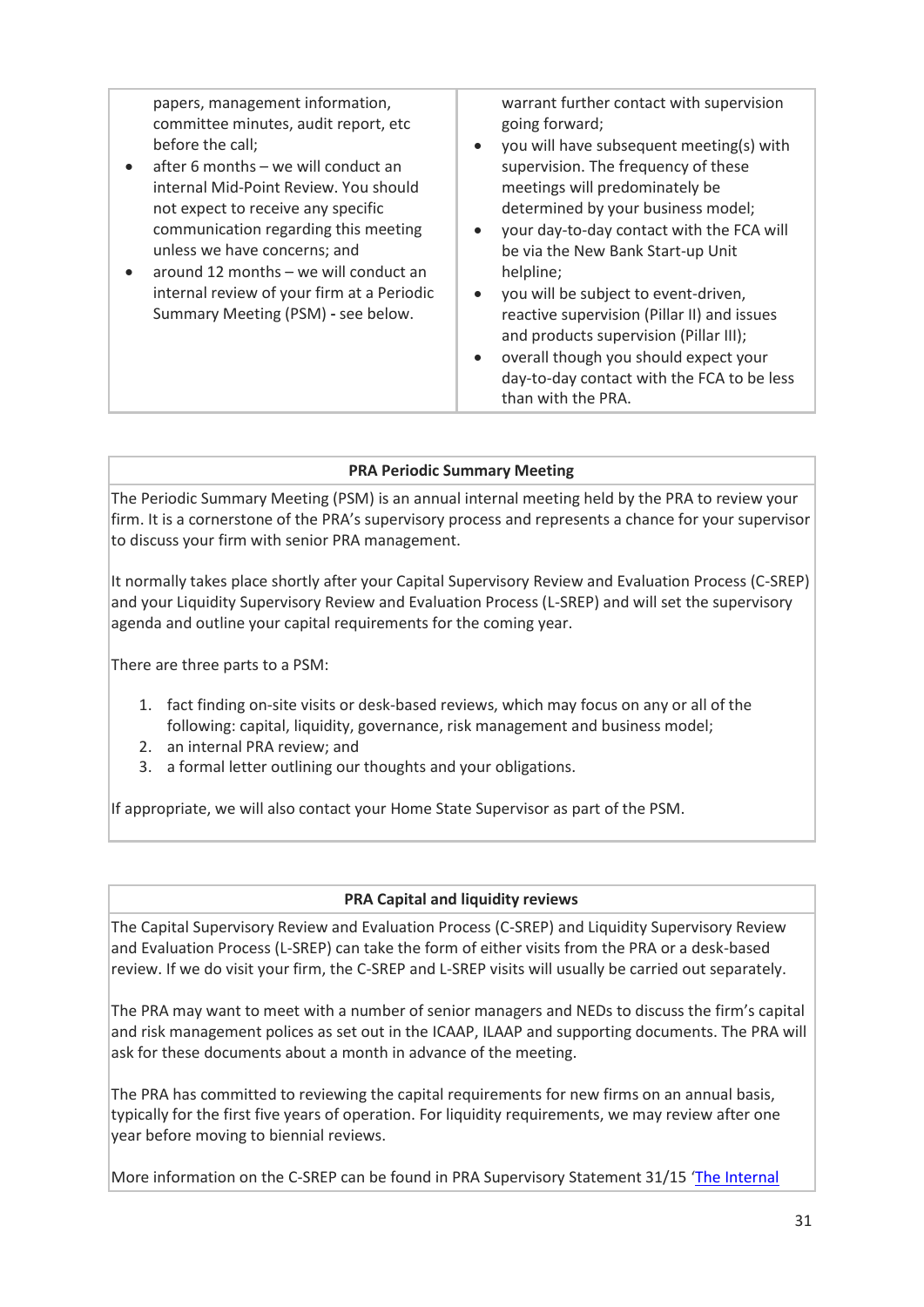| | |
|---|---|
| papers, management information, committee minutes, audit report, etc before the call;<br>• after 6 months – we will conduct an internal Mid-Point Review. You should not expect to receive any specific communication regarding this meeting unless we have concerns; and<br>• around 12 months – we will conduct an internal review of your firm at a Periodic Summary Meeting (PSM) **-** see below. | warrant further contact with supervision going forward;<br>• you will have subsequent meeting(s) with supervision. The frequency of these meetings will predominately be determined by your business model;<br>• your day-to-day contact with the FCA will be via the New Bank Start-up Unit helpline;<br>• you will be subject to event-driven, reactive supervision (Pillar II) and issues and products supervision (Pillar III);<br>• overall though you should expect your day-to-day contact with the FCA to be less than with the PRA. |

**PRA Periodic Summary Meeting**

The Periodic Summary Meeting (PSM) is an annual internal meeting held by the PRA to review your firm. It is a cornerstone of the PRA's supervisory process and represents a chance for your supervisor to discuss your firm with senior PRA management.

It normally takes place shortly after your Capital Supervisory Review and Evaluation Process (C-SREP) and your Liquidity Supervisory Review and Evaluation Process (L-SREP) and will set the supervisory agenda and outline your capital requirements for the coming year.

There are three parts to a PSM:

1. fact finding on-site visits or desk-based reviews, which may focus on any or all of the following: capital, liquidity, governance, risk management and business model;
2. an internal PRA review; and
3. a formal letter outlining our thoughts and your obligations.

If appropriate, we will also contact your Home State Supervisor as part of the PSM.

**PRA Capital and liquidity reviews**

The Capital Supervisory Review and Evaluation Process (C-SREP) and Liquidity Supervisory Review and Evaluation Process (L-SREP) can take the form of either visits from the PRA or a desk-based review. If we do visit your firm, the C-SREP and L-SREP visits will usually be carried out separately.

The PRA may want to meet with a number of senior managers and NEDs to discuss the firm's capital and risk management polices as set out in the ICAAP, ILAAP and supporting documents. The PRA will ask for these documents about a month in advance of the meeting.

The PRA has committed to reviewing the capital requirements for new firms on an annual basis, typically for the first five years of operation. For liquidity requirements, we may review after one year before moving to biennial reviews.

More information on the C-SREP can be found in PRA Supervisory Statement 31/15 'The Internal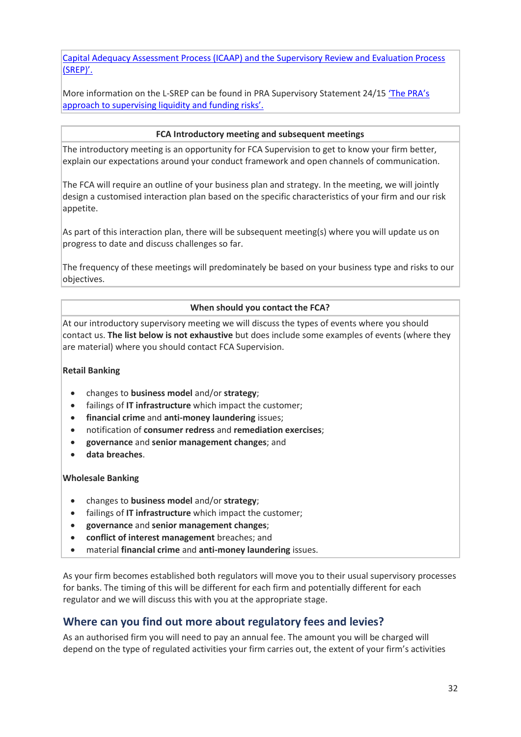Capital Adequacy Assessment Process (ICAAP) and the Supervisory Review and Evaluation Process (SREP)'.

More information on the L-SREP can be found in PRA Supervisory Statement 24/15 'The PRA's approach to supervising liquidity and funding risks'.

**FCA Introductory meeting and subsequent meetings**

The introductory meeting is an opportunity for FCA Supervision to get to know your firm better, explain our expectations around your conduct framework and open channels of communication.

The FCA will require an outline of your business plan and strategy. In the meeting, we will jointly design a customised interaction plan based on the specific characteristics of your firm and our risk appetite.

As part of this interaction plan, there will be subsequent meeting(s) where you will update us on progress to date and discuss challenges so far.

The frequency of these meetings will predominately be based on your business type and risks to our objectives.

**When should you contact the FCA?**

At our introductory supervisory meeting we will discuss the types of events where you should contact us. **The list below is not exhaustive** but does include some examples of events (where they are material) where you should contact FCA Supervision.

**Retail Banking**

- changes to **business model** and/or **strategy**;
- failings of **IT infrastructure** which impact the customer;
- **financial crime** and **anti-money laundering** issues;
- notification of **consumer redress** and **remediation exercises**;
- **governance** and **senior management changes**; and
- **data breaches**.

**Wholesale Banking**

- changes to **business model** and/or **strategy**;
- failings of **IT infrastructure** which impact the customer;
- **governance** and **senior management changes**;
- **conflict of interest management** breaches; and
- material **financial crime** and **anti-money laundering** issues.

As your firm becomes established both regulators will move you to their usual supervisory processes for banks. The timing of this will be different for each firm and potentially different for each regulator and we will discuss this with you at the appropriate stage.

## Where can you find out more about regulatory fees and levies?

As an authorised firm you will need to pay an annual fee. The amount you will be charged will depend on the type of regulated activities your firm carries out, the extent of your firm's activities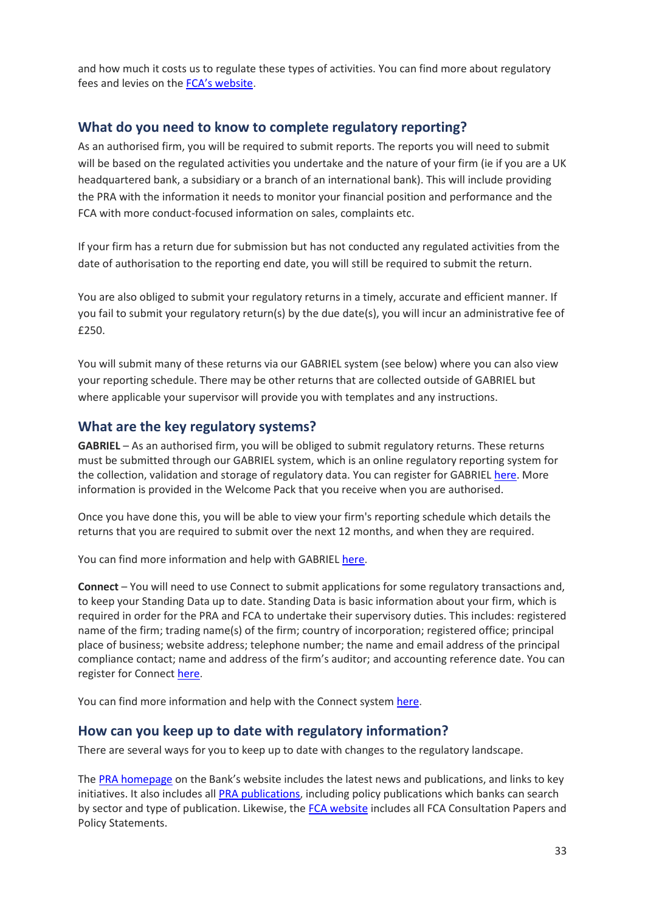and how much it costs us to regulate these types of activities. You can find more about regulatory fees and levies on the FCA's website.

## What do you need to know to complete regulatory reporting?

As an authorised firm, you will be required to submit reports. The reports you will need to submit will be based on the regulated activities you undertake and the nature of your firm (ie if you are a UK headquartered bank, a subsidiary or a branch of an international bank). This will include providing the PRA with the information it needs to monitor your financial position and performance and the FCA with more conduct-focused information on sales, complaints etc.

If your firm has a return due for submission but has not conducted any regulated activities from the date of authorisation to the reporting end date, you will still be required to submit the return.

You are also obliged to submit your regulatory returns in a timely, accurate and efficient manner. If you fail to submit your regulatory return(s) by the due date(s), you will incur an administrative fee of £250.

You will submit many of these returns via our GABRIEL system (see below) where you can also view your reporting schedule. There may be other returns that are collected outside of GABRIEL but where applicable your supervisor will provide you with templates and any instructions.

## What are the key regulatory systems?

**GABRIEL** – As an authorised firm, you will be obliged to submit regulatory returns. These returns must be submitted through our GABRIEL system, which is an online regulatory reporting system for the collection, validation and storage of regulatory data. You can register for GABRIEL here. More information is provided in the Welcome Pack that you receive when you are authorised.

Once you have done this, you will be able to view your firm's reporting schedule which details the returns that you are required to submit over the next 12 months, and when they are required.

You can find more information and help with GABRIEL here.

**Connect** – You will need to use Connect to submit applications for some regulatory transactions and, to keep your Standing Data up to date. Standing Data is basic information about your firm, which is required in order for the PRA and FCA to undertake their supervisory duties. This includes: registered name of the firm; trading name(s) of the firm; country of incorporation; registered office; principal place of business; website address; telephone number; the name and email address of the principal compliance contact; name and address of the firm's auditor; and accounting reference date. You can register for Connect here.

You can find more information and help with the Connect system here.

## How can you keep up to date with regulatory information?

There are several ways for you to keep up to date with changes to the regulatory landscape.

The PRA homepage on the Bank's website includes the latest news and publications, and links to key initiatives. It also includes all PRA publications, including policy publications which banks can search by sector and type of publication. Likewise, the FCA website includes all FCA Consultation Papers and Policy Statements.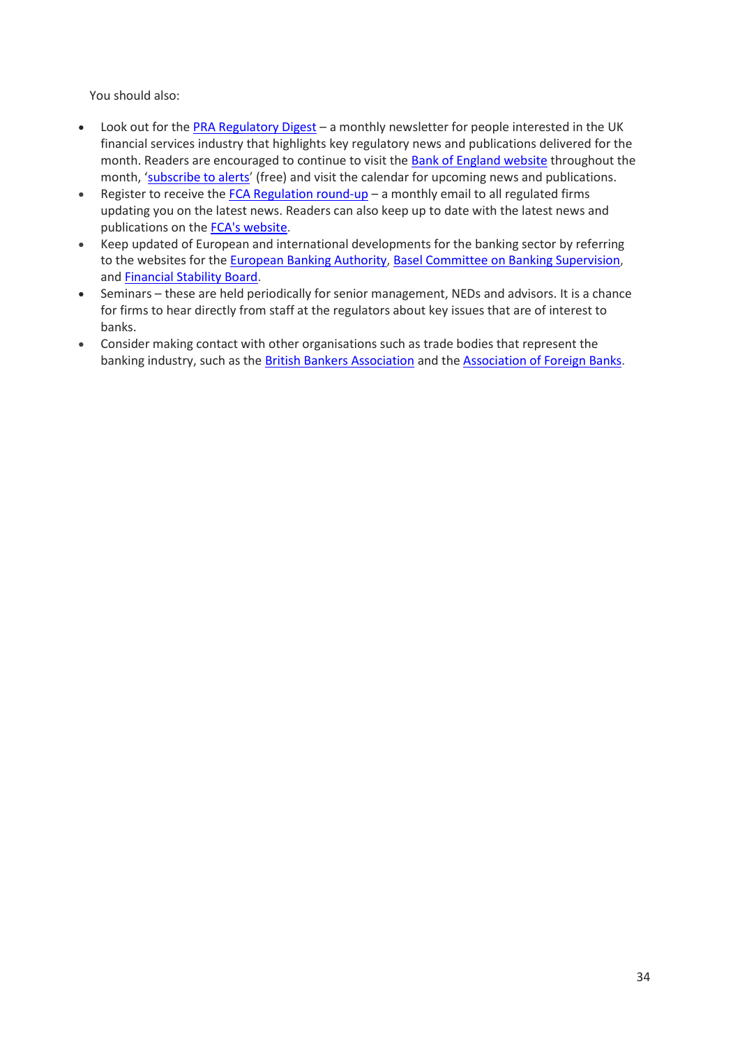You should also:

- Look out for the PRA Regulatory Digest – a monthly newsletter for people interested in the UK financial services industry that highlights key regulatory news and publications delivered for the month. Readers are encouraged to continue to visit the Bank of England website throughout the month, 'subscribe to alerts' (free) and visit the calendar for upcoming news and publications.
- Register to receive the FCA Regulation round-up – a monthly email to all regulated firms updating you on the latest news. Readers can also keep up to date with the latest news and publications on the FCA's website.
- Keep updated of European and international developments for the banking sector by referring to the websites for the European Banking Authority, Basel Committee on Banking Supervision, and Financial Stability Board.
- Seminars – these are held periodically for senior management, NEDs and advisors. It is a chance for firms to hear directly from staff at the regulators about key issues that are of interest to banks.
- Consider making contact with other organisations such as trade bodies that represent the banking industry, such as the British Bankers Association and the Association of Foreign Banks.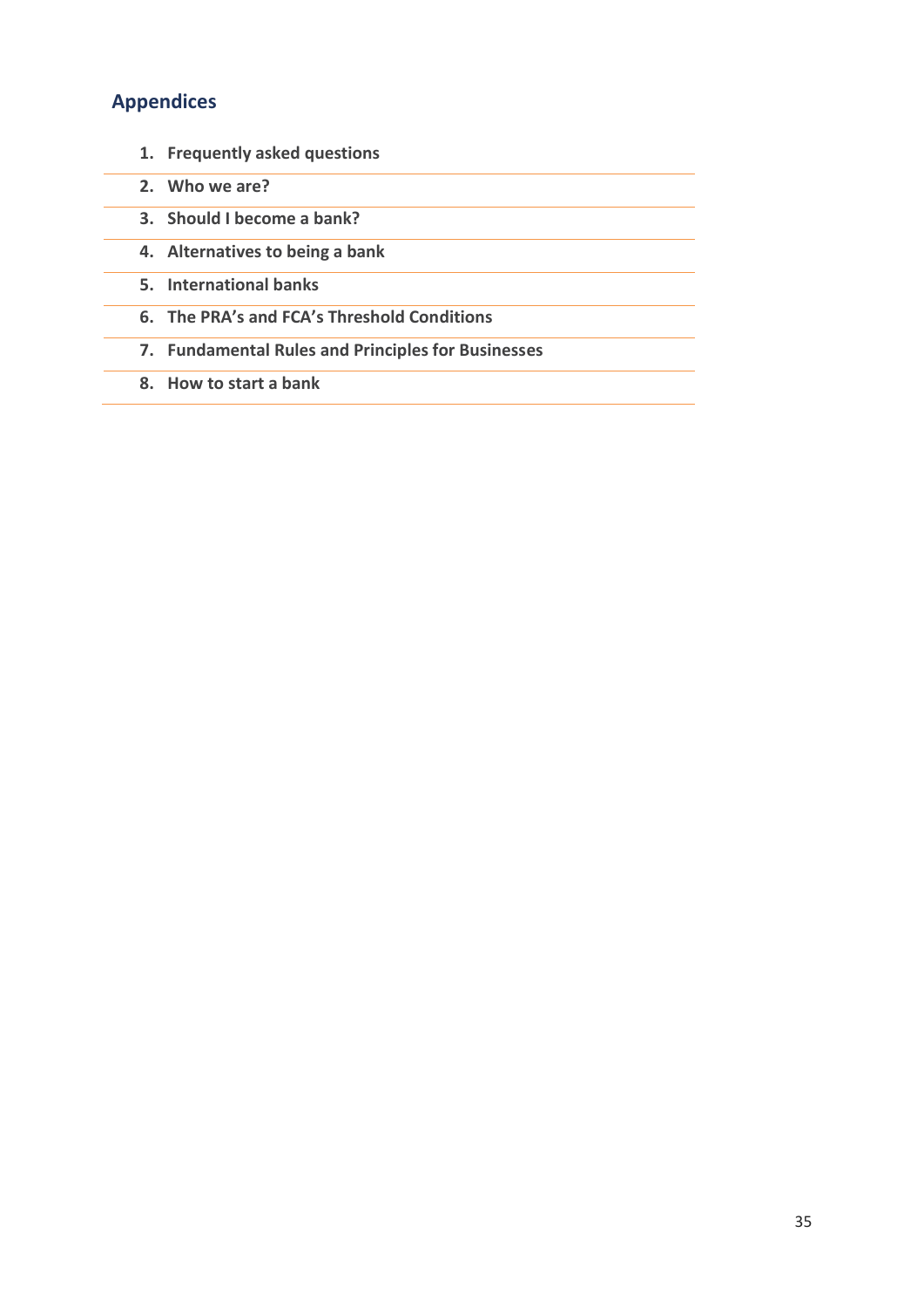## Appendices

1. **Frequently asked questions**
2. **Who we are?**
3. **Should I become a bank?**
4. **Alternatives to being a bank**
5. **International banks**
6. **The PRA's and FCA's Threshold Conditions**
7. **Fundamental Rules and Principles for Businesses**
8. **How to start a bank**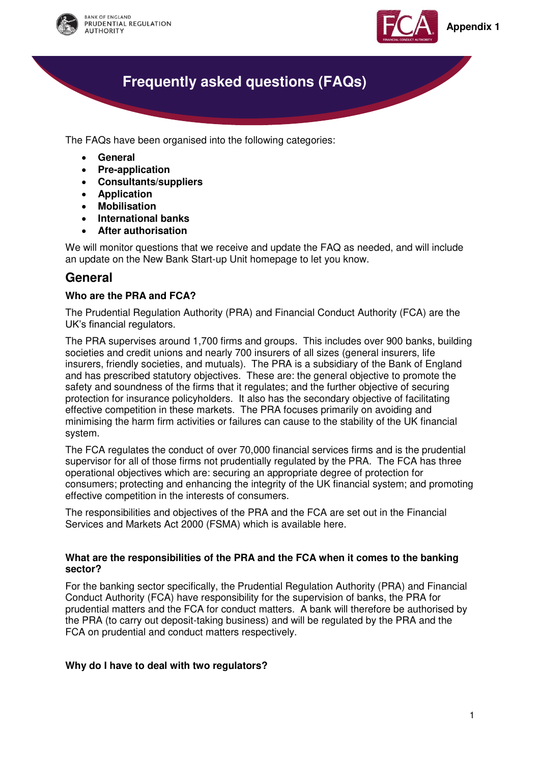Appendix 1

# Frequently asked questions (FAQs)

The FAQs have been organised into the following categories:

- **General**
- **Pre-application**
- **Consultants/suppliers**
- **Application**
- **Mobilisation**
- **International banks**
- **After authorisation**

We will monitor questions that we receive and update the FAQ as needed, and will include an update on the New Bank Start-up Unit homepage to let you know.

## General

**Who are the PRA and FCA?**

The Prudential Regulation Authority (PRA) and Financial Conduct Authority (FCA) are the UK's financial regulators.

The PRA supervises around 1,700 firms and groups. This includes over 900 banks, building societies and credit unions and nearly 700 insurers of all sizes (general insurers, life insurers, friendly societies, and mutuals). The PRA is a subsidiary of the Bank of England and has prescribed statutory objectives. These are: the general objective to promote the safety and soundness of the firms that it regulates; and the further objective of securing protection for insurance policyholders. It also has the secondary objective of facilitating effective competition in these markets. The PRA focuses primarily on avoiding and minimising the harm firm activities or failures can cause to the stability of the UK financial system.

The FCA regulates the conduct of over 70,000 financial services firms and is the prudential supervisor for all of those firms not prudentially regulated by the PRA. The FCA has three operational objectives which are: securing an appropriate degree of protection for consumers; protecting and enhancing the integrity of the UK financial system; and promoting effective competition in the interests of consumers.

The responsibilities and objectives of the PRA and the FCA are set out in the Financial Services and Markets Act 2000 (FSMA) which is available here.

**What are the responsibilities of the PRA and the FCA when it comes to the banking sector?**

For the banking sector specifically, the Prudential Regulation Authority (PRA) and Financial Conduct Authority (FCA) have responsibility for the supervision of banks, the PRA for prudential matters and the FCA for conduct matters. A bank will therefore be authorised by the PRA (to carry out deposit-taking business) and will be regulated by the PRA and the FCA on prudential and conduct matters respectively.

**Why do I have to deal with two regulators?**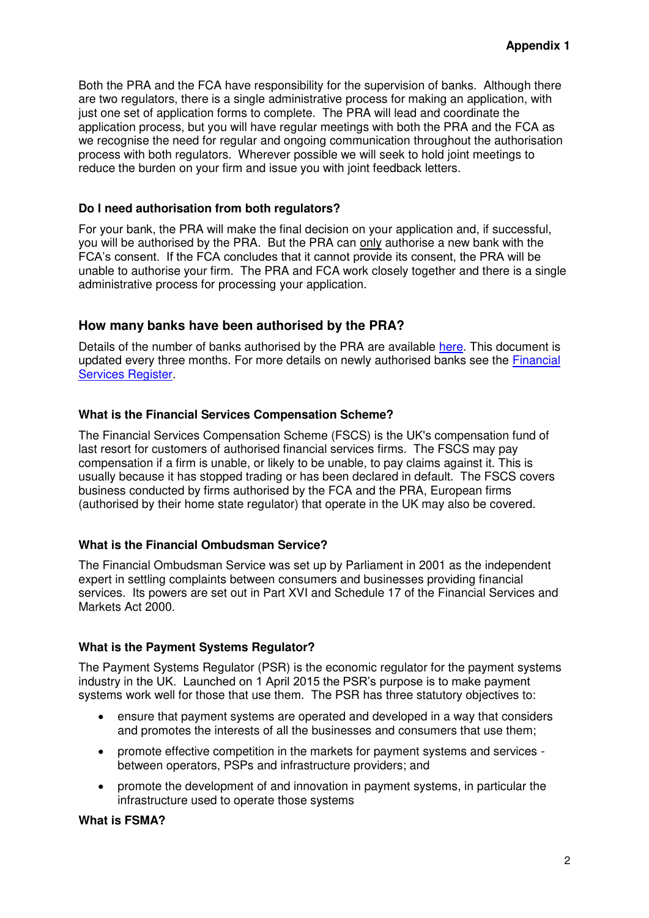Both the PRA and the FCA have responsibility for the supervision of banks. Although there are two regulators, there is a single administrative process for making an application, with just one set of application forms to complete. The PRA will lead and coordinate the application process, but you will have regular meetings with both the PRA and the FCA as we recognise the need for regular and ongoing communication throughout the authorisation process with both regulators. Wherever possible we will seek to hold joint meetings to reduce the burden on your firm and issue you with joint feedback letters.

**Do I need authorisation from both regulators?**

For your bank, the PRA will make the final decision on your application and, if successful, you will be authorised by the PRA. But the PRA can only authorise a new bank with the FCA's consent. If the FCA concludes that it cannot provide its consent, the PRA will be unable to authorise your firm. The PRA and FCA work closely together and there is a single administrative process for processing your application.

## How many banks have been authorised by the PRA?

Details of the number of banks authorised by the PRA are available here. This document is updated every three months. For more details on newly authorised banks see the Financial Services Register.

**What is the Financial Services Compensation Scheme?**

The Financial Services Compensation Scheme (FSCS) is the UK's compensation fund of last resort for customers of authorised financial services firms. The FSCS may pay compensation if a firm is unable, or likely to be unable, to pay claims against it. This is usually because it has stopped trading or has been declared in default. The FSCS covers business conducted by firms authorised by the FCA and the PRA, European firms (authorised by their home state regulator) that operate in the UK may also be covered.

**What is the Financial Ombudsman Service?**

The Financial Ombudsman Service was set up by Parliament in 2001 as the independent expert in settling complaints between consumers and businesses providing financial services. Its powers are set out in Part XVI and Schedule 17 of the Financial Services and Markets Act 2000.

**What is the Payment Systems Regulator?**

The Payment Systems Regulator (PSR) is the economic regulator for the payment systems industry in the UK. Launched on 1 April 2015 the PSR's purpose is to make payment systems work well for those that use them. The PSR has three statutory objectives to:

- ensure that payment systems are operated and developed in a way that considers and promotes the interests of all the businesses and consumers that use them;
- promote effective competition in the markets for payment systems and services - between operators, PSPs and infrastructure providers; and
- promote the development of and innovation in payment systems, in particular the infrastructure used to operate those systems

**What is FSMA?**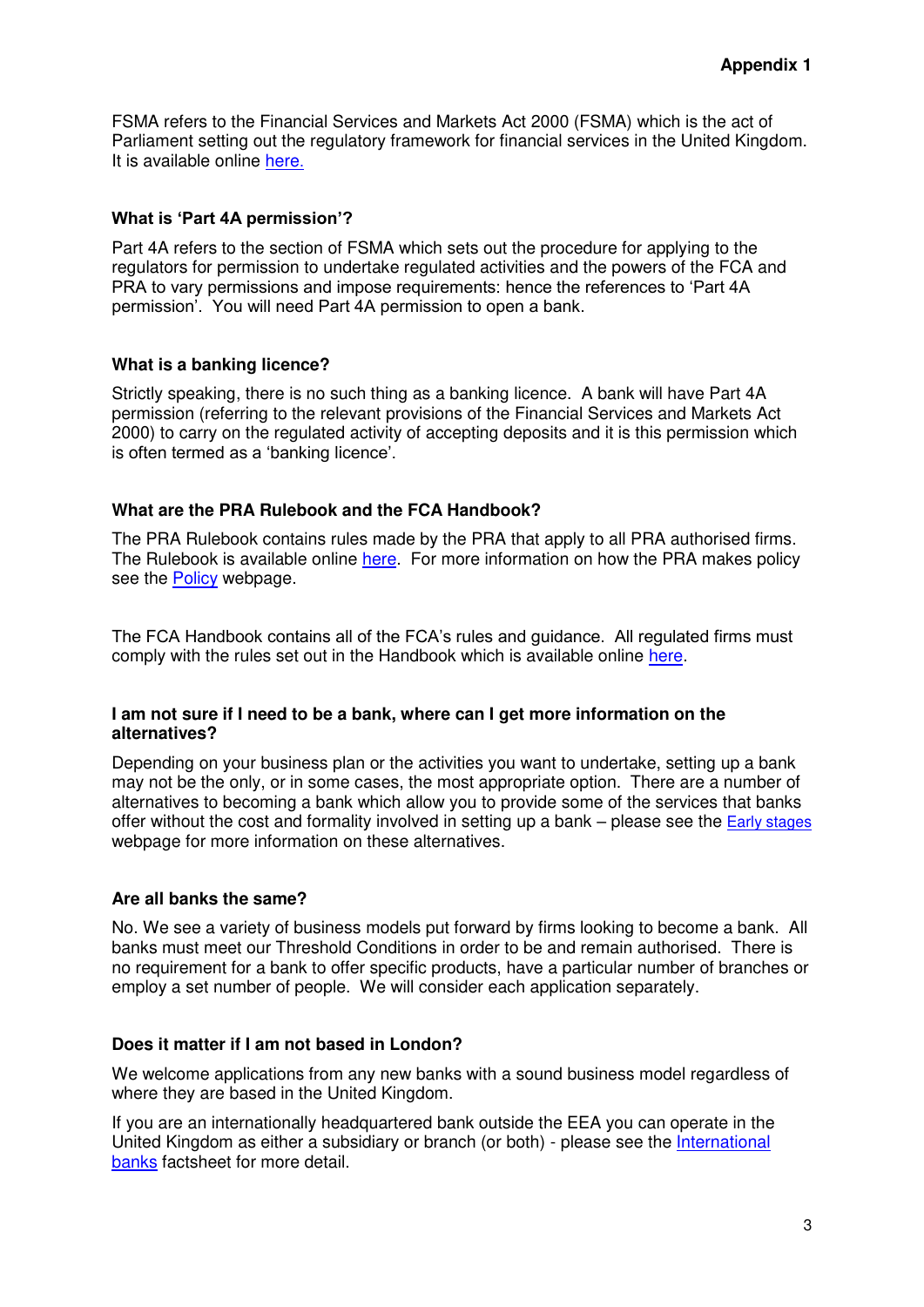**Appendix 1**

FSMA refers to the Financial Services and Markets Act 2000 (FSMA) which is the act of Parliament setting out the regulatory framework for financial services in the United Kingdom. It is available online here.

### What is 'Part 4A permission'?

Part 4A refers to the section of FSMA which sets out the procedure for applying to the regulators for permission to undertake regulated activities and the powers of the FCA and PRA to vary permissions and impose requirements: hence the references to 'Part 4A permission'. You will need Part 4A permission to open a bank.

### What is a banking licence?

Strictly speaking, there is no such thing as a banking licence. A bank will have Part 4A permission (referring to the relevant provisions of the Financial Services and Markets Act 2000) to carry on the regulated activity of accepting deposits and it is this permission which is often termed as a 'banking licence'.

### What are the PRA Rulebook and the FCA Handbook?

The PRA Rulebook contains rules made by the PRA that apply to all PRA authorised firms. The Rulebook is available online here. For more information on how the PRA makes policy see the Policy webpage.

The FCA Handbook contains all of the FCA's rules and guidance. All regulated firms must comply with the rules set out in the Handbook which is available online here.

### I am not sure if I need to be a bank, where can I get more information on the alternatives?

Depending on your business plan or the activities you want to undertake, setting up a bank may not be the only, or in some cases, the most appropriate option. There are a number of alternatives to becoming a bank which allow you to provide some of the services that banks offer without the cost and formality involved in setting up a bank – please see the Early stages webpage for more information on these alternatives.

### Are all banks the same?

No. We see a variety of business models put forward by firms looking to become a bank. All banks must meet our Threshold Conditions in order to be and remain authorised. There is no requirement for a bank to offer specific products, have a particular number of branches or employ a set number of people. We will consider each application separately.

### Does it matter if I am not based in London?

We welcome applications from any new banks with a sound business model regardless of where they are based in the United Kingdom.

If you are an internationally headquartered bank outside the EEA you can operate in the United Kingdom as either a subsidiary or branch (or both) - please see the International banks factsheet for more detail.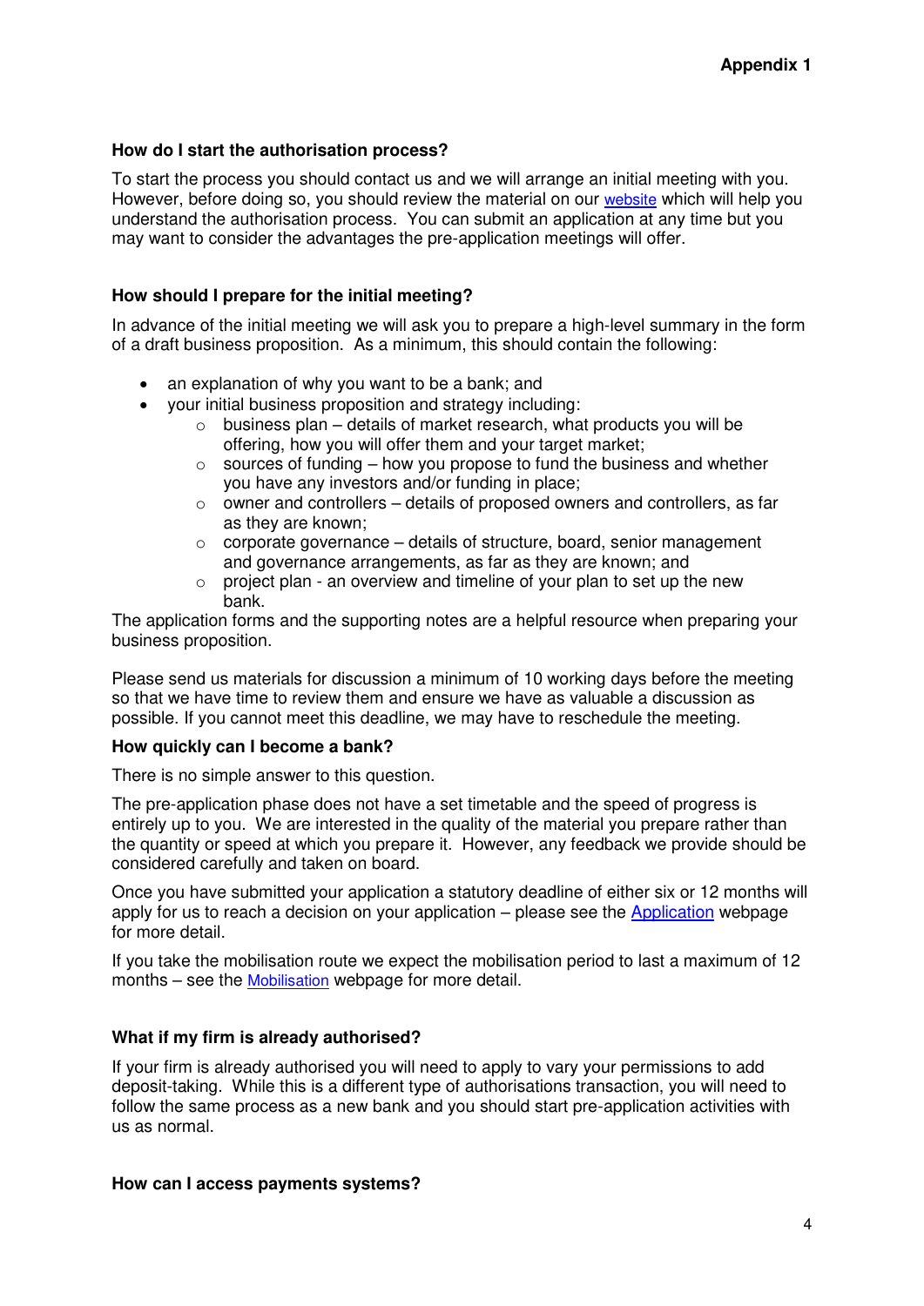**Appendix 1**

### How do I start the authorisation process?

To start the process you should contact us and we will arrange an initial meeting with you. However, before doing so, you should review the material on our website which will help you understand the authorisation process. You can submit an application at any time but you may want to consider the advantages the pre-application meetings will offer.

### How should I prepare for the initial meeting?

In advance of the initial meeting we will ask you to prepare a high-level summary in the form of a draft business proposition. As a minimum, this should contain the following:

- an explanation of why you want to be a bank; and
- your initial business proposition and strategy including:
  - business plan – details of market research, what products you will be offering, how you will offer them and your target market;
  - sources of funding – how you propose to fund the business and whether you have any investors and/or funding in place;
  - owner and controllers – details of proposed owners and controllers, as far as they are known;
  - corporate governance – details of structure, board, senior management and governance arrangements, as far as they are known; and
  - project plan - an overview and timeline of your plan to set up the new bank.

The application forms and the supporting notes are a helpful resource when preparing your business proposition.

Please send us materials for discussion a minimum of 10 working days before the meeting so that we have time to review them and ensure we have as valuable a discussion as possible. If you cannot meet this deadline, we may have to reschedule the meeting.

### How quickly can I become a bank?

There is no simple answer to this question.

The pre-application phase does not have a set timetable and the speed of progress is entirely up to you. We are interested in the quality of the material you prepare rather than the quantity or speed at which you prepare it. However, any feedback we provide should be considered carefully and taken on board.

Once you have submitted your application a statutory deadline of either six or 12 months will apply for us to reach a decision on your application – please see the Application webpage for more detail.

If you take the mobilisation route we expect the mobilisation period to last a maximum of 12 months – see the Mobilisation webpage for more detail.

### What if my firm is already authorised?

If your firm is already authorised you will need to apply to vary your permissions to add deposit-taking. While this is a different type of authorisations transaction, you will need to follow the same process as a new bank and you should start pre-application activities with us as normal.

### How can I access payments systems?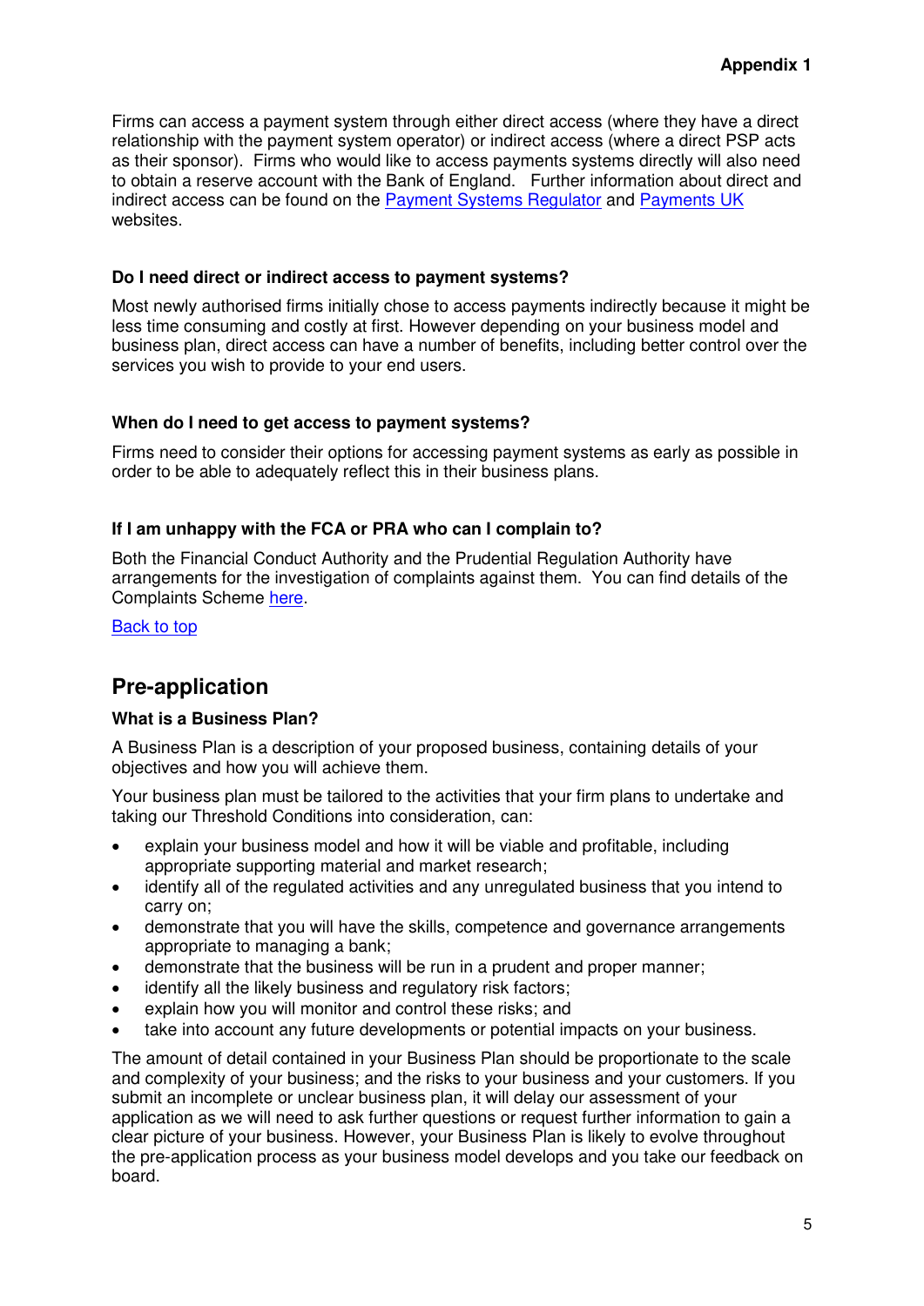Firms can access a payment system through either direct access (where they have a direct relationship with the payment system operator) or indirect access (where a direct PSP acts as their sponsor). Firms who would like to access payments systems directly will also need to obtain a reserve account with the Bank of England. Further information about direct and indirect access can be found on the Payment Systems Regulator and Payments UK websites.

### Do I need direct or indirect access to payment systems?

Most newly authorised firms initially chose to access payments indirectly because it might be less time consuming and costly at first. However depending on your business model and business plan, direct access can have a number of benefits, including better control over the services you wish to provide to your end users.

### When do I need to get access to payment systems?

Firms need to consider their options for accessing payment systems as early as possible in order to be able to adequately reflect this in their business plans.

### If I am unhappy with the FCA or PRA who can I complain to?

Both the Financial Conduct Authority and the Prudential Regulation Authority have arrangements for the investigation of complaints against them. You can find details of the Complaints Scheme here.

Back to top

## Pre-application

### What is a Business Plan?

A Business Plan is a description of your proposed business, containing details of your objectives and how you will achieve them.

Your business plan must be tailored to the activities that your firm plans to undertake and taking our Threshold Conditions into consideration, can:

- explain your business model and how it will be viable and profitable, including appropriate supporting material and market research;
- identify all of the regulated activities and any unregulated business that you intend to carry on;
- demonstrate that you will have the skills, competence and governance arrangements appropriate to managing a bank;
- demonstrate that the business will be run in a prudent and proper manner;
- identify all the likely business and regulatory risk factors;
- explain how you will monitor and control these risks; and
- take into account any future developments or potential impacts on your business.

The amount of detail contained in your Business Plan should be proportionate to the scale and complexity of your business; and the risks to your business and your customers. If you submit an incomplete or unclear business plan, it will delay our assessment of your application as we will need to ask further questions or request further information to gain a clear picture of your business. However, your Business Plan is likely to evolve throughout the pre-application process as your business model develops and you take our feedback on board.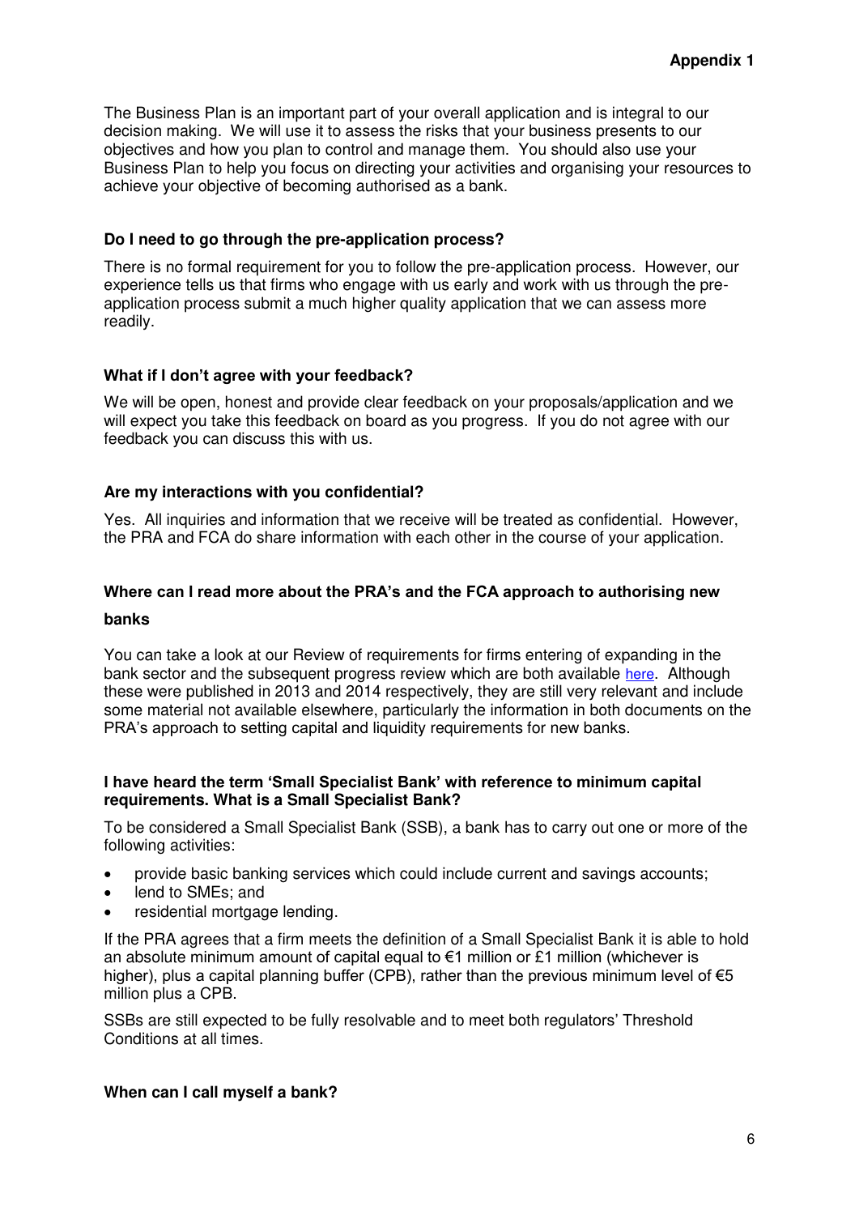The Business Plan is an important part of your overall application and is integral to our decision making. We will use it to assess the risks that your business presents to our objectives and how you plan to control and manage them. You should also use your Business Plan to help you focus on directing your activities and organising your resources to achieve your objective of becoming authorised as a bank.

**Do I need to go through the pre-application process?**

There is no formal requirement for you to follow the pre-application process. However, our experience tells us that firms who engage with us early and work with us through the pre-application process submit a much higher quality application that we can assess more readily.

**What if I don't agree with your feedback?**

We will be open, honest and provide clear feedback on your proposals/application and we will expect you take this feedback on board as you progress. If you do not agree with our feedback you can discuss this with us.

**Are my interactions with you confidential?**

Yes. All inquiries and information that we receive will be treated as confidential. However, the PRA and FCA do share information with each other in the course of your application.

**Where can I read more about the PRA's and the FCA approach to authorising new banks**

You can take a look at our Review of requirements for firms entering of expanding in the bank sector and the subsequent progress review which are both available here. Although these were published in 2013 and 2014 respectively, they are still very relevant and include some material not available elsewhere, particularly the information in both documents on the PRA's approach to setting capital and liquidity requirements for new banks.

**I have heard the term 'Small Specialist Bank' with reference to minimum capital requirements. What is a Small Specialist Bank?**

To be considered a Small Specialist Bank (SSB), a bank has to carry out one or more of the following activities:

- provide basic banking services which could include current and savings accounts;
- lend to SMEs; and
- residential mortgage lending.

If the PRA agrees that a firm meets the definition of a Small Specialist Bank it is able to hold an absolute minimum amount of capital equal to €1 million or £1 million (whichever is higher), plus a capital planning buffer (CPB), rather than the previous minimum level of €5 million plus a CPB.

SSBs are still expected to be fully resolvable and to meet both regulators' Threshold Conditions at all times.

**When can I call myself a bank?**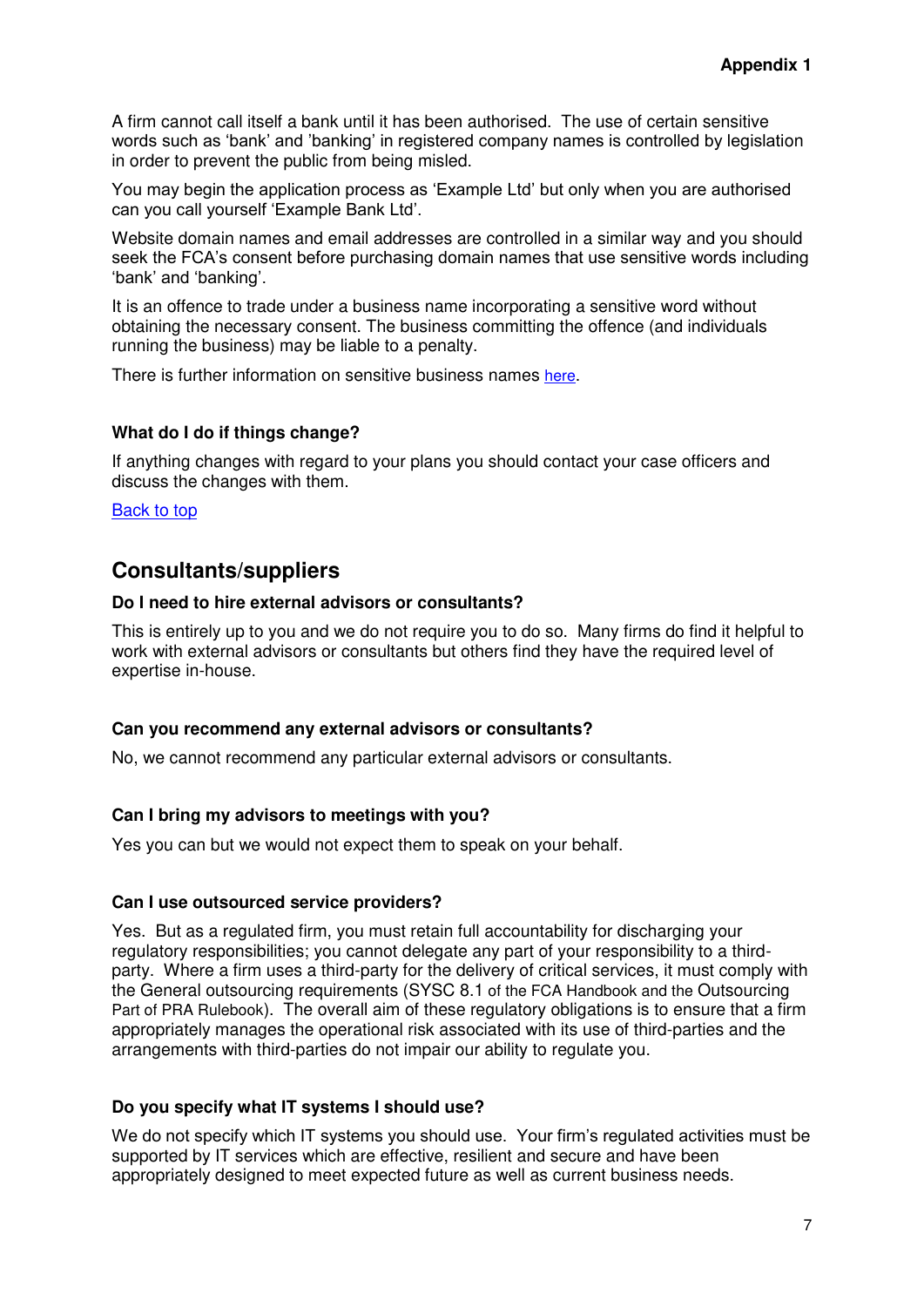A firm cannot call itself a bank until it has been authorised. The use of certain sensitive words such as 'bank' and 'banking' in registered company names is controlled by legislation in order to prevent the public from being misled.

You may begin the application process as 'Example Ltd' but only when you are authorised can you call yourself 'Example Bank Ltd'.

Website domain names and email addresses are controlled in a similar way and you should seek the FCA's consent before purchasing domain names that use sensitive words including 'bank' and 'banking'.

It is an offence to trade under a business name incorporating a sensitive word without obtaining the necessary consent. The business committing the offence (and individuals running the business) may be liable to a penalty.

There is further information on sensitive business names here.

### What do I do if things change?

If anything changes with regard to your plans you should contact your case officers and discuss the changes with them.

Back to top

## Consultants/suppliers

### Do I need to hire external advisors or consultants?

This is entirely up to you and we do not require you to do so. Many firms do find it helpful to work with external advisors or consultants but others find they have the required level of expertise in-house.

### Can you recommend any external advisors or consultants?

No, we cannot recommend any particular external advisors or consultants.

### Can I bring my advisors to meetings with you?

Yes you can but we would not expect them to speak on your behalf.

### Can I use outsourced service providers?

Yes. But as a regulated firm, you must retain full accountability for discharging your regulatory responsibilities; you cannot delegate any part of your responsibility to a third-party. Where a firm uses a third-party for the delivery of critical services, it must comply with the General outsourcing requirements (SYSC 8.1 of the FCA Handbook and the Outsourcing Part of PRA Rulebook). The overall aim of these regulatory obligations is to ensure that a firm appropriately manages the operational risk associated with its use of third-parties and the arrangements with third-parties do not impair our ability to regulate you.

### Do you specify what IT systems I should use?

We do not specify which IT systems you should use. Your firm's regulated activities must be supported by IT services which are effective, resilient and secure and have been appropriately designed to meet expected future as well as current business needs.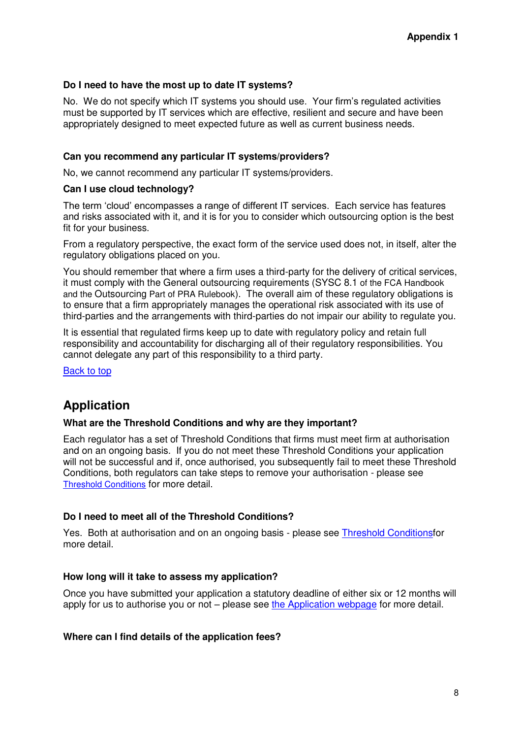**Do I need to have the most up to date IT systems?**

No. We do not specify which IT systems you should use. Your firm's regulated activities must be supported by IT services which are effective, resilient and secure and have been appropriately designed to meet expected future as well as current business needs.

**Can you recommend any particular IT systems/providers?**

No, we cannot recommend any particular IT systems/providers.

**Can I use cloud technology?**

The term 'cloud' encompasses a range of different IT services. Each service has features and risks associated with it, and it is for you to consider which outsourcing option is the best fit for your business.

From a regulatory perspective, the exact form of the service used does not, in itself, alter the regulatory obligations placed on you.

You should remember that where a firm uses a third-party for the delivery of critical services, it must comply with the General outsourcing requirements (SYSC 8.1 of the FCA Handbook and the Outsourcing Part of PRA Rulebook). The overall aim of these regulatory obligations is to ensure that a firm appropriately manages the operational risk associated with its use of third-parties and the arrangements with third-parties do not impair our ability to regulate you.

It is essential that regulated firms keep up to date with regulatory policy and retain full responsibility and accountability for discharging all of their regulatory responsibilities. You cannot delegate any part of this responsibility to a third party.

Back to top

## Application

**What are the Threshold Conditions and why are they important?**

Each regulator has a set of Threshold Conditions that firms must meet firm at authorisation and on an ongoing basis. If you do not meet these Threshold Conditions your application will not be successful and if, once authorised, you subsequently fail to meet these Threshold Conditions, both regulators can take steps to remove your authorisation - please see Threshold Conditions for more detail.

**Do I need to meet all of the Threshold Conditions?**

Yes. Both at authorisation and on an ongoing basis - please see Threshold Conditionsfor more detail.

**How long will it take to assess my application?**

Once you have submitted your application a statutory deadline of either six or 12 months will apply for us to authorise you or not – please see the Application webpage for more detail.

**Where can I find details of the application fees?**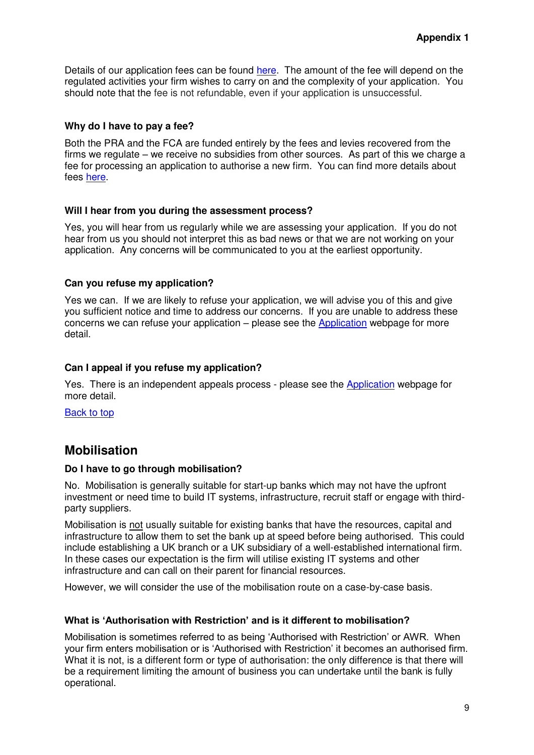Details of our application fees can be found here. The amount of the fee will depend on the regulated activities your firm wishes to carry on and the complexity of your application. You should note that the fee is not refundable, even if your application is unsuccessful.

### Why do I have to pay a fee?

Both the PRA and the FCA are funded entirely by the fees and levies recovered from the firms we regulate – we receive no subsidies from other sources. As part of this we charge a fee for processing an application to authorise a new firm. You can find more details about fees here.

### Will I hear from you during the assessment process?

Yes, you will hear from us regularly while we are assessing your application. If you do not hear from us you should not interpret this as bad news or that we are not working on your application. Any concerns will be communicated to you at the earliest opportunity.

### Can you refuse my application?

Yes we can. If we are likely to refuse your application, we will advise you of this and give you sufficient notice and time to address our concerns. If you are unable to address these concerns we can refuse your application – please see the Application webpage for more detail.

### Can I appeal if you refuse my application?

Yes. There is an independent appeals process - please see the Application webpage for more detail.

Back to top

## Mobilisation

### Do I have to go through mobilisation?

No. Mobilisation is generally suitable for start-up banks which may not have the upfront investment or need time to build IT systems, infrastructure, recruit staff or engage with third-party suppliers.

Mobilisation is not usually suitable for existing banks that have the resources, capital and infrastructure to allow them to set the bank up at speed before being authorised. This could include establishing a UK branch or a UK subsidiary of a well-established international firm. In these cases our expectation is the firm will utilise existing IT systems and other infrastructure and can call on their parent for financial resources.

However, we will consider the use of the mobilisation route on a case-by-case basis.

### What is 'Authorisation with Restriction' and is it different to mobilisation?

Mobilisation is sometimes referred to as being 'Authorised with Restriction' or AWR. When your firm enters mobilisation or is 'Authorised with Restriction' it becomes an authorised firm. What it is not, is a different form or type of authorisation: the only difference is that there will be a requirement limiting the amount of business you can undertake until the bank is fully operational.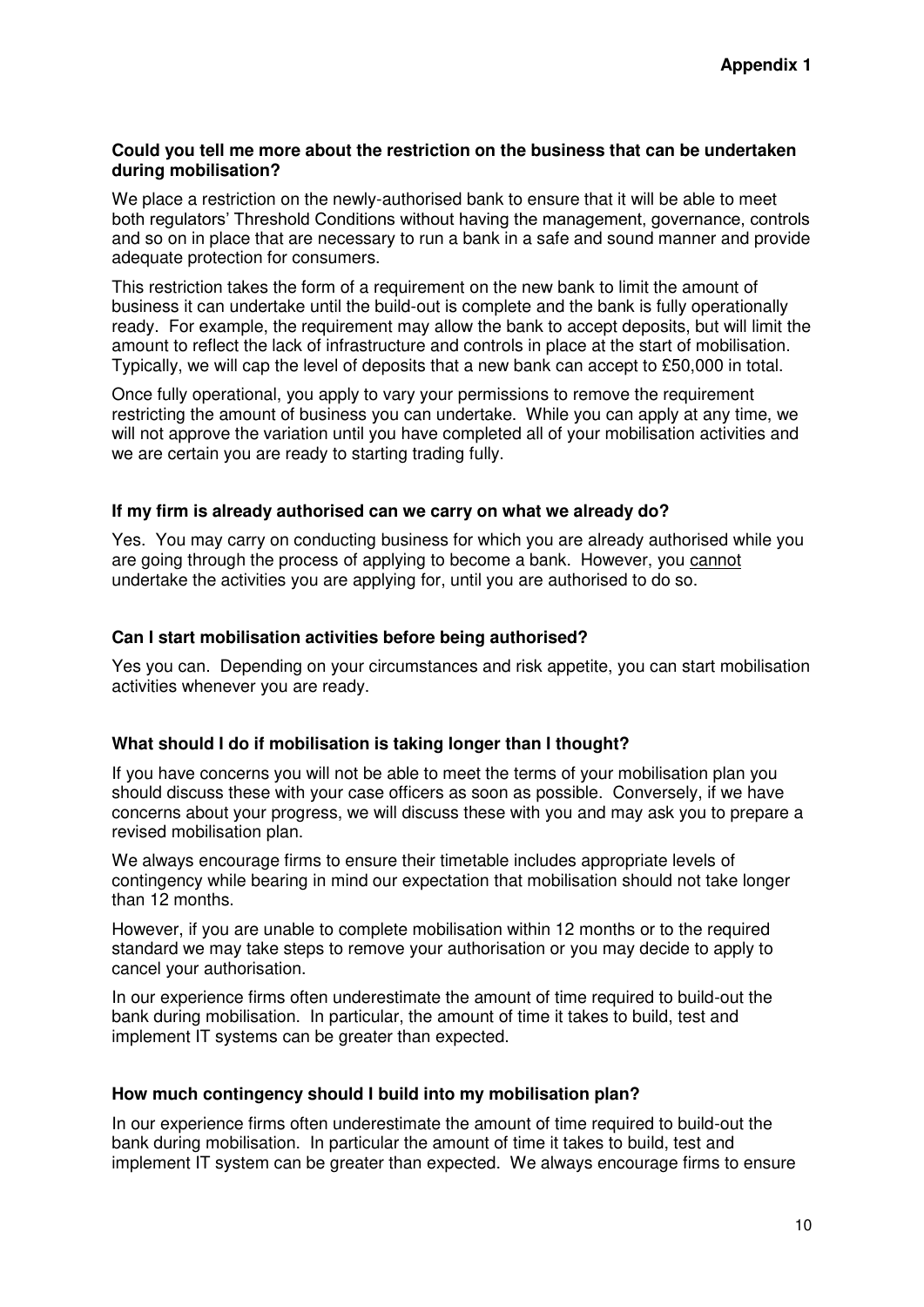**Appendix 1**

**Could you tell me more about the restriction on the business that can be undertaken during mobilisation?**

We place a restriction on the newly-authorised bank to ensure that it will be able to meet both regulators' Threshold Conditions without having the management, governance, controls and so on in place that are necessary to run a bank in a safe and sound manner and provide adequate protection for consumers.

This restriction takes the form of a requirement on the new bank to limit the amount of business it can undertake until the build-out is complete and the bank is fully operationally ready. For example, the requirement may allow the bank to accept deposits, but will limit the amount to reflect the lack of infrastructure and controls in place at the start of mobilisation. Typically, we will cap the level of deposits that a new bank can accept to £50,000 in total.

Once fully operational, you apply to vary your permissions to remove the requirement restricting the amount of business you can undertake. While you can apply at any time, we will not approve the variation until you have completed all of your mobilisation activities and we are certain you are ready to starting trading fully.

**If my firm is already authorised can we carry on what we already do?**

Yes. You may carry on conducting business for which you are already authorised while you are going through the process of applying to become a bank. However, you <u>cannot</u> undertake the activities you are applying for, until you are authorised to do so.

**Can I start mobilisation activities before being authorised?**

Yes you can. Depending on your circumstances and risk appetite, you can start mobilisation activities whenever you are ready.

**What should I do if mobilisation is taking longer than I thought?**

If you have concerns you will not be able to meet the terms of your mobilisation plan you should discuss these with your case officers as soon as possible. Conversely, if we have concerns about your progress, we will discuss these with you and may ask you to prepare a revised mobilisation plan.

We always encourage firms to ensure their timetable includes appropriate levels of contingency while bearing in mind our expectation that mobilisation should not take longer than 12 months.

However, if you are unable to complete mobilisation within 12 months or to the required standard we may take steps to remove your authorisation or you may decide to apply to cancel your authorisation.

In our experience firms often underestimate the amount of time required to build-out the bank during mobilisation. In particular, the amount of time it takes to build, test and implement IT systems can be greater than expected.

**How much contingency should I build into my mobilisation plan?**

In our experience firms often underestimate the amount of time required to build-out the bank during mobilisation. In particular the amount of time it takes to build, test and implement IT system can be greater than expected. We always encourage firms to ensure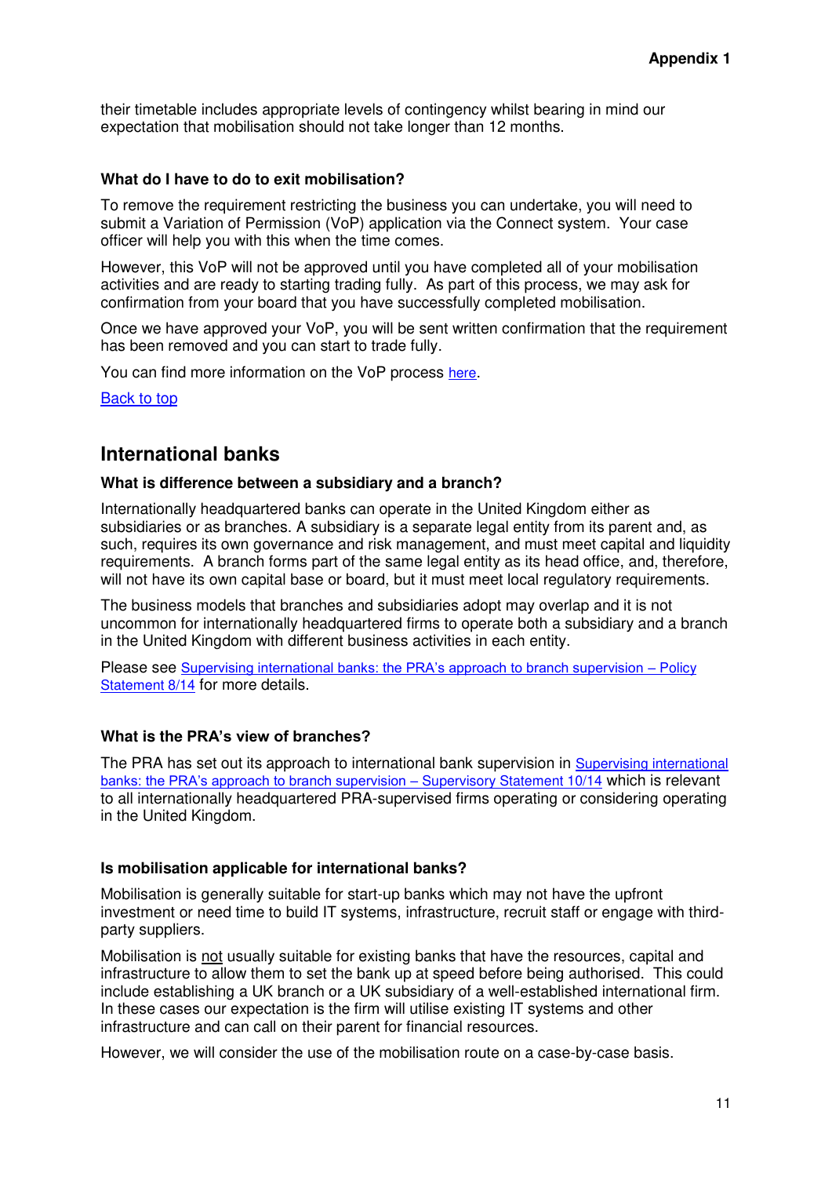their timetable includes appropriate levels of contingency whilst bearing in mind our expectation that mobilisation should not take longer than 12 months.

### What do I have to do to exit mobilisation?

To remove the requirement restricting the business you can undertake, you will need to submit a Variation of Permission (VoP) application via the Connect system. Your case officer will help you with this when the time comes.

However, this VoP will not be approved until you have completed all of your mobilisation activities and are ready to starting trading fully. As part of this process, we may ask for confirmation from your board that you have successfully completed mobilisation.

Once we have approved your VoP, you will be sent written confirmation that the requirement has been removed and you can start to trade fully.

You can find more information on the VoP process here.

Back to top

## International banks

### What is difference between a subsidiary and a branch?

Internationally headquartered banks can operate in the United Kingdom either as subsidiaries or as branches. A subsidiary is a separate legal entity from its parent and, as such, requires its own governance and risk management, and must meet capital and liquidity requirements. A branch forms part of the same legal entity as its head office, and, therefore, will not have its own capital base or board, but it must meet local regulatory requirements.

The business models that branches and subsidiaries adopt may overlap and it is not uncommon for internationally headquartered firms to operate both a subsidiary and a branch in the United Kingdom with different business activities in each entity.

Please see Supervising international banks: the PRA's approach to branch supervision – Policy Statement 8/14 for more details.

### What is the PRA's view of branches?

The PRA has set out its approach to international bank supervision in Supervising international banks: the PRA's approach to branch supervision – Supervisory Statement 10/14 which is relevant to all internationally headquartered PRA-supervised firms operating or considering operating in the United Kingdom.

### Is mobilisation applicable for international banks?

Mobilisation is generally suitable for start-up banks which may not have the upfront investment or need time to build IT systems, infrastructure, recruit staff or engage with third-party suppliers.

Mobilisation is not usually suitable for existing banks that have the resources, capital and infrastructure to allow them to set the bank up at speed before being authorised. This could include establishing a UK branch or a UK subsidiary of a well-established international firm. In these cases our expectation is the firm will utilise existing IT systems and other infrastructure and can call on their parent for financial resources.

However, we will consider the use of the mobilisation route on a case-by-case basis.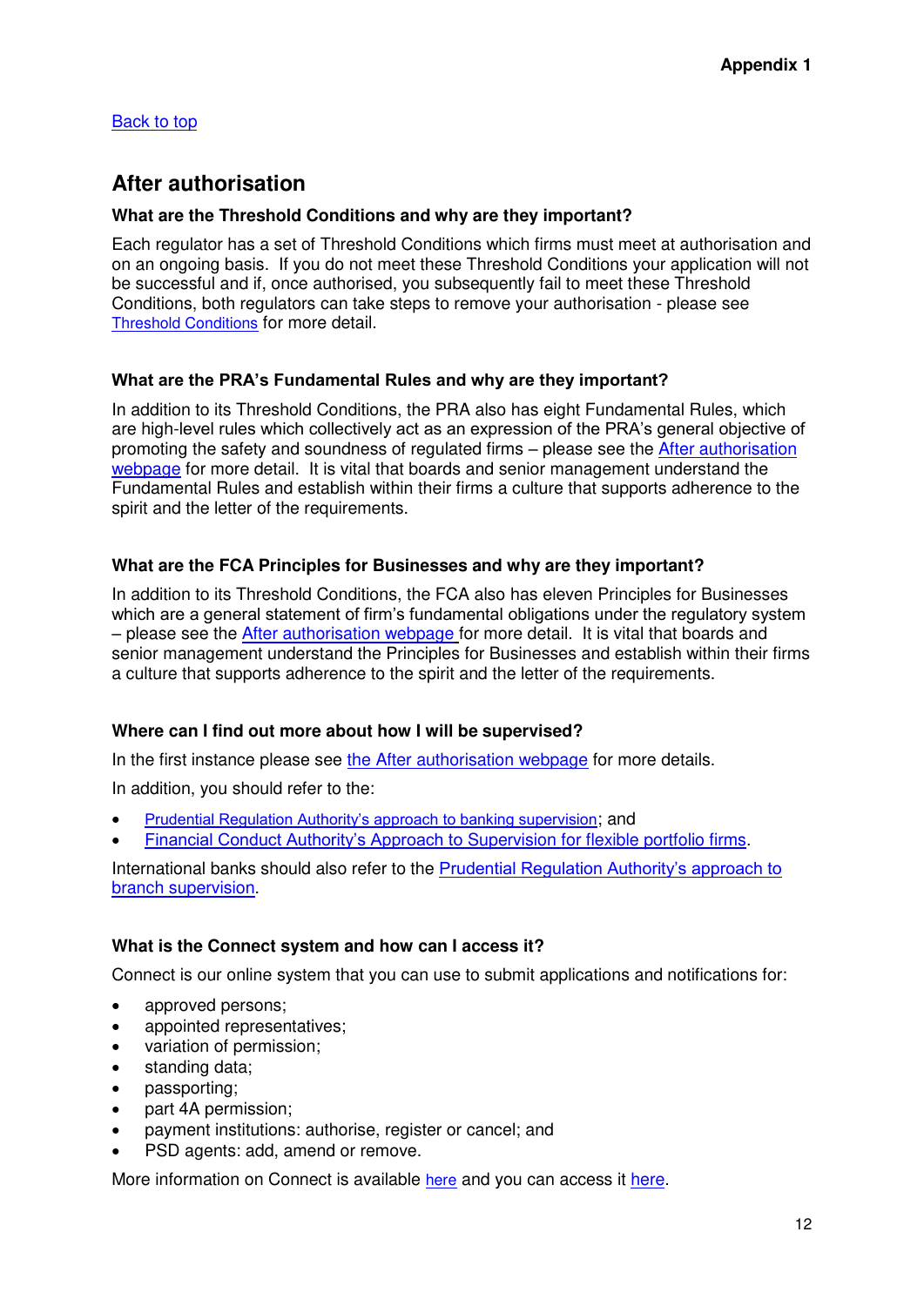Back to top

## After authorisation

### What are the Threshold Conditions and why are they important?

Each regulator has a set of Threshold Conditions which firms must meet at authorisation and on an ongoing basis. If you do not meet these Threshold Conditions your application will not be successful and if, once authorised, you subsequently fail to meet these Threshold Conditions, both regulators can take steps to remove your authorisation - please see Threshold Conditions for more detail.

### What are the PRA's Fundamental Rules and why are they important?

In addition to its Threshold Conditions, the PRA also has eight Fundamental Rules, which are high-level rules which collectively act as an expression of the PRA's general objective of promoting the safety and soundness of regulated firms – please see the After authorisation webpage for more detail. It is vital that boards and senior management understand the Fundamental Rules and establish within their firms a culture that supports adherence to the spirit and the letter of the requirements.

### What are the FCA Principles for Businesses and why are they important?

In addition to its Threshold Conditions, the FCA also has eleven Principles for Businesses which are a general statement of firm's fundamental obligations under the regulatory system – please see the After authorisation webpage for more detail. It is vital that boards and senior management understand the Principles for Businesses and establish within their firms a culture that supports adherence to the spirit and the letter of the requirements.

### Where can I find out more about how I will be supervised?

In the first instance please see the After authorisation webpage for more details.

In addition, you should refer to the:

- Prudential Regulation Authority's approach to banking supervision; and
- Financial Conduct Authority's Approach to Supervision for flexible portfolio firms.

International banks should also refer to the Prudential Regulation Authority's approach to branch supervision.

### What is the Connect system and how can I access it?

Connect is our online system that you can use to submit applications and notifications for:

- approved persons;
- appointed representatives;
- variation of permission;
- standing data;
- passporting;
- part 4A permission;
- payment institutions: authorise, register or cancel; and
- PSD agents: add, amend or remove.

More information on Connect is available here and you can access it here.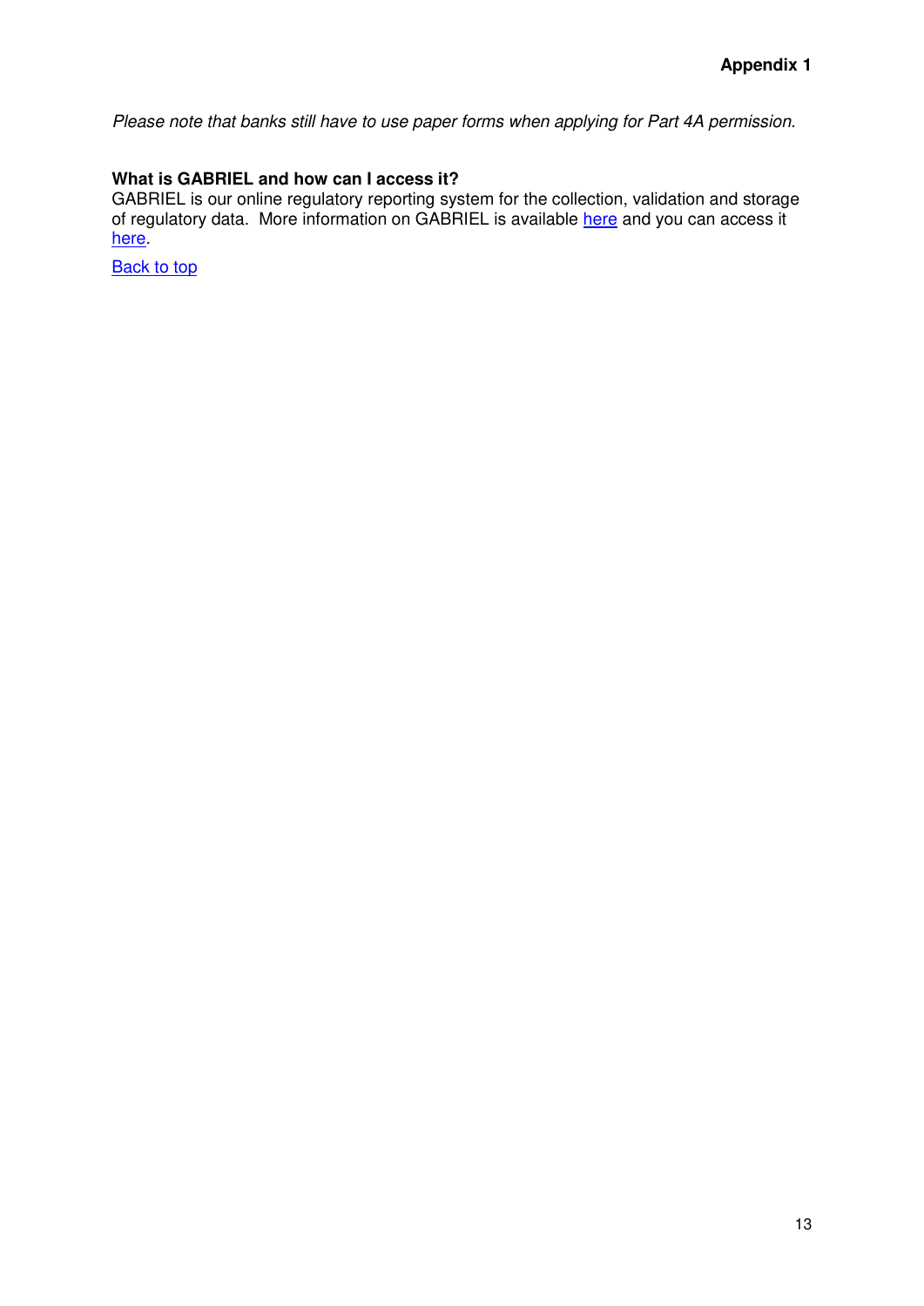*Please note that banks still have to use paper forms when applying for Part 4A permission.*

**What is GABRIEL and how can I access it?**

GABRIEL is our online regulatory reporting system for the collection, validation and storage of regulatory data. More information on GABRIEL is available here and you can access it here.

Back to top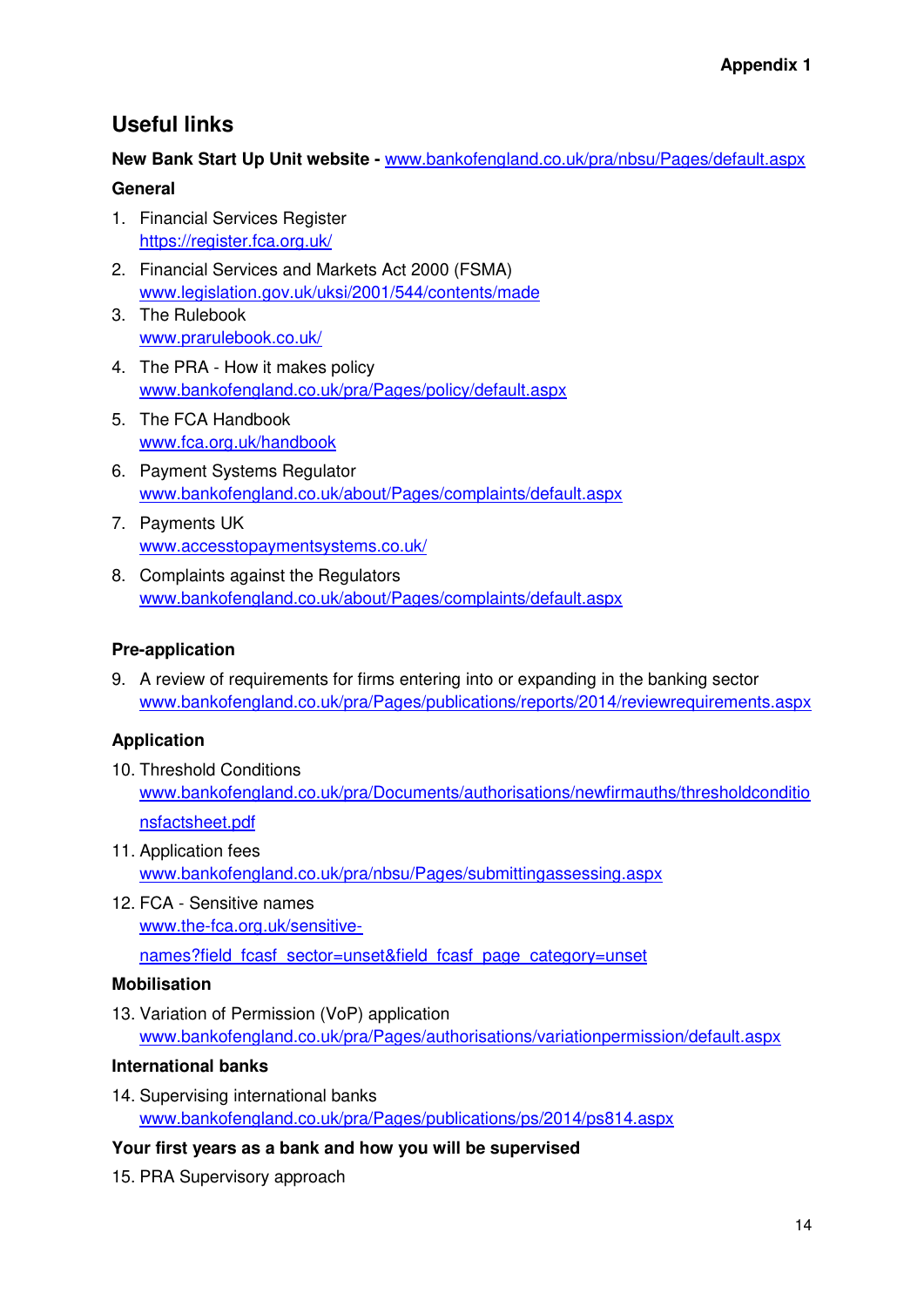Appendix 1

## Useful links

**New Bank Start Up Unit website -** www.bankofengland.co.uk/pra/nbsu/Pages/default.aspx

### General

1. Financial Services Register
   https://register.fca.org.uk/
2. Financial Services and Markets Act 2000 (FSMA)
   www.legislation.gov.uk/uksi/2001/544/contents/made
3. The Rulebook
   www.prarulebook.co.uk/
4. The PRA - How it makes policy
   www.bankofengland.co.uk/pra/Pages/policy/default.aspx
5. The FCA Handbook
   www.fca.org.uk/handbook
6. Payment Systems Regulator
   www.bankofengland.co.uk/about/Pages/complaints/default.aspx
7. Payments UK
   www.accesstopaymentsystems.co.uk/
8. Complaints against the Regulators
   www.bankofengland.co.uk/about/Pages/complaints/default.aspx

### Pre-application

9. A review of requirements for firms entering into or expanding in the banking sector
   www.bankofengland.co.uk/pra/Pages/publications/reports/2014/reviewrequirements.aspx

### Application

10. Threshold Conditions
    www.bankofengland.co.uk/pra/Documents/authorisations/newfirmauths/thresholdconditionsfactsheet.pdf
11. Application fees
    www.bankofengland.co.uk/pra/nbsu/Pages/submittingassessing.aspx
12. FCA - Sensitive names
    www.the-fca.org.uk/sensitive-names?field_fcasf_sector=unset&field_fcasf_page_category=unset

### Mobilisation

13. Variation of Permission (VoP) application
    www.bankofengland.co.uk/pra/Pages/authorisations/variationpermission/default.aspx

### International banks

14. Supervising international banks
    www.bankofengland.co.uk/pra/Pages/publications/ps/2014/ps814.aspx

### Your first years as a bank and how you will be supervised

15. PRA Supervisory approach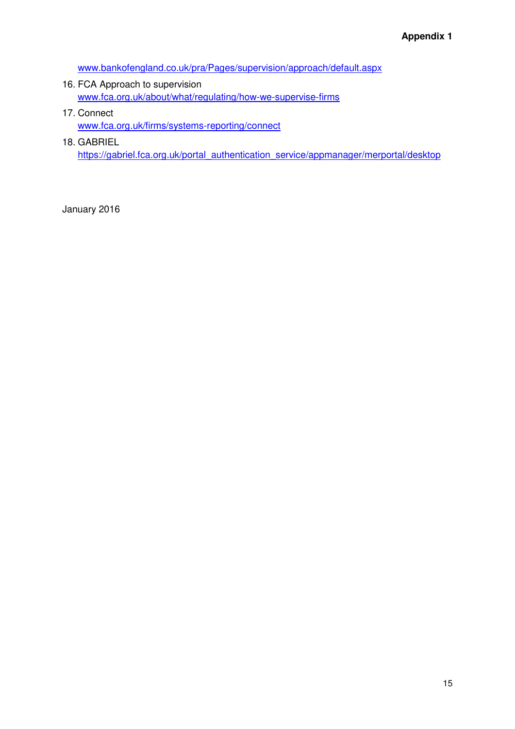www.bankofengland.co.uk/pra/Pages/supervision/approach/default.aspx

16. FCA Approach to supervision
    www.fca.org.uk/about/what/regulating/how-we-supervise-firms
17. Connect
    www.fca.org.uk/firms/systems-reporting/connect
18. GABRIEL
    https://gabriel.fca.org.uk/portal_authentication_service/appmanager/merportal/desktop

January 2016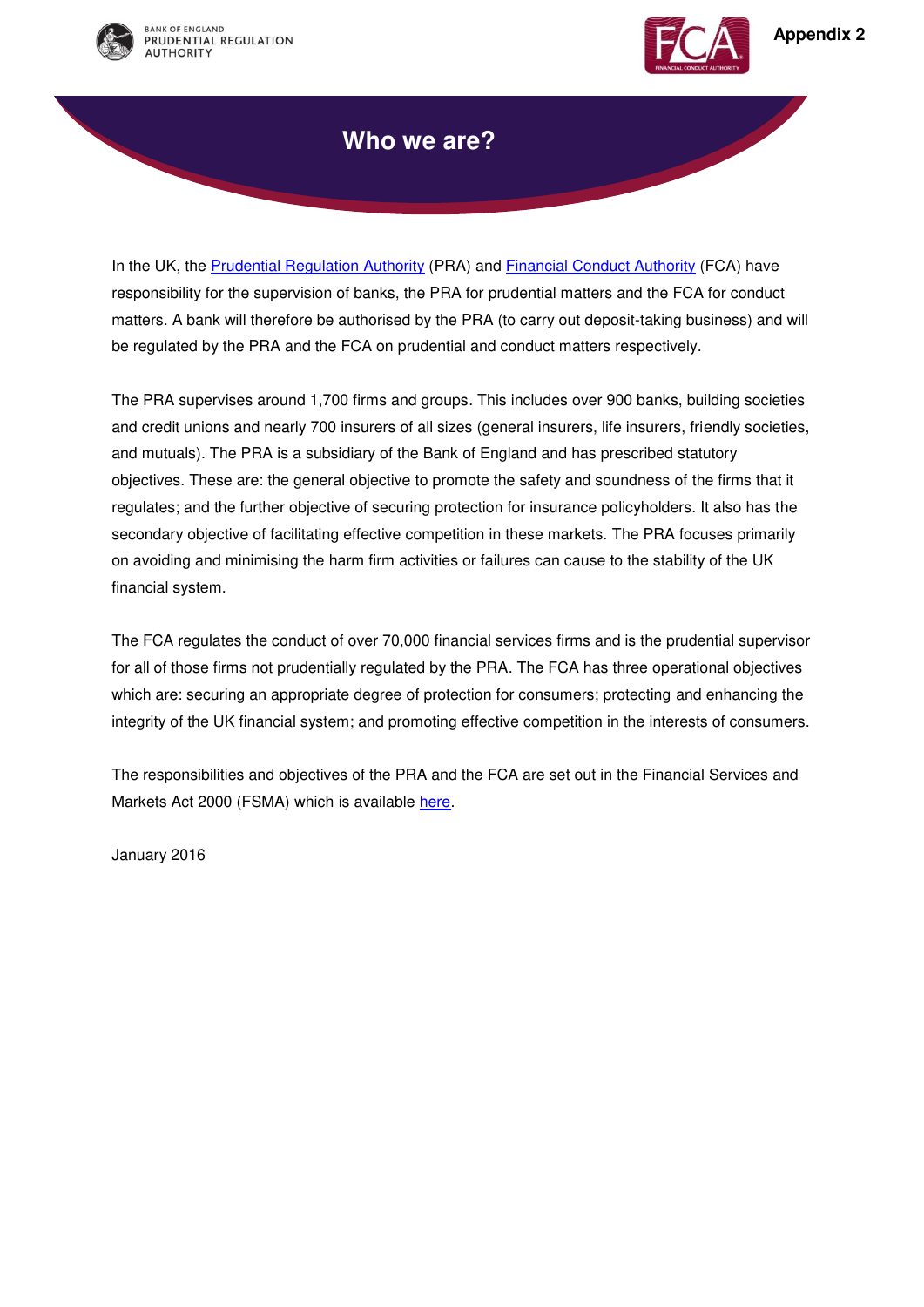Appendix 2

# Who we are?

In the UK, the [Prudential Regulation Authority](#) (PRA) and [Financial Conduct Authority](#) (FCA) have responsibility for the supervision of banks, the PRA for prudential matters and the FCA for conduct matters. A bank will therefore be authorised by the PRA (to carry out deposit-taking business) and will be regulated by the PRA and the FCA on prudential and conduct matters respectively.

The PRA supervises around 1,700 firms and groups. This includes over 900 banks, building societies and credit unions and nearly 700 insurers of all sizes (general insurers, life insurers, friendly societies, and mutuals). The PRA is a subsidiary of the Bank of England and has prescribed statutory objectives. These are: the general objective to promote the safety and soundness of the firms that it regulates; and the further objective of securing protection for insurance policyholders. It also has the secondary objective of facilitating effective competition in these markets. The PRA focuses primarily on avoiding and minimising the harm firm activities or failures can cause to the stability of the UK financial system.

The FCA regulates the conduct of over 70,000 financial services firms and is the prudential supervisor for all of those firms not prudentially regulated by the PRA. The FCA has three operational objectives which are: securing an appropriate degree of protection for consumers; protecting and enhancing the integrity of the UK financial system; and promoting effective competition in the interests of consumers.

The responsibilities and objectives of the PRA and the FCA are set out in the Financial Services and Markets Act 2000 (FSMA) which is available [here](#).

January 2016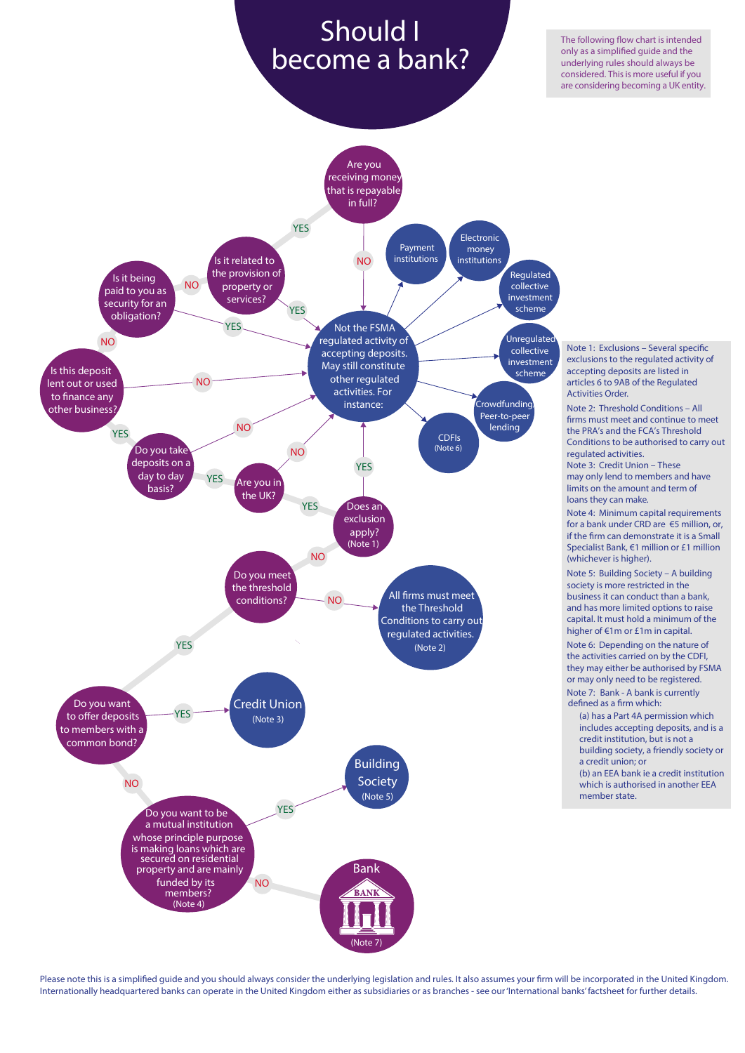# Should I become a bank?

The following flow chart is intended only as a simplified guide and the underlying rules should always be considered. This is more useful if you are considering becoming a UK entity.

Are you receiving money that is repayable in full?

- NO → Not the FSMA regulated activity of accepting deposits. May still constitute other regulated activities. For instance:
  - Payment institutions
  - Electronic money institutions
  - Regulated collective investment scheme
  - Unregulated collective investment scheme
  - Crowdfunding Peer-to-peer lending
  - CDFIs (Note 6)
- YES → Is it related to the provision of property or services?
  - YES → Not the FSMA regulated activity of accepting deposits.
  - NO → Is it being paid to you as security for an obligation?
    - YES → Not the FSMA regulated activity of accepting deposits.
    - NO → Is this deposit lent out or used to finance any other business?
      - NO → Not the FSMA regulated activity of accepting deposits.
      - YES → Do you take deposits on a day to day basis?
        - NO → Not the FSMA regulated activity of accepting deposits.
        - YES → Are you in the UK?
          - NO → Not the FSMA regulated activity of accepting deposits.
          - YES → Does an exclusion apply? (Note 1)
            - YES → Not the FSMA regulated activity of accepting deposits.
            - NO → Do you meet the threshold conditions?
              - NO → All firms must meet the Threshold Conditions to carry out regulated activities. (Note 2)
              - YES → Do you want to offer deposits to members with a common bond?
                - YES → Credit Union (Note 3)
                - NO → Do you want to be a mutual institution whose principle purpose is making loans which are secured on residential property and are mainly funded by its members? (Note 4)
                  - YES → Building Society (Note 5)
                  - NO → Bank (Note 7)

Note 1: Exclusions – Several specific exclusions to the regulated activity of accepting deposits are listed in articles 6 to 9AB of the Regulated Activities Order.

Note 2: Threshold Conditions – All firms must meet and continue to meet the PRA's and the FCA's Threshold Conditions to be authorised to carry out regulated activities.

Note 3: Credit Union – These may only lend to members and have limits on the amount and term of loans they can make.

Note 4: Minimum capital requirements for a bank under CRD are €5 million, or, if the firm can demonstrate it is a Small Specialist Bank, €1 million or £1 million (whichever is higher).

Note 5: Building Society – A building society is more restricted in the business it can conduct than a bank, and has more limited options to raise capital. It must hold a minimum of the higher of €1m or £1m in capital.

Note 6: Depending on the nature of the activities carried on by the CDFI, they may either be authorised by FSMA or may only need to be registered.

Note 7: Bank - A bank is currently defined as a firm which:

(a) has a Part 4A permission which includes accepting deposits, and is a credit institution, but is not a building society, a friendly society or a credit union; or

(b) an EEA bank ie a credit institution which is authorised in another EEA member state.

Please note this is a simplified guide and you should always consider the underlying legislation and rules. It also assumes your firm will be incorporated in the United Kingdom. Internationally headquartered banks can operate in the United Kingdom either as subsidiaries or as branches - see our 'International banks' factsheet for further details.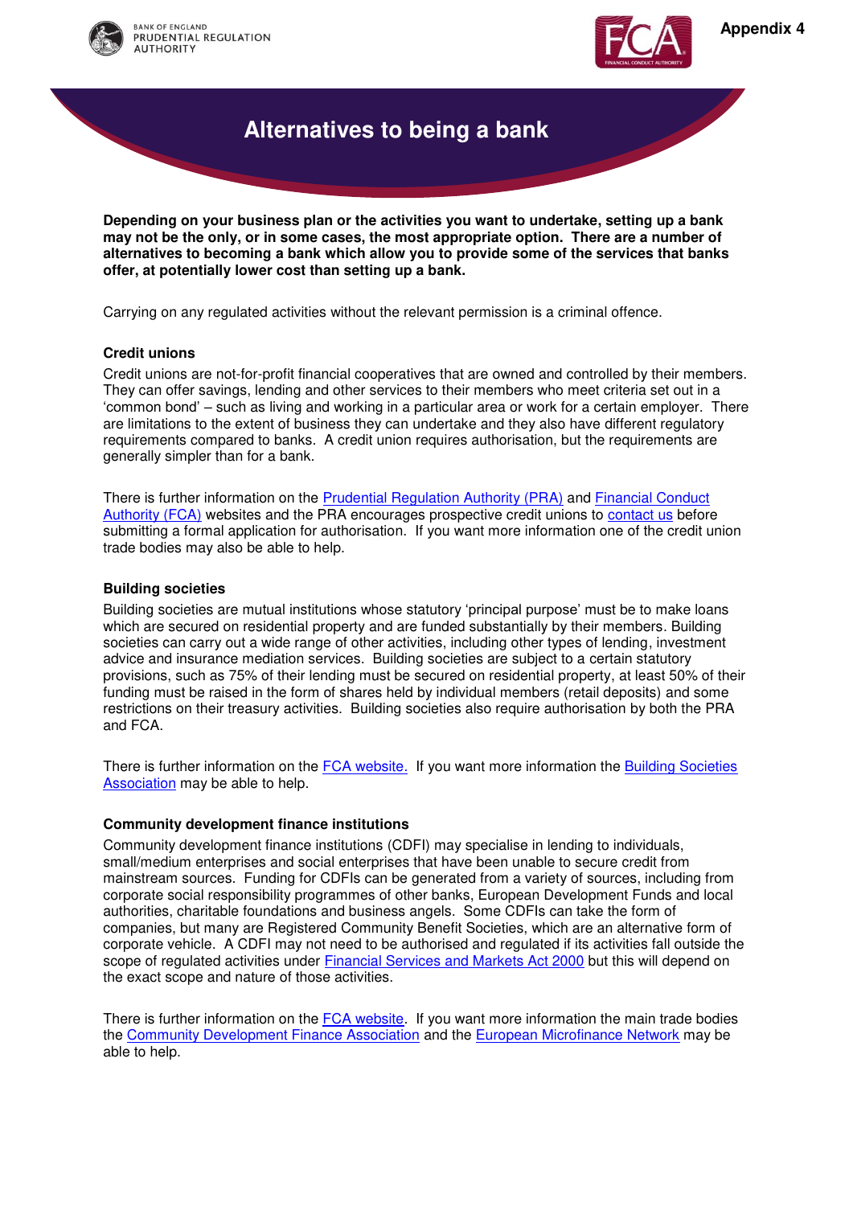Appendix 4

# Alternatives to being a bank

**Depending on your business plan or the activities you want to undertake, setting up a bank may not be the only, or in some cases, the most appropriate option. There are a number of alternatives to becoming a bank which allow you to provide some of the services that banks offer, at potentially lower cost than setting up a bank.**

Carrying on any regulated activities without the relevant permission is a criminal offence.

### Credit unions

Credit unions are not-for-profit financial cooperatives that are owned and controlled by their members. They can offer savings, lending and other services to their members who meet criteria set out in a 'common bond' – such as living and working in a particular area or work for a certain employer. There are limitations to the extent of business they can undertake and they also have different regulatory requirements compared to banks. A credit union requires authorisation, but the requirements are generally simpler than for a bank.

There is further information on the Prudential Regulation Authority (PRA) and Financial Conduct Authority (FCA) websites and the PRA encourages prospective credit unions to contact us before submitting a formal application for authorisation. If you want more information one of the credit union trade bodies may also be able to help.

### Building societies

Building societies are mutual institutions whose statutory 'principal purpose' must be to make loans which are secured on residential property and are funded substantially by their members. Building societies can carry out a wide range of other activities, including other types of lending, investment advice and insurance mediation services. Building societies are subject to a certain statutory provisions, such as 75% of their lending must be secured on residential property, at least 50% of their funding must be raised in the form of shares held by individual members (retail deposits) and some restrictions on their treasury activities. Building societies also require authorisation by both the PRA and FCA.

There is further information on the FCA website. If you want more information the Building Societies Association may be able to help.

### Community development finance institutions

Community development finance institutions (CDFI) may specialise in lending to individuals, small/medium enterprises and social enterprises that have been unable to secure credit from mainstream sources. Funding for CDFIs can be generated from a variety of sources, including from corporate social responsibility programmes of other banks, European Development Funds and local authorities, charitable foundations and business angels. Some CDFIs can take the form of companies, but many are Registered Community Benefit Societies, which are an alternative form of corporate vehicle. A CDFI may not need to be authorised and regulated if its activities fall outside the scope of regulated activities under Financial Services and Markets Act 2000 but this will depend on the exact scope and nature of those activities.

There is further information on the FCA website. If you want more information the main trade bodies the Community Development Finance Association and the European Microfinance Network may be able to help.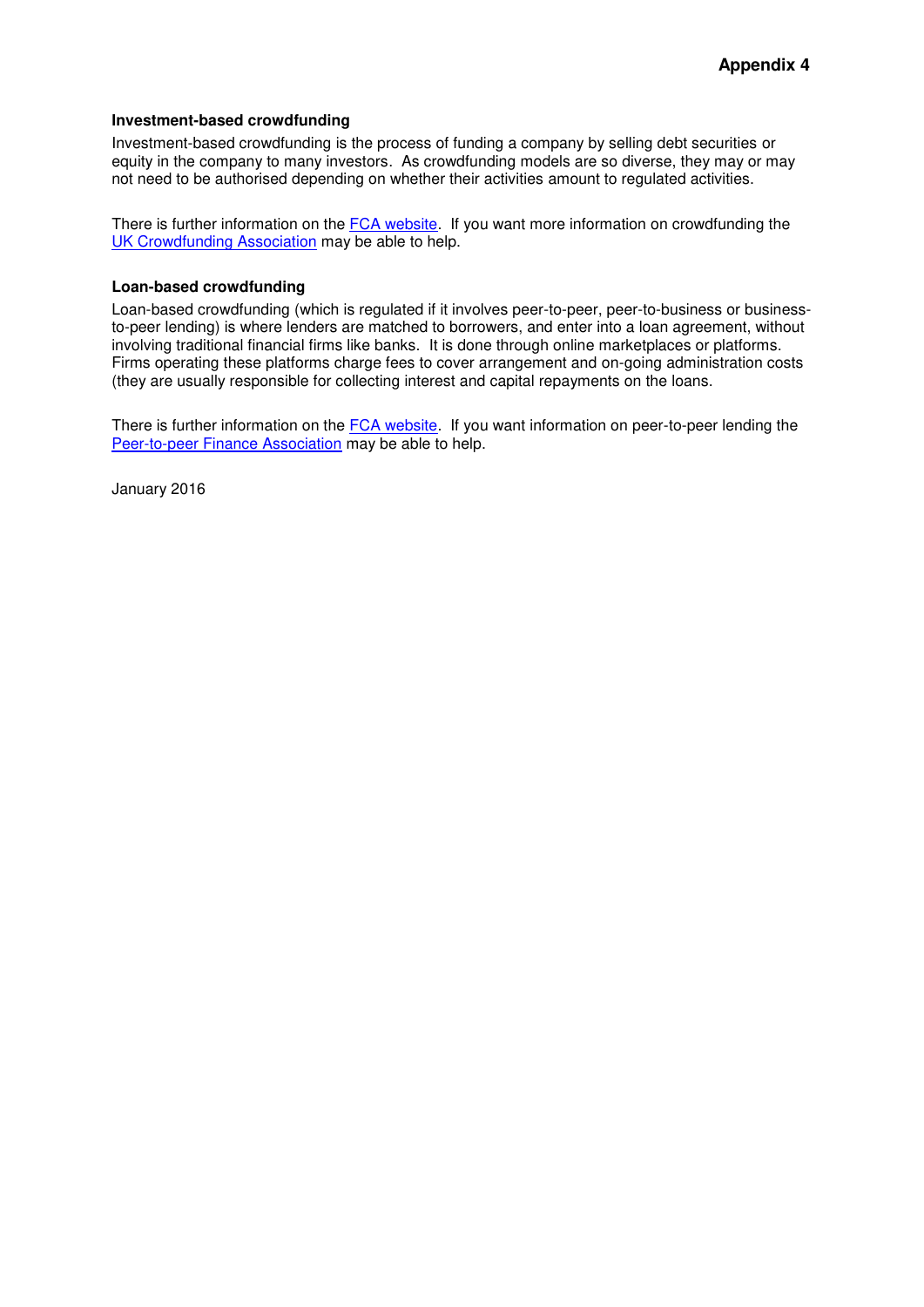# Appendix 4

**Investment-based crowdfunding**

Investment-based crowdfunding is the process of funding a company by selling debt securities or equity in the company to many investors. As crowdfunding models are so diverse, they may or may not need to be authorised depending on whether their activities amount to regulated activities.

There is further information on the FCA website. If you want more information on crowdfunding the UK Crowdfunding Association may be able to help.

**Loan-based crowdfunding**

Loan-based crowdfunding (which is regulated if it involves peer-to-peer, peer-to-business or business-to-peer lending) is where lenders are matched to borrowers, and enter into a loan agreement, without involving traditional financial firms like banks. It is done through online marketplaces or platforms. Firms operating these platforms charge fees to cover arrangement and on-going administration costs (they are usually responsible for collecting interest and capital repayments on the loans.

There is further information on the FCA website. If you want information on peer-to-peer lending the Peer-to-peer Finance Association may be able to help.

January 2016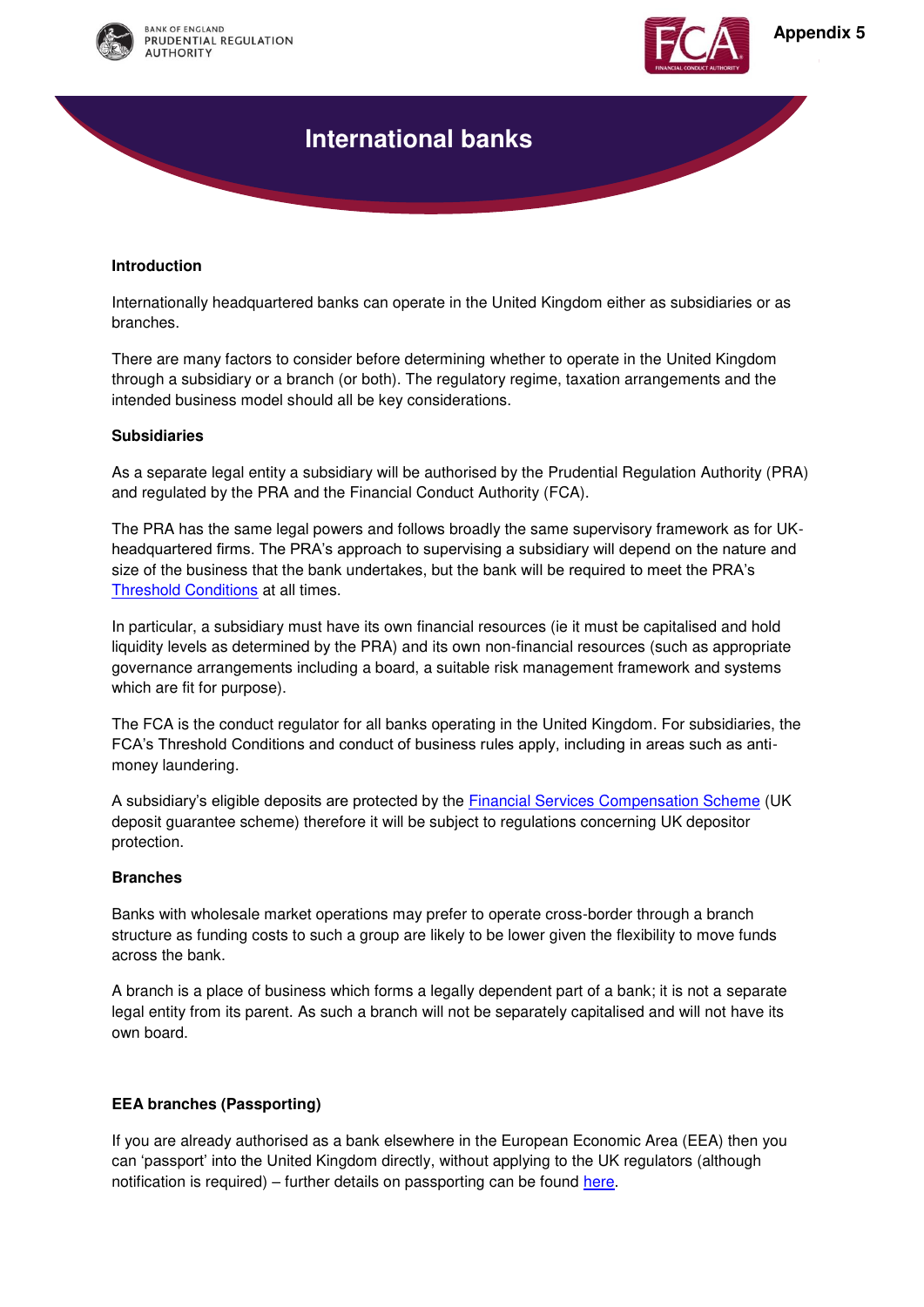Appendix 5

# International banks

**Introduction**

Internationally headquartered banks can operate in the United Kingdom either as subsidiaries or as branches.

There are many factors to consider before determining whether to operate in the United Kingdom through a subsidiary or a branch (or both). The regulatory regime, taxation arrangements and the intended business model should all be key considerations.

**Subsidiaries**

As a separate legal entity a subsidiary will be authorised by the Prudential Regulation Authority (PRA) and regulated by the PRA and the Financial Conduct Authority (FCA).

The PRA has the same legal powers and follows broadly the same supervisory framework as for UK-headquartered firms. The PRA's approach to supervising a subsidiary will depend on the nature and size of the business that the bank undertakes, but the bank will be required to meet the PRA's Threshold Conditions at all times.

In particular, a subsidiary must have its own financial resources (ie it must be capitalised and hold liquidity levels as determined by the PRA) and its own non-financial resources (such as appropriate governance arrangements including a board, a suitable risk management framework and systems which are fit for purpose).

The FCA is the conduct regulator for all banks operating in the United Kingdom. For subsidiaries, the FCA's Threshold Conditions and conduct of business rules apply, including in areas such as anti-money laundering.

A subsidiary's eligible deposits are protected by the Financial Services Compensation Scheme (UK deposit guarantee scheme) therefore it will be subject to regulations concerning UK depositor protection.

**Branches**

Banks with wholesale market operations may prefer to operate cross-border through a branch structure as funding costs to such a group are likely to be lower given the flexibility to move funds across the bank.

A branch is a place of business which forms a legally dependent part of a bank; it is not a separate legal entity from its parent. As such a branch will not be separately capitalised and will not have its own board.

**EEA branches (Passporting)**

If you are already authorised as a bank elsewhere in the European Economic Area (EEA) then you can 'passport' into the United Kingdom directly, without applying to the UK regulators (although notification is required) – further details on passporting can be found here.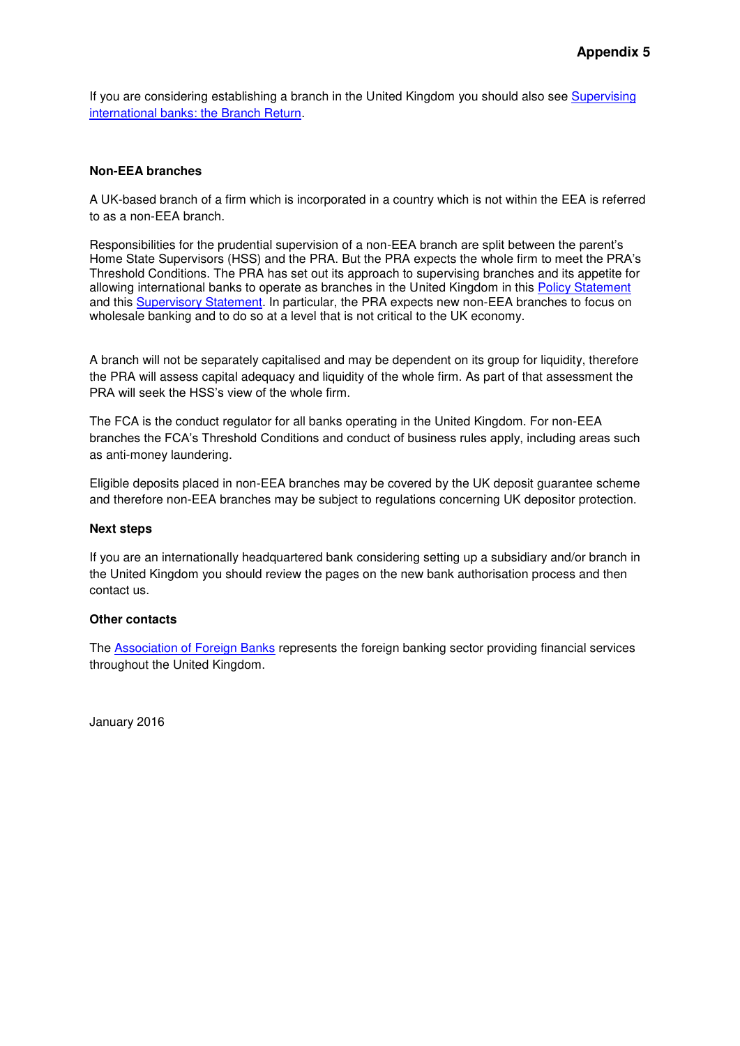# Appendix 5

If you are considering establishing a branch in the United Kingdom you should also see Supervising international banks: the Branch Return.

**Non-EEA branches**

A UK-based branch of a firm which is incorporated in a country which is not within the EEA is referred to as a non-EEA branch.

Responsibilities for the prudential supervision of a non-EEA branch are split between the parent's Home State Supervisors (HSS) and the PRA. But the PRA expects the whole firm to meet the PRA's Threshold Conditions. The PRA has set out its approach to supervising branches and its appetite for allowing international banks to operate as branches in the United Kingdom in this Policy Statement and this Supervisory Statement. In particular, the PRA expects new non-EEA branches to focus on wholesale banking and to do so at a level that is not critical to the UK economy.

A branch will not be separately capitalised and may be dependent on its group for liquidity, therefore the PRA will assess capital adequacy and liquidity of the whole firm. As part of that assessment the PRA will seek the HSS's view of the whole firm.

The FCA is the conduct regulator for all banks operating in the United Kingdom. For non-EEA branches the FCA's Threshold Conditions and conduct of business rules apply, including areas such as anti-money laundering.

Eligible deposits placed in non-EEA branches may be covered by the UK deposit guarantee scheme and therefore non-EEA branches may be subject to regulations concerning UK depositor protection.

**Next steps**

If you are an internationally headquartered bank considering setting up a subsidiary and/or branch in the United Kingdom you should review the pages on the new bank authorisation process and then contact us.

**Other contacts**

The Association of Foreign Banks represents the foreign banking sector providing financial services throughout the United Kingdom.

January 2016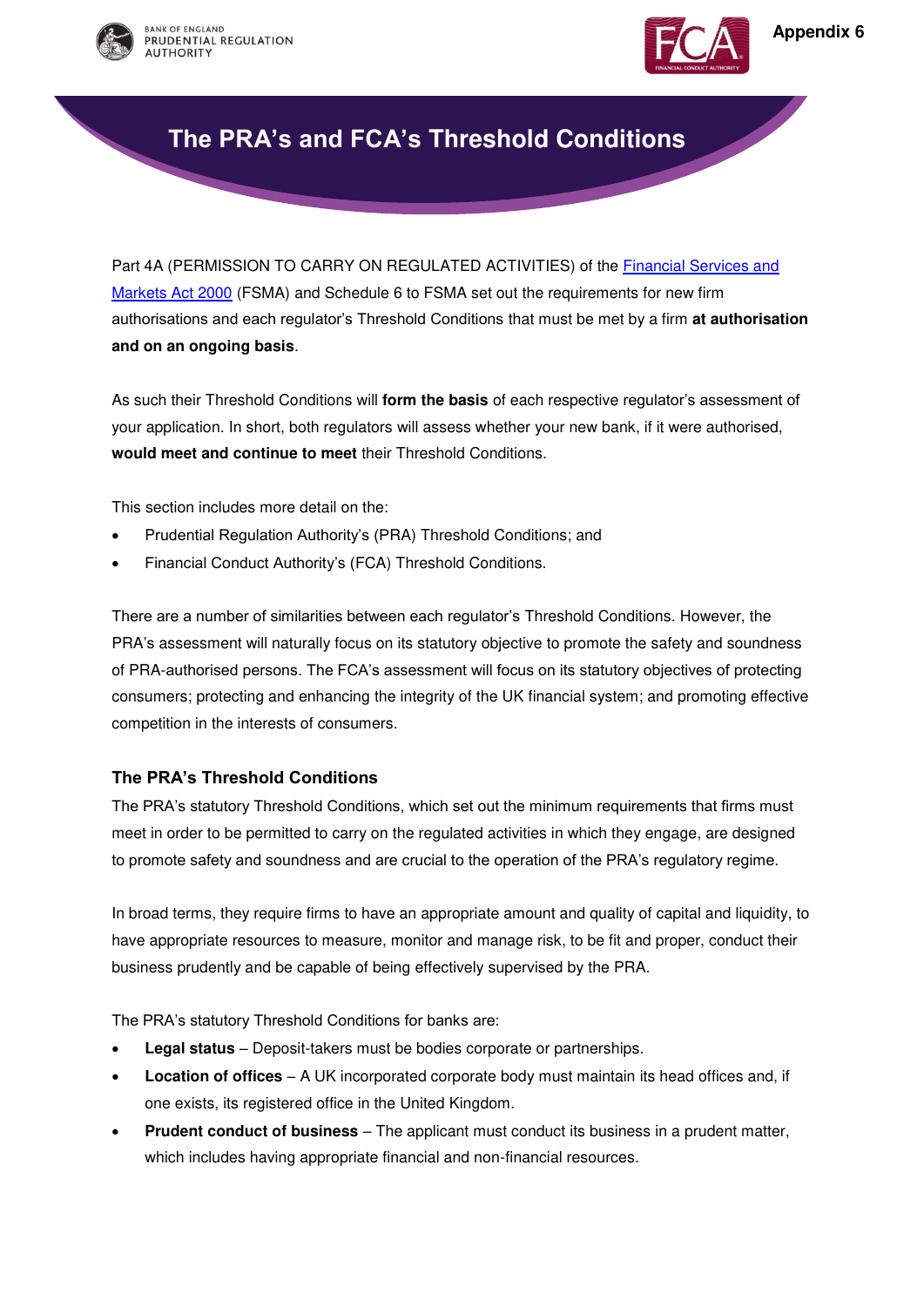Appendix 6

# The PRA's and FCA's Threshold Conditions

Part 4A (PERMISSION TO CARRY ON REGULATED ACTIVITIES) of the Financial Services and Markets Act 2000 (FSMA) and Schedule 6 to FSMA set out the requirements for new firm authorisations and each regulator's Threshold Conditions that must be met by a firm **at authorisation and on an ongoing basis**.

As such their Threshold Conditions will **form the basis** of each respective regulator's assessment of your application. In short, both regulators will assess whether your new bank, if it were authorised, **would meet and continue to meet** their Threshold Conditions.

This section includes more detail on the:

- Prudential Regulation Authority's (PRA) Threshold Conditions; and
- Financial Conduct Authority's (FCA) Threshold Conditions.

There are a number of similarities between each regulator's Threshold Conditions. However, the PRA's assessment will naturally focus on its statutory objective to promote the safety and soundness of PRA-authorised persons. The FCA's assessment will focus on its statutory objectives of protecting consumers; protecting and enhancing the integrity of the UK financial system; and promoting effective competition in the interests of consumers.

### The PRA's Threshold Conditions

The PRA's statutory Threshold Conditions, which set out the minimum requirements that firms must meet in order to be permitted to carry on the regulated activities in which they engage, are designed to promote safety and soundness and are crucial to the operation of the PRA's regulatory regime.

In broad terms, they require firms to have an appropriate amount and quality of capital and liquidity, to have appropriate resources to measure, monitor and manage risk, to be fit and proper, conduct their business prudently and be capable of being effectively supervised by the PRA.

The PRA's statutory Threshold Conditions for banks are:

- **Legal status** – Deposit-takers must be bodies corporate or partnerships.
- **Location of offices** – A UK incorporated corporate body must maintain its head offices and, if one exists, its registered office in the United Kingdom.
- **Prudent conduct of business** – The applicant must conduct its business in a prudent matter, which includes having appropriate financial and non-financial resources.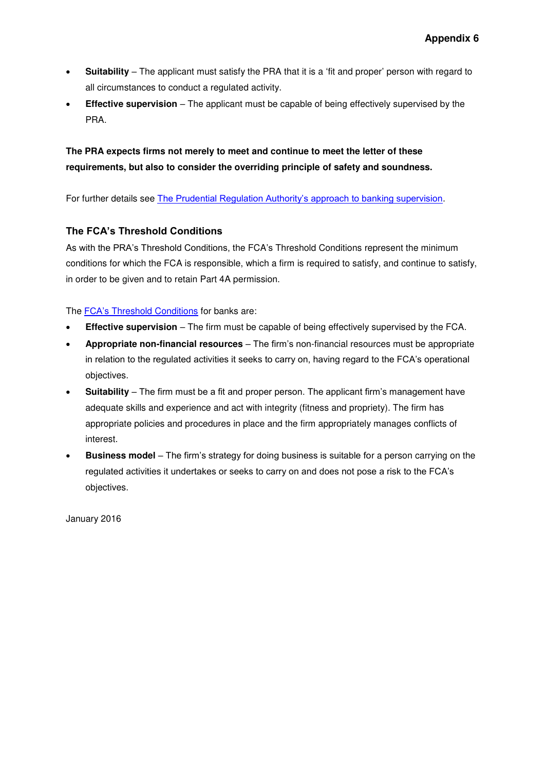- **Suitability** – The applicant must satisfy the PRA that it is a 'fit and proper' person with regard to all circumstances to conduct a regulated activity.
- **Effective supervision** – The applicant must be capable of being effectively supervised by the PRA.

**The PRA expects firms not merely to meet and continue to meet the letter of these requirements, but also to consider the overriding principle of safety and soundness.**

For further details see [The Prudential Regulation Authority's approach to banking supervision](#).

### The FCA's Threshold Conditions

As with the PRA's Threshold Conditions, the FCA's Threshold Conditions represent the minimum conditions for which the FCA is responsible, which a firm is required to satisfy, and continue to satisfy, in order to be given and to retain Part 4A permission.

The [FCA's Threshold Conditions](#) for banks are:

- **Effective supervision** – The firm must be capable of being effectively supervised by the FCA.
- **Appropriate non-financial resources** – The firm's non-financial resources must be appropriate in relation to the regulated activities it seeks to carry on, having regard to the FCA's operational objectives.
- **Suitability** – The firm must be a fit and proper person. The applicant firm's management have adequate skills and experience and act with integrity (fitness and propriety). The firm has appropriate policies and procedures in place and the firm appropriately manages conflicts of interest.
- **Business model** – The firm's strategy for doing business is suitable for a person carrying on the regulated activities it undertakes or seeks to carry on and does not pose a risk to the FCA's objectives.

January 2016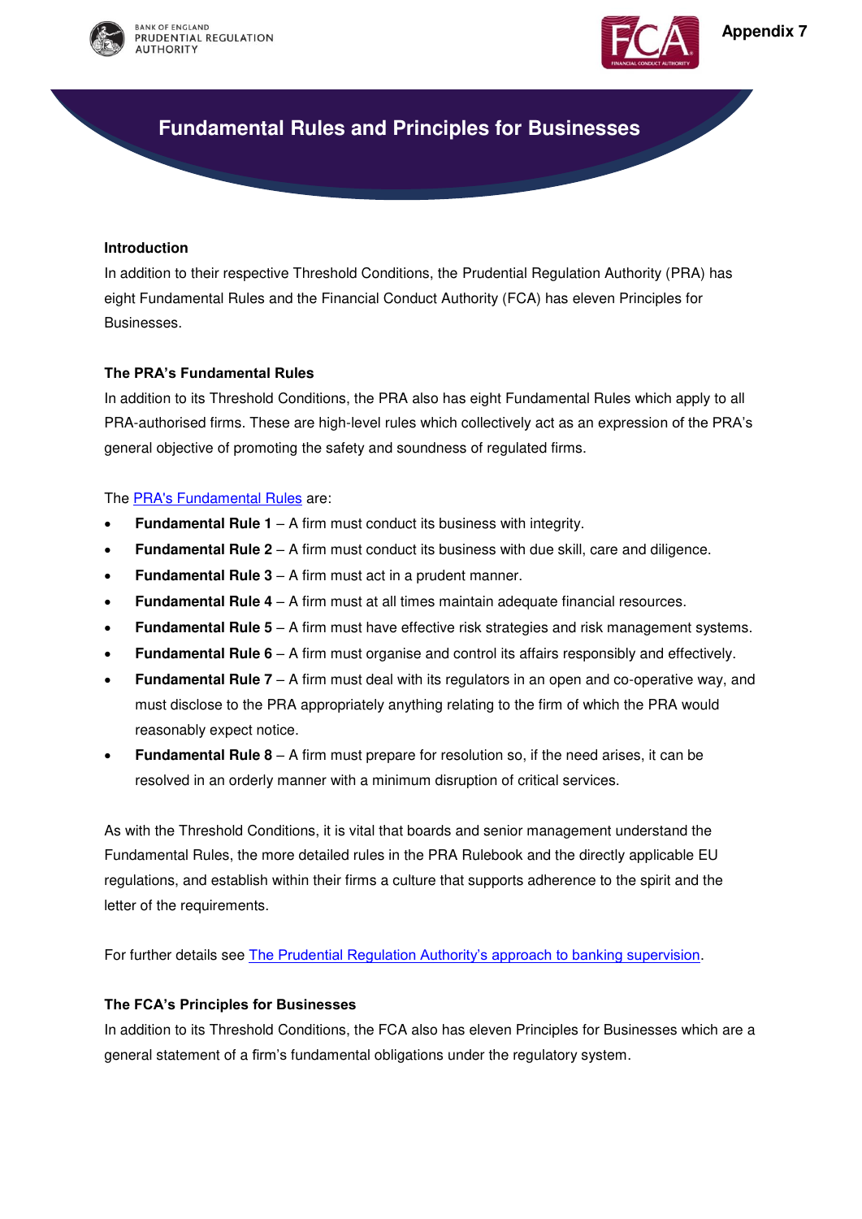Appendix 7

# Fundamental Rules and Principles for Businesses

**Introduction**

In addition to their respective Threshold Conditions, the Prudential Regulation Authority (PRA) has eight Fundamental Rules and the Financial Conduct Authority (FCA) has eleven Principles for Businesses.

**The PRA's Fundamental Rules**

In addition to its Threshold Conditions, the PRA also has eight Fundamental Rules which apply to all PRA-authorised firms. These are high-level rules which collectively act as an expression of the PRA's general objective of promoting the safety and soundness of regulated firms.

The PRA's Fundamental Rules are:

- **Fundamental Rule 1** – A firm must conduct its business with integrity.
- **Fundamental Rule 2** – A firm must conduct its business with due skill, care and diligence.
- **Fundamental Rule 3** – A firm must act in a prudent manner.
- **Fundamental Rule 4** – A firm must at all times maintain adequate financial resources.
- **Fundamental Rule 5** – A firm must have effective risk strategies and risk management systems.
- **Fundamental Rule 6** – A firm must organise and control its affairs responsibly and effectively.
- **Fundamental Rule 7** – A firm must deal with its regulators in an open and co-operative way, and must disclose to the PRA appropriately anything relating to the firm of which the PRA would reasonably expect notice.
- **Fundamental Rule 8** – A firm must prepare for resolution so, if the need arises, it can be resolved in an orderly manner with a minimum disruption of critical services.

As with the Threshold Conditions, it is vital that boards and senior management understand the Fundamental Rules, the more detailed rules in the PRA Rulebook and the directly applicable EU regulations, and establish within their firms a culture that supports adherence to the spirit and the letter of the requirements.

For further details see The Prudential Regulation Authority's approach to banking supervision.

**The FCA's Principles for Businesses**

In addition to its Threshold Conditions, the FCA also has eleven Principles for Businesses which are a general statement of a firm's fundamental obligations under the regulatory system.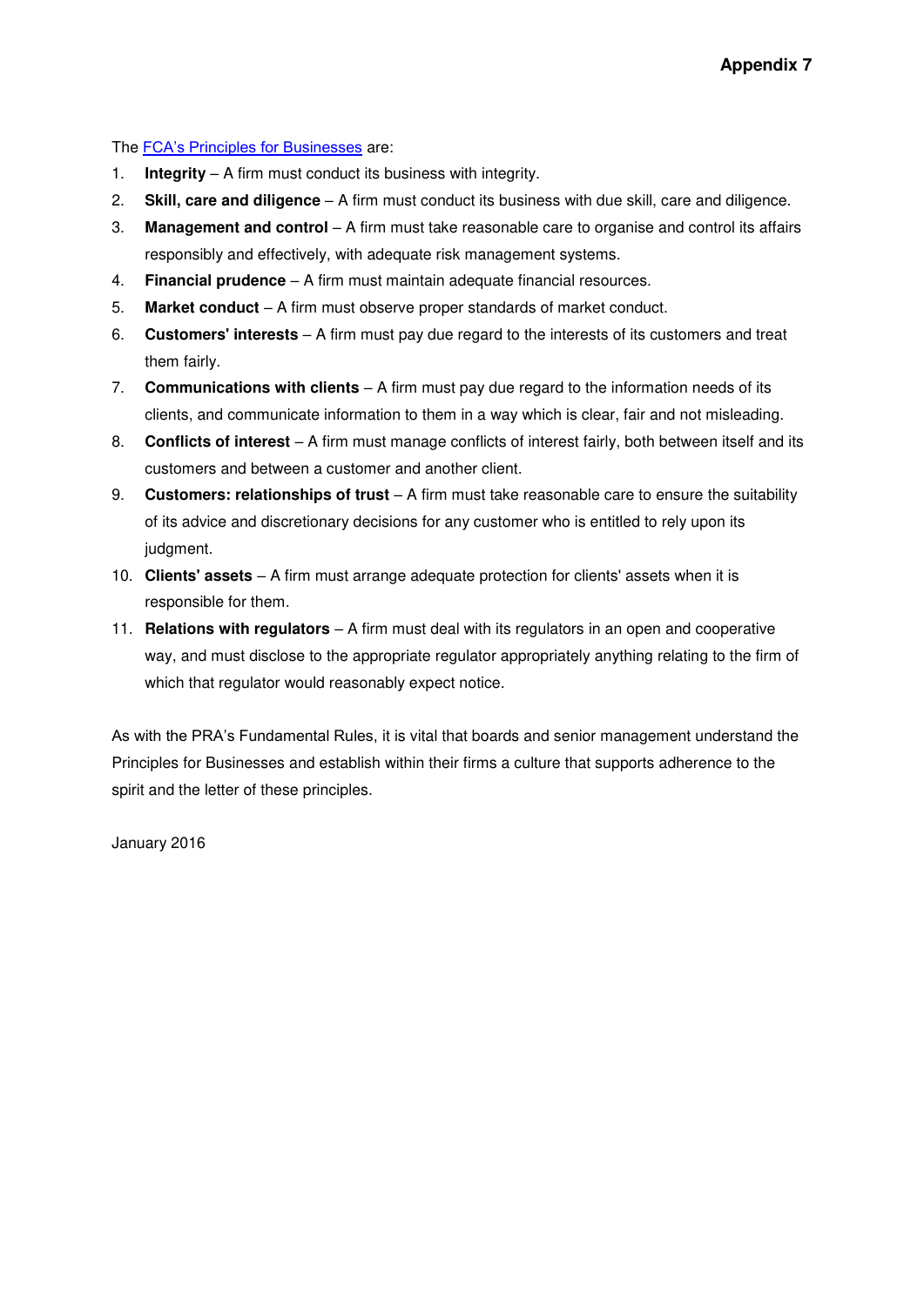**Appendix 7**

The [FCA's Principles for Businesses](FCA's Principles for Businesses) are:

1. **Integrity** – A firm must conduct its business with integrity.
2. **Skill, care and diligence** – A firm must conduct its business with due skill, care and diligence.
3. **Management and control** – A firm must take reasonable care to organise and control its affairs responsibly and effectively, with adequate risk management systems.
4. **Financial prudence** – A firm must maintain adequate financial resources.
5. **Market conduct** – A firm must observe proper standards of market conduct.
6. **Customers' interests** – A firm must pay due regard to the interests of its customers and treat them fairly.
7. **Communications with clients** – A firm must pay due regard to the information needs of its clients, and communicate information to them in a way which is clear, fair and not misleading.
8. **Conflicts of interest** – A firm must manage conflicts of interest fairly, both between itself and its customers and between a customer and another client.
9. **Customers: relationships of trust** – A firm must take reasonable care to ensure the suitability of its advice and discretionary decisions for any customer who is entitled to rely upon its judgment.
10. **Clients' assets** – A firm must arrange adequate protection for clients' assets when it is responsible for them.
11. **Relations with regulators** – A firm must deal with its regulators in an open and cooperative way, and must disclose to the appropriate regulator appropriately anything relating to the firm of which that regulator would reasonably expect notice.

As with the PRA's Fundamental Rules, it is vital that boards and senior management understand the Principles for Businesses and establish within their firms a culture that supports adherence to the spirit and the letter of these principles.

January 2016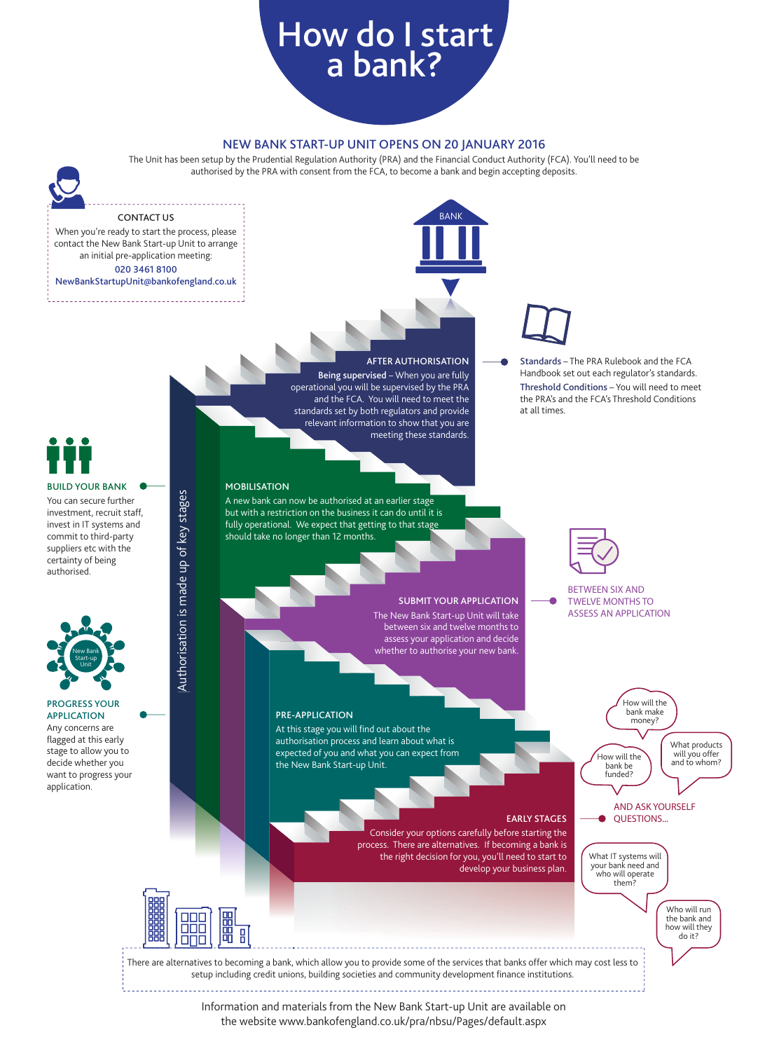# How do I start a bank?

## NEW BANK START-UP UNIT OPENS ON 20 JANUARY 2016

The Unit has been setup by the Prudential Regulation Authority (PRA) and the Financial Conduct Authority (FCA). You'll need to be authorised by the PRA with consent from the FCA, to become a bank and begin accepting deposits.

**CONTACT US**

When you're ready to start the process, please contact the New Bank Start-up Unit to arrange an initial pre-application meeting:

020 3461 8100

NewBankStartupUnit@bankofengland.co.uk

BANK

Authorisation is made up of key stages

### AFTER AUTHORISATION

**Being supervised** – When you are fully operational you will be supervised by the PRA and the FCA. You will need to meet the standards set by both regulators and provide relevant information to show that you are meeting these standards.

**Standards** – The PRA Rulebook and the FCA Handbook set out each regulator's standards.

**Threshold Conditions** – You will need to meet the PRA's and the FCA's Threshold Conditions at all times.

### MOBILISATION

A new bank can now be authorised at an earlier stage but with a restriction on the business it can do until it is fully operational. We expect that getting to that stage should take no longer than 12 months.

**BUILD YOUR BANK**

You can secure further investment, recruit staff, invest in IT systems and commit to third-party suppliers etc with the certainty of being authorised.

### SUBMIT YOUR APPLICATION

The New Bank Start-up Unit will take between six and twelve months to assess your application and decide whether to authorise your new bank.

BETWEEN SIX AND TWELVE MONTHS TO ASSESS AN APPLICATION

### PRE-APPLICATION

At this stage you will find out about the authorisation process and learn about what is expected of you and what you can expect from the New Bank Start-up Unit.

New Bank Start-up Unit

**PROGRESS YOUR APPLICATION**

Any concerns are flagged at this early stage to allow you to decide whether you want to progress your application.

### EARLY STAGES

Consider your options carefully before starting the process. There are alternatives. If becoming a bank is the right decision for you, you'll need to start to develop your business plan.

AND ASK YOURSELF QUESTIONS...

How will the bank make money?

What products will you offer and to whom?

How will the bank be funded?

What IT systems will your bank need and who will operate them?

Who will run the bank and how will they do it?

There are alternatives to becoming a bank, which allow you to provide some of the services that banks offer which may cost less to setup including credit unions, building societies and community development finance institutions.

Information and materials from the New Bank Start-up Unit are available on the website www.bankofengland.co.uk/pra/nbsu/Pages/default.aspx